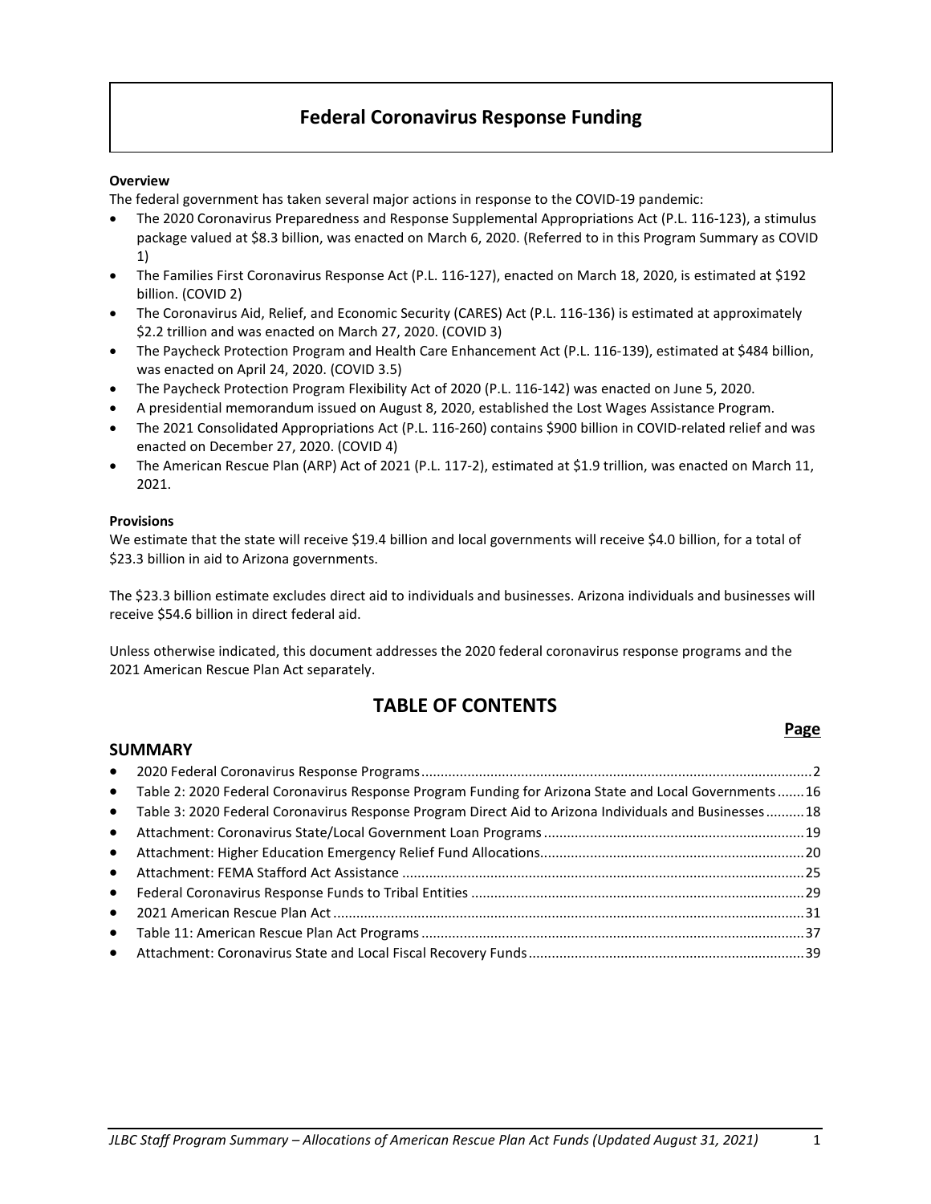# Federal Coronavirus Response Funding

**Overview**

The federal government has taken several major actions in response to the COVID-19 pandemic:

- The 2020 Coronavirus Preparedness and Response Supplemental Appropriations Act (P.L. 116-123), a stimulus package valued at $8.3 billion, was enacted on March 6, 2020. (Referred to in this Program Summary as COVID 1)
- The Families First Coronavirus Response Act (P.L. 116-127), enacted on March 18, 2020, is estimated at $192 billion. (COVID 2)
- The Coronavirus Aid, Relief, and Economic Security (CARES) Act (P.L. 116-136) is estimated at approximately $2.2 trillion and was enacted on March 27, 2020. (COVID 3)
- The Paycheck Protection Program and Health Care Enhancement Act (P.L. 116-139), estimated at $484 billion, was enacted on April 24, 2020. (COVID 3.5)
- The Paycheck Protection Program Flexibility Act of 2020 (P.L. 116-142) was enacted on June 5, 2020.
- A presidential memorandum issued on August 8, 2020, established the Lost Wages Assistance Program.
- The 2021 Consolidated Appropriations Act (P.L. 116-260) contains $900 billion in COVID-related relief and was enacted on December 27, 2020. (COVID 4)
- The American Rescue Plan (ARP) Act of 2021 (P.L. 117-2), estimated at $1.9 trillion, was enacted on March 11, 2021.

**Provisions**

We estimate that the state will receive $19.4 billion and local governments will receive $4.0 billion, for a total of $23.3 billion in aid to Arizona governments.

The $23.3 billion estimate excludes direct aid to individuals and businesses. Arizona individuals and businesses will receive $54.6 billion in direct federal aid.

Unless otherwise indicated, this document addresses the 2020 federal coronavirus response programs and the 2021 American Rescue Plan Act separately.

## TABLE OF CONTENTS

| SUMMARY | Page |
|---|---|
| 2020 Federal Coronavirus Response Programs | 2 |
| Table 2: 2020 Federal Coronavirus Response Program Funding for Arizona State and Local Governments | 16 |
| Table 3: 2020 Federal Coronavirus Response Program Direct Aid to Arizona Individuals and Businesses | 18 |
| Attachment: Coronavirus State/Local Government Loan Programs | 19 |
| Attachment: Higher Education Emergency Relief Fund Allocations | 20 |
| Attachment: FEMA Stafford Act Assistance | 25 |
| Federal Coronavirus Response Funds to Tribal Entities | 29 |
| 2021 American Rescue Plan Act | 31 |
| Table 11: American Rescue Plan Act Programs | 37 |
| Attachment: Coronavirus State and Local Fiscal Recovery Funds | 39 |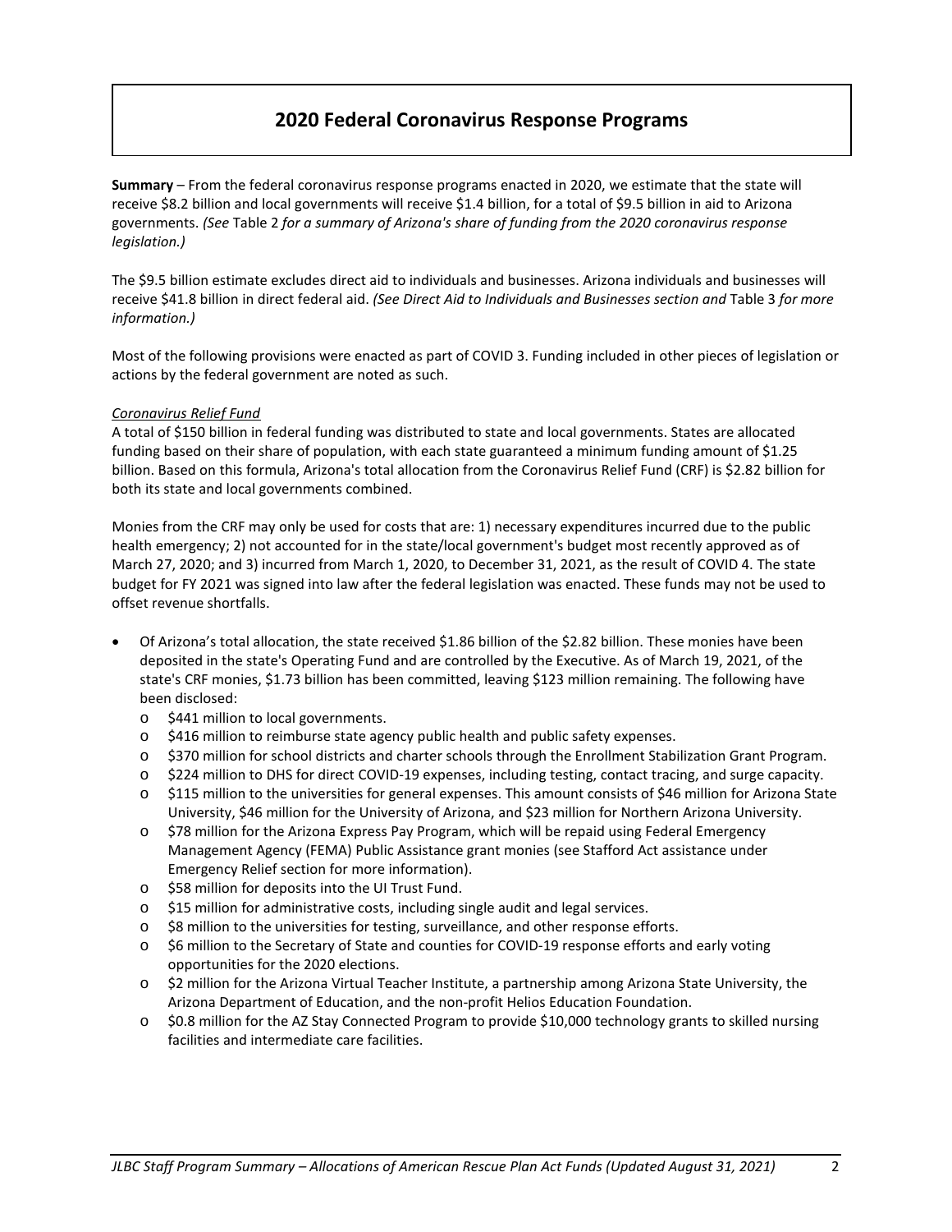# 2020 Federal Coronavirus Response Programs

**Summary** – From the federal coronavirus response programs enacted in 2020, we estimate that the state will receive $8.2 billion and local governments will receive $1.4 billion, for a total of $9.5 billion in aid to Arizona governments. *(See* Table 2 *for a summary of Arizona's share of funding from the 2020 coronavirus response legislation.)*

The $9.5 billion estimate excludes direct aid to individuals and businesses. Arizona individuals and businesses will receive $41.8 billion in direct federal aid. *(See Direct Aid to Individuals and Businesses section and* Table 3 *for more information.)*

Most of the following provisions were enacted as part of COVID 3. Funding included in other pieces of legislation or actions by the federal government are noted as such.

*Coronavirus Relief Fund*

A total of $150 billion in federal funding was distributed to state and local governments. States are allocated funding based on their share of population, with each state guaranteed a minimum funding amount of $1.25 billion. Based on this formula, Arizona's total allocation from the Coronavirus Relief Fund (CRF) is $2.82 billion for both its state and local governments combined.

Monies from the CRF may only be used for costs that are: 1) necessary expenditures incurred due to the public health emergency; 2) not accounted for in the state/local government's budget most recently approved as of March 27, 2020; and 3) incurred from March 1, 2020, to December 31, 2021, as the result of COVID 4. The state budget for FY 2021 was signed into law after the federal legislation was enacted. These funds may not be used to offset revenue shortfalls.

- Of Arizona's total allocation, the state received $1.86 billion of the $2.82 billion. These monies have been deposited in the state's Operating Fund and are controlled by the Executive. As of March 19, 2021, of the state's CRF monies, $1.73 billion has been committed, leaving $123 million remaining. The following have been disclosed:
  - $441 million to local governments.
  - $416 million to reimburse state agency public health and public safety expenses.
  - $370 million for school districts and charter schools through the Enrollment Stabilization Grant Program.
  - $224 million to DHS for direct COVID-19 expenses, including testing, contact tracing, and surge capacity.
  - $115 million to the universities for general expenses. This amount consists of $46 million for Arizona State University, $46 million for the University of Arizona, and $23 million for Northern Arizona University.
  - $78 million for the Arizona Express Pay Program, which will be repaid using Federal Emergency Management Agency (FEMA) Public Assistance grant monies (see Stafford Act assistance under Emergency Relief section for more information).
  - $58 million for deposits into the UI Trust Fund.
  - $15 million for administrative costs, including single audit and legal services.
  - $8 million to the universities for testing, surveillance, and other response efforts.
  - $6 million to the Secretary of State and counties for COVID-19 response efforts and early voting opportunities for the 2020 elections.
  - $2 million for the Arizona Virtual Teacher Institute, a partnership among Arizona State University, the Arizona Department of Education, and the non-profit Helios Education Foundation.
  - $0.8 million for the AZ Stay Connected Program to provide $10,000 technology grants to skilled nursing facilities and intermediate care facilities.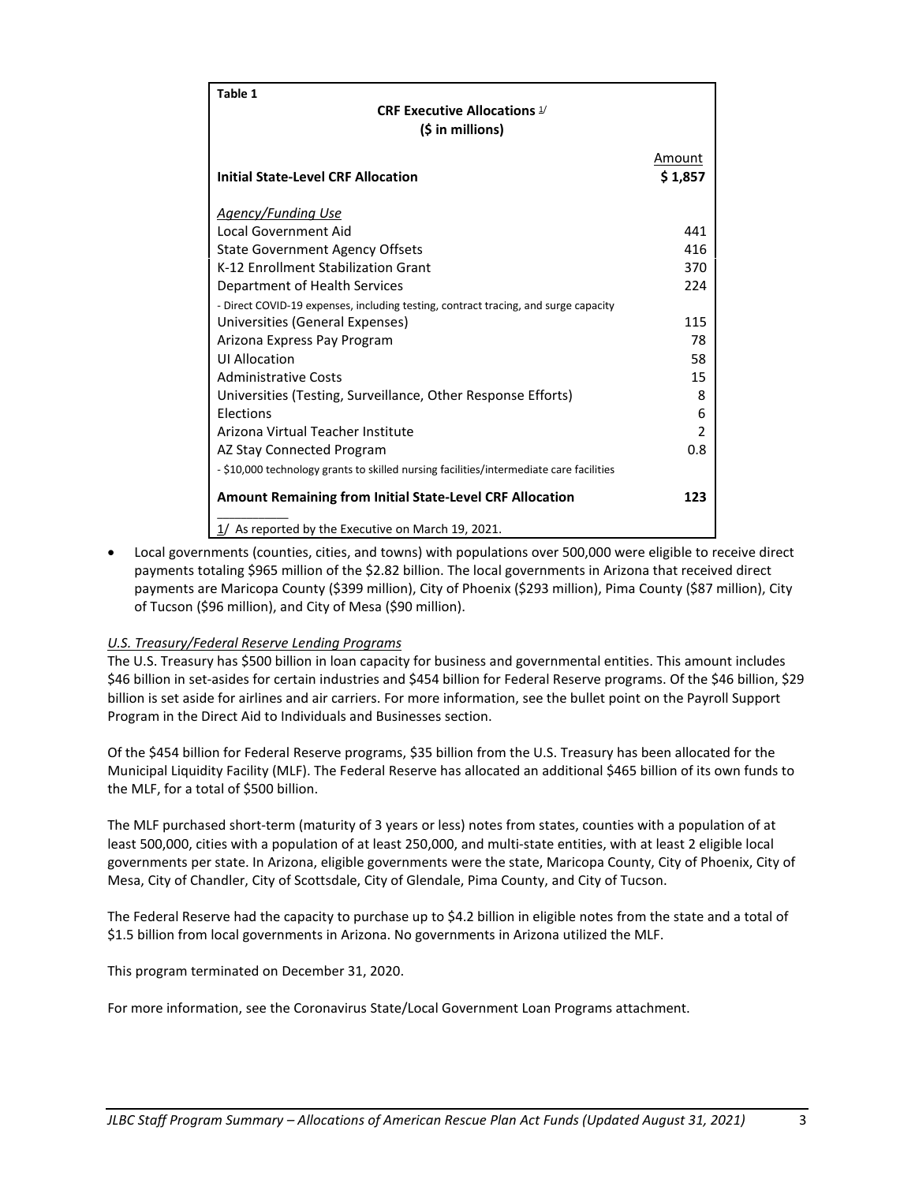**Table 1**

| CRF Executive Allocations 1/ ($ in millions) | Amount |
|---|---|
| **Initial State-Level CRF Allocation** | **$ 1,857** |
| *Agency/Funding Use* | |
| Local Government Aid | 441 |
| State Government Agency Offsets | 416 |
| K-12 Enrollment Stabilization Grant | 370 |
| Department of Health Services | 224 |
| - Direct COVID-19 expenses, including testing, contract tracing, and surge capacity | |
| Universities (General Expenses) | 115 |
| Arizona Express Pay Program | 78 |
| UI Allocation | 58 |
| Administrative Costs | 15 |
| Universities (Testing, Surveillance, Other Response Efforts) | 8 |
| Elections | 6 |
| Arizona Virtual Teacher Institute | 2 |
| AZ Stay Connected Program | 0.8 |
| - $10,000 technology grants to skilled nursing facilities/intermediate care facilities | |
| **Amount Remaining from Initial State-Level CRF Allocation** | **123** |

1/ As reported by the Executive on March 19, 2021.

- Local governments (counties, cities, and towns) with populations over 500,000 were eligible to receive direct payments totaling $965 million of the $2.82 billion. The local governments in Arizona that received direct payments are Maricopa County ($399 million), City of Phoenix ($293 million), Pima County ($87 million), City of Tucson ($96 million), and City of Mesa ($90 million).

*U.S. Treasury/Federal Reserve Lending Programs*

The U.S. Treasury has $500 billion in loan capacity for business and governmental entities. This amount includes $46 billion in set-asides for certain industries and $454 billion for Federal Reserve programs. Of the $46 billion, $29 billion is set aside for airlines and air carriers. For more information, see the bullet point on the Payroll Support Program in the Direct Aid to Individuals and Businesses section.

Of the $454 billion for Federal Reserve programs, $35 billion from the U.S. Treasury has been allocated for the Municipal Liquidity Facility (MLF). The Federal Reserve has allocated an additional $465 billion of its own funds to the MLF, for a total of $500 billion.

The MLF purchased short-term (maturity of 3 years or less) notes from states, counties with a population of at least 500,000, cities with a population of at least 250,000, and multi-state entities, with at least 2 eligible local governments per state. In Arizona, eligible governments were the state, Maricopa County, City of Phoenix, City of Mesa, City of Chandler, City of Scottsdale, City of Glendale, Pima County, and City of Tucson.

The Federal Reserve had the capacity to purchase up to $4.2 billion in eligible notes from the state and a total of $1.5 billion from local governments in Arizona. No governments in Arizona utilized the MLF.

This program terminated on December 31, 2020.

For more information, see the Coronavirus State/Local Government Loan Programs attachment.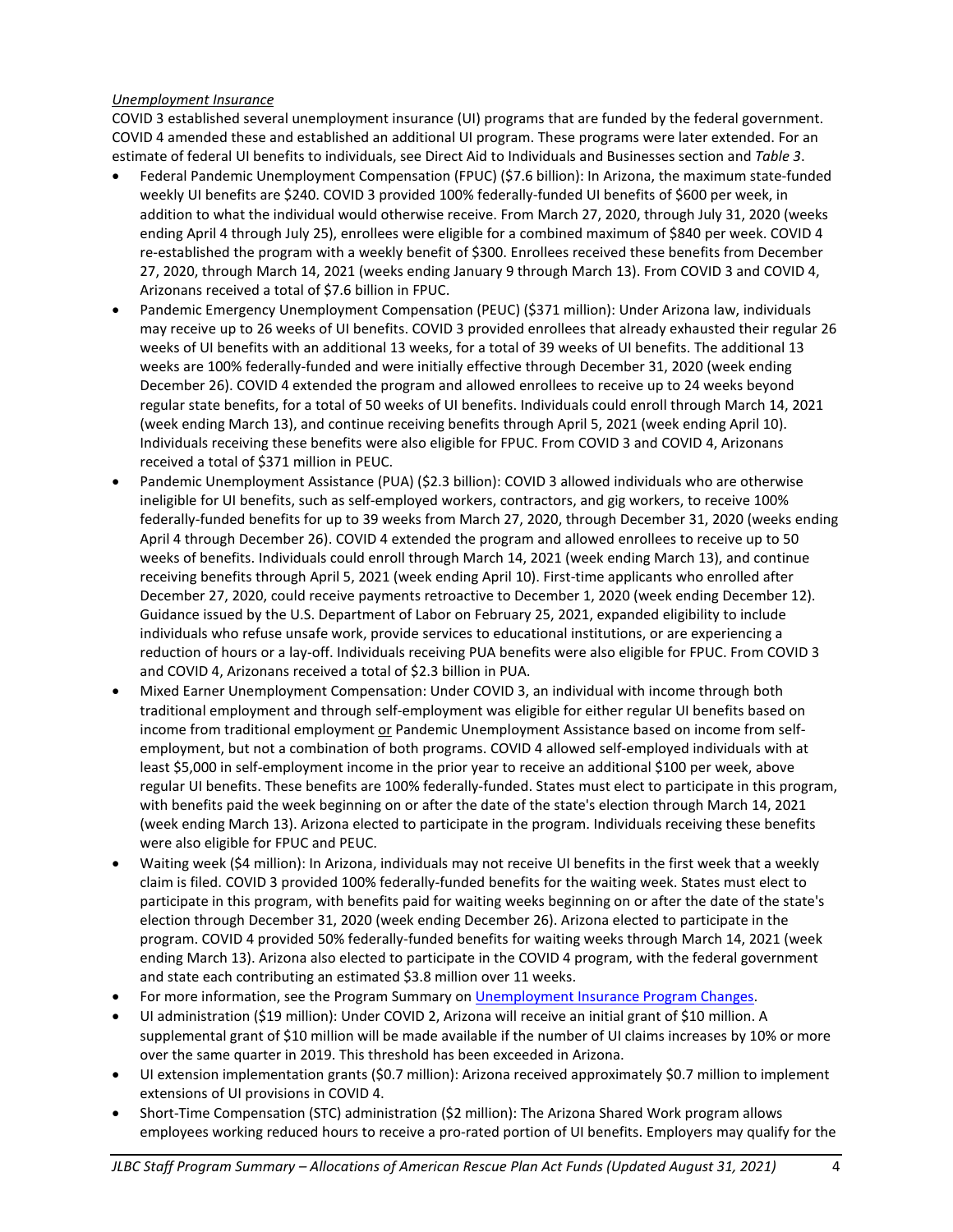*Unemployment Insurance*

COVID 3 established several unemployment insurance (UI) programs that are funded by the federal government. COVID 4 amended these and established an additional UI program. These programs were later extended. For an estimate of federal UI benefits to individuals, see Direct Aid to Individuals and Businesses section and *Table 3*.

- Federal Pandemic Unemployment Compensation (FPUC) ($7.6 billion): In Arizona, the maximum state-funded weekly UI benefits are $240. COVID 3 provided 100% federally-funded UI benefits of $600 per week, in addition to what the individual would otherwise receive. From March 27, 2020, through July 31, 2020 (weeks ending April 4 through July 25), enrollees were eligible for a combined maximum of $840 per week. COVID 4 re-established the program with a weekly benefit of $300. Enrollees received these benefits from December 27, 2020, through March 14, 2021 (weeks ending January 9 through March 13). From COVID 3 and COVID 4, Arizonans received a total of $7.6 billion in FPUC.
- Pandemic Emergency Unemployment Compensation (PEUC) ($371 million): Under Arizona law, individuals may receive up to 26 weeks of UI benefits. COVID 3 provided enrollees that already exhausted their regular 26 weeks of UI benefits with an additional 13 weeks, for a total of 39 weeks of UI benefits. The additional 13 weeks are 100% federally-funded and were initially effective through December 31, 2020 (week ending December 26). COVID 4 extended the program and allowed enrollees to receive up to 24 weeks beyond regular state benefits, for a total of 50 weeks of UI benefits. Individuals could enroll through March 14, 2021 (week ending March 13), and continue receiving benefits through April 5, 2021 (week ending April 10). Individuals receiving these benefits were also eligible for FPUC. From COVID 3 and COVID 4, Arizonans received a total of $371 million in PEUC.
- Pandemic Unemployment Assistance (PUA) ($2.3 billion): COVID 3 allowed individuals who are otherwise ineligible for UI benefits, such as self-employed workers, contractors, and gig workers, to receive 100% federally-funded benefits for up to 39 weeks from March 27, 2020, through December 31, 2020 (weeks ending April 4 through December 26). COVID 4 extended the program and allowed enrollees to receive up to 50 weeks of benefits. Individuals could enroll through March 14, 2021 (week ending March 13), and continue receiving benefits through April 5, 2021 (week ending April 10). First-time applicants who enrolled after December 27, 2020, could receive payments retroactive to December 1, 2020 (week ending December 12). Guidance issued by the U.S. Department of Labor on February 25, 2021, expanded eligibility to include individuals who refuse unsafe work, provide services to educational institutions, or are experiencing a reduction of hours or a lay-off. Individuals receiving PUA benefits were also eligible for FPUC. From COVID 3 and COVID 4, Arizonans received a total of $2.3 billion in PUA.
- Mixed Earner Unemployment Compensation: Under COVID 3, an individual with income through both traditional employment and through self-employment was eligible for either regular UI benefits based on income from traditional employment <u>or</u> Pandemic Unemployment Assistance based on income from self-employment, but not a combination of both programs. COVID 4 allowed self-employed individuals with at least $5,000 in self-employment income in the prior year to receive an additional $100 per week, above regular UI benefits. These benefits are 100% federally-funded. States must elect to participate in this program, with benefits paid the week beginning on or after the date of the state's election through March 14, 2021 (week ending March 13). Arizona elected to participate in the program. Individuals receiving these benefits were also eligible for FPUC and PEUC.
- Waiting week ($4 million): In Arizona, individuals may not receive UI benefits in the first week that a weekly claim is filed. COVID 3 provided 100% federally-funded benefits for the waiting week. States must elect to participate in this program, with benefits paid for waiting weeks beginning on or after the date of the state's election through December 31, 2020 (week ending December 26). Arizona elected to participate in the program. COVID 4 provided 50% federally-funded benefits for waiting weeks through March 14, 2021 (week ending March 13). Arizona also elected to participate in the COVID 4 program, with the federal government and state each contributing an estimated $3.8 million over 11 weeks.
- For more information, see the Program Summary on Unemployment Insurance Program Changes.
- UI administration ($19 million): Under COVID 2, Arizona will receive an initial grant of $10 million. A supplemental grant of $10 million will be made available if the number of UI claims increases by 10% or more over the same quarter in 2019. This threshold has been exceeded in Arizona.
- UI extension implementation grants ($0.7 million): Arizona received approximately $0.7 million to implement extensions of UI provisions in COVID 4.
- Short-Time Compensation (STC) administration ($2 million): The Arizona Shared Work program allows employees working reduced hours to receive a pro-rated portion of UI benefits. Employers may qualify for the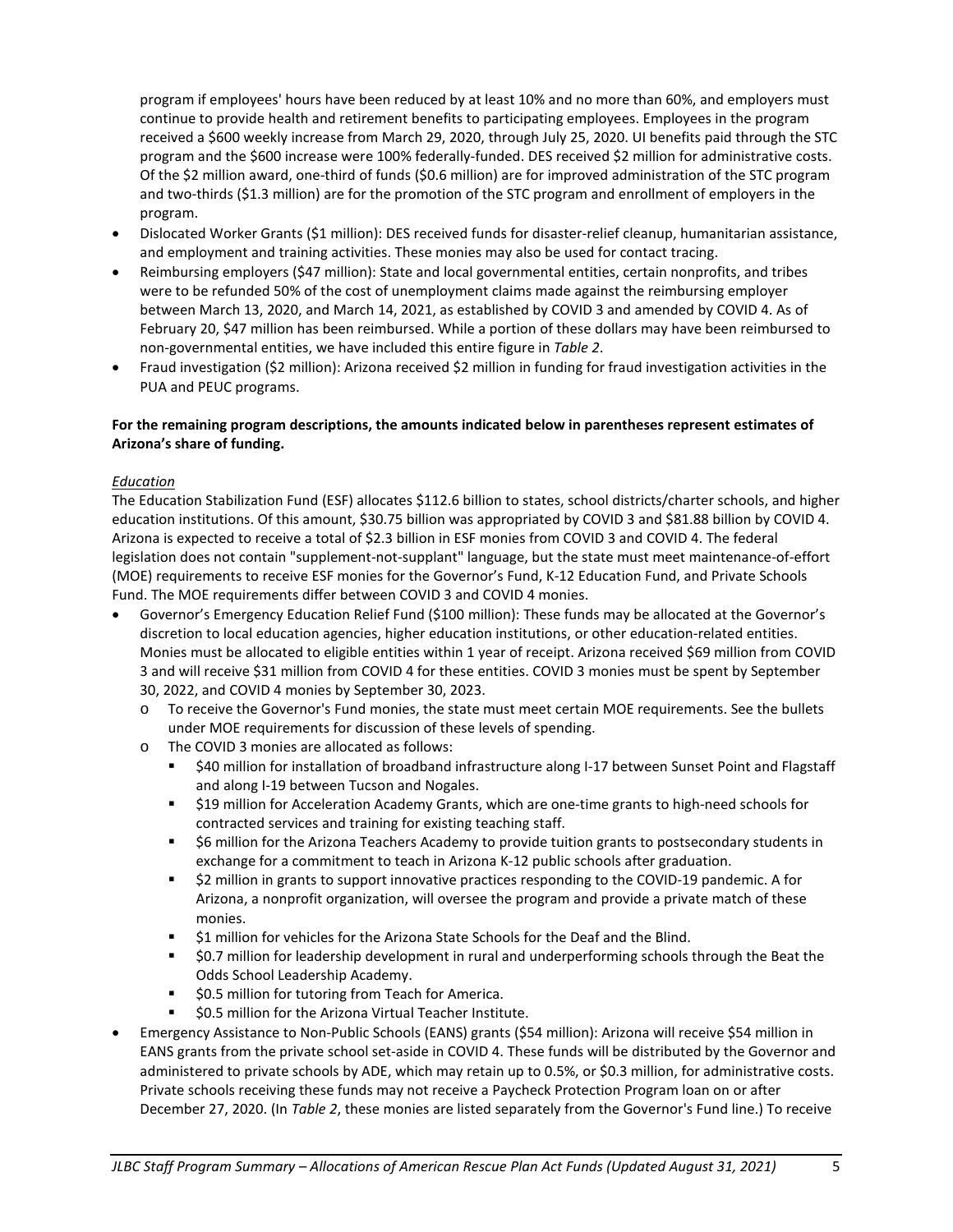program if employees' hours have been reduced by at least 10% and no more than 60%, and employers must continue to provide health and retirement benefits to participating employees. Employees in the program received a $600 weekly increase from March 29, 2020, through July 25, 2020. UI benefits paid through the STC program and the $600 increase were 100% federally-funded. DES received $2 million for administrative costs. Of the $2 million award, one-third of funds ($0.6 million) are for improved administration of the STC program and two-thirds ($1.3 million) are for the promotion of the STC program and enrollment of employers in the program.

- Dislocated Worker Grants ($1 million): DES received funds for disaster-relief cleanup, humanitarian assistance, and employment and training activities. These monies may also be used for contact tracing.
- Reimbursing employers ($47 million): State and local governmental entities, certain nonprofits, and tribes were to be refunded 50% of the cost of unemployment claims made against the reimbursing employer between March 13, 2020, and March 14, 2021, as established by COVID 3 and amended by COVID 4. As of February 20, $47 million has been reimbursed. While a portion of these dollars may have been reimbursed to non-governmental entities, we have included this entire figure in *Table 2*.
- Fraud investigation ($2 million): Arizona received $2 million in funding for fraud investigation activities in the PUA and PEUC programs.

**For the remaining program descriptions, the amounts indicated below in parentheses represent estimates of Arizona's share of funding.**

*Education*

The Education Stabilization Fund (ESF) allocates $112.6 billion to states, school districts/charter schools, and higher education institutions. Of this amount, $30.75 billion was appropriated by COVID 3 and $81.88 billion by COVID 4. Arizona is expected to receive a total of $2.3 billion in ESF monies from COVID 3 and COVID 4. The federal legislation does not contain "supplement-not-supplant" language, but the state must meet maintenance-of-effort (MOE) requirements to receive ESF monies for the Governor's Fund, K-12 Education Fund, and Private Schools Fund. The MOE requirements differ between COVID 3 and COVID 4 monies.

- Governor's Emergency Education Relief Fund ($100 million): These funds may be allocated at the Governor's discretion to local education agencies, higher education institutions, or other education-related entities. Monies must be allocated to eligible entities within 1 year of receipt. Arizona received $69 million from COVID 3 and will receive $31 million from COVID 4 for these entities. COVID 3 monies must be spent by September 30, 2022, and COVID 4 monies by September 30, 2023.
  - To receive the Governor's Fund monies, the state must meet certain MOE requirements. See the bullets under MOE requirements for discussion of these levels of spending.
  - The COVID 3 monies are allocated as follows:
    - $40 million for installation of broadband infrastructure along I-17 between Sunset Point and Flagstaff and along I-19 between Tucson and Nogales.
    - $19 million for Acceleration Academy Grants, which are one-time grants to high-need schools for contracted services and training for existing teaching staff.
    - $6 million for the Arizona Teachers Academy to provide tuition grants to postsecondary students in exchange for a commitment to teach in Arizona K-12 public schools after graduation.
    - $2 million in grants to support innovative practices responding to the COVID-19 pandemic. A for Arizona, a nonprofit organization, will oversee the program and provide a private match of these monies.
    - $1 million for vehicles for the Arizona State Schools for the Deaf and the Blind.
    - $0.7 million for leadership development in rural and underperforming schools through the Beat the Odds School Leadership Academy.
    - $0.5 million for tutoring from Teach for America.
    - $0.5 million for the Arizona Virtual Teacher Institute.
- Emergency Assistance to Non-Public Schools (EANS) grants ($54 million): Arizona will receive $54 million in EANS grants from the private school set-aside in COVID 4. These funds will be distributed by the Governor and administered to private schools by ADE, which may retain up to 0.5%, or $0.3 million, for administrative costs. Private schools receiving these funds may not receive a Paycheck Protection Program loan on or after December 27, 2020. (In *Table 2*, these monies are listed separately from the Governor's Fund line.) To receive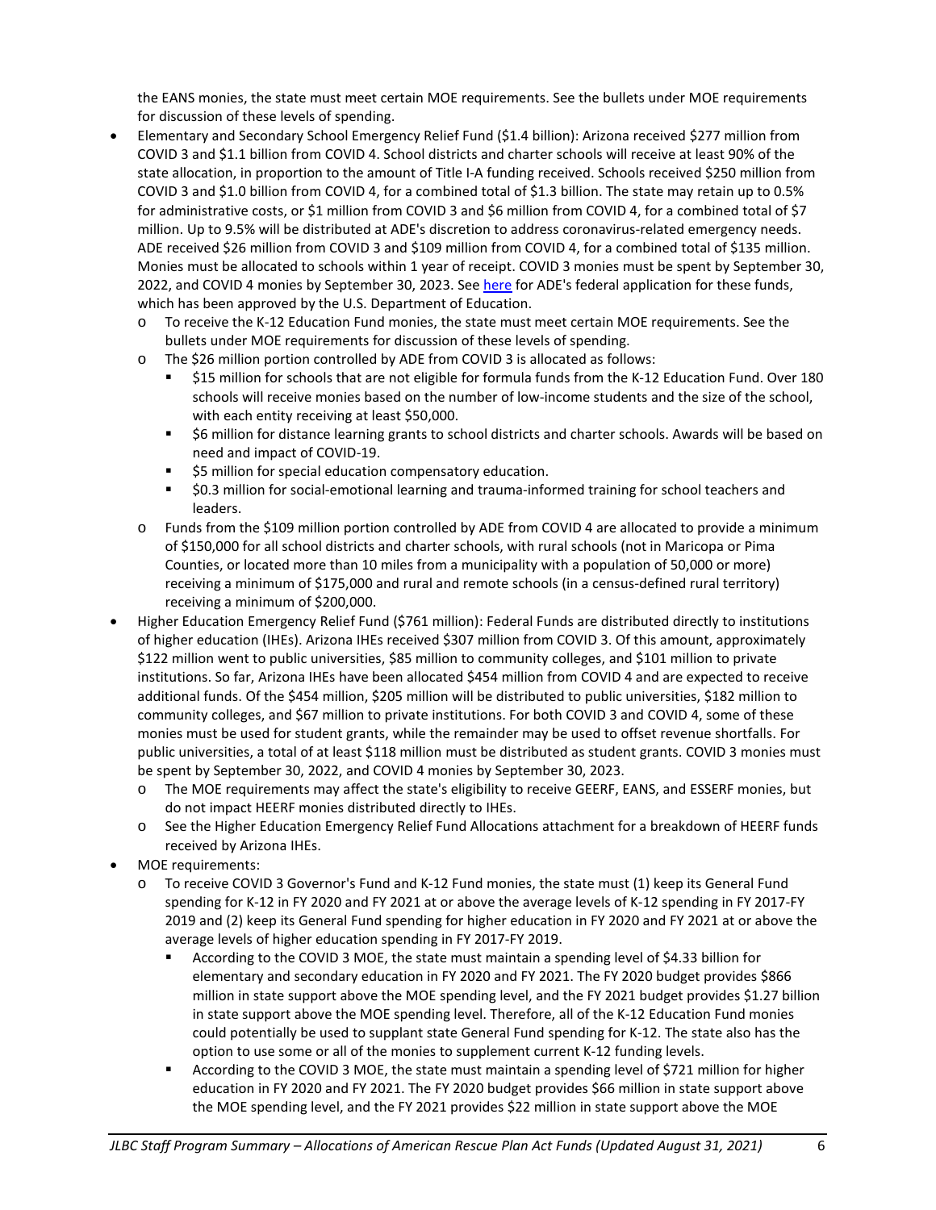the EANS monies, the state must meet certain MOE requirements. See the bullets under MOE requirements for discussion of these levels of spending.

- Elementary and Secondary School Emergency Relief Fund ($1.4 billion): Arizona received $277 million from COVID 3 and $1.1 billion from COVID 4. School districts and charter schools will receive at least 90% of the state allocation, in proportion to the amount of Title I-A funding received. Schools received $250 million from COVID 3 and $1.0 billion from COVID 4, for a combined total of $1.3 billion. The state may retain up to 0.5% for administrative costs, or $1 million from COVID 3 and $6 million from COVID 4, for a combined total of $7 million. Up to 9.5% will be distributed at ADE's discretion to address coronavirus-related emergency needs. ADE received $26 million from COVID 3 and $109 million from COVID 4, for a combined total of $135 million. Monies must be allocated to schools within 1 year of receipt. COVID 3 monies must be spent by September 30, 2022, and COVID 4 monies by September 30, 2023. See here for ADE's federal application for these funds, which has been approved by the U.S. Department of Education.
  - To receive the K-12 Education Fund monies, the state must meet certain MOE requirements. See the bullets under MOE requirements for discussion of these levels of spending.
  - The $26 million portion controlled by ADE from COVID 3 is allocated as follows:
    - $15 million for schools that are not eligible for formula funds from the K-12 Education Fund. Over 180 schools will receive monies based on the number of low-income students and the size of the school, with each entity receiving at least $50,000.
    - $6 million for distance learning grants to school districts and charter schools. Awards will be based on need and impact of COVID-19.
    - $5 million for special education compensatory education.
    - $0.3 million for social-emotional learning and trauma-informed training for school teachers and leaders.
  - Funds from the $109 million portion controlled by ADE from COVID 4 are allocated to provide a minimum of $150,000 for all school districts and charter schools, with rural schools (not in Maricopa or Pima Counties, or located more than 10 miles from a municipality with a population of 50,000 or more) receiving a minimum of $175,000 and rural and remote schools (in a census-defined rural territory) receiving a minimum of $200,000.
- Higher Education Emergency Relief Fund ($761 million): Federal Funds are distributed directly to institutions of higher education (IHEs). Arizona IHEs received $307 million from COVID 3. Of this amount, approximately $122 million went to public universities, $85 million to community colleges, and $101 million to private institutions. So far, Arizona IHEs have been allocated $454 million from COVID 4 and are expected to receive additional funds. Of the $454 million, $205 million will be distributed to public universities, $182 million to community colleges, and $67 million to private institutions. For both COVID 3 and COVID 4, some of these monies must be used for student grants, while the remainder may be used to offset revenue shortfalls. For public universities, a total of at least $118 million must be distributed as student grants. COVID 3 monies must be spent by September 30, 2022, and COVID 4 monies by September 30, 2023.
  - The MOE requirements may affect the state's eligibility to receive GEERF, EANS, and ESSERF monies, but do not impact HEERF monies distributed directly to IHEs.
  - See the Higher Education Emergency Relief Fund Allocations attachment for a breakdown of HEERF funds received by Arizona IHEs.
- MOE requirements:
  - To receive COVID 3 Governor's Fund and K-12 Fund monies, the state must (1) keep its General Fund spending for K-12 in FY 2020 and FY 2021 at or above the average levels of K-12 spending in FY 2017-FY 2019 and (2) keep its General Fund spending for higher education in FY 2020 and FY 2021 at or above the average levels of higher education spending in FY 2017-FY 2019.
    - According to the COVID 3 MOE, the state must maintain a spending level of $4.33 billion for elementary and secondary education in FY 2020 and FY 2021. The FY 2020 budget provides $866 million in state support above the MOE spending level, and the FY 2021 budget provides $1.27 billion in state support above the MOE spending level. Therefore, all of the K-12 Education Fund monies could potentially be used to supplant state General Fund spending for K-12. The state also has the option to use some or all of the monies to supplement current K-12 funding levels.
    - According to the COVID 3 MOE, the state must maintain a spending level of $721 million for higher education in FY 2020 and FY 2021. The FY 2020 budget provides $66 million in state support above the MOE spending level, and the FY 2021 provides $22 million in state support above the MOE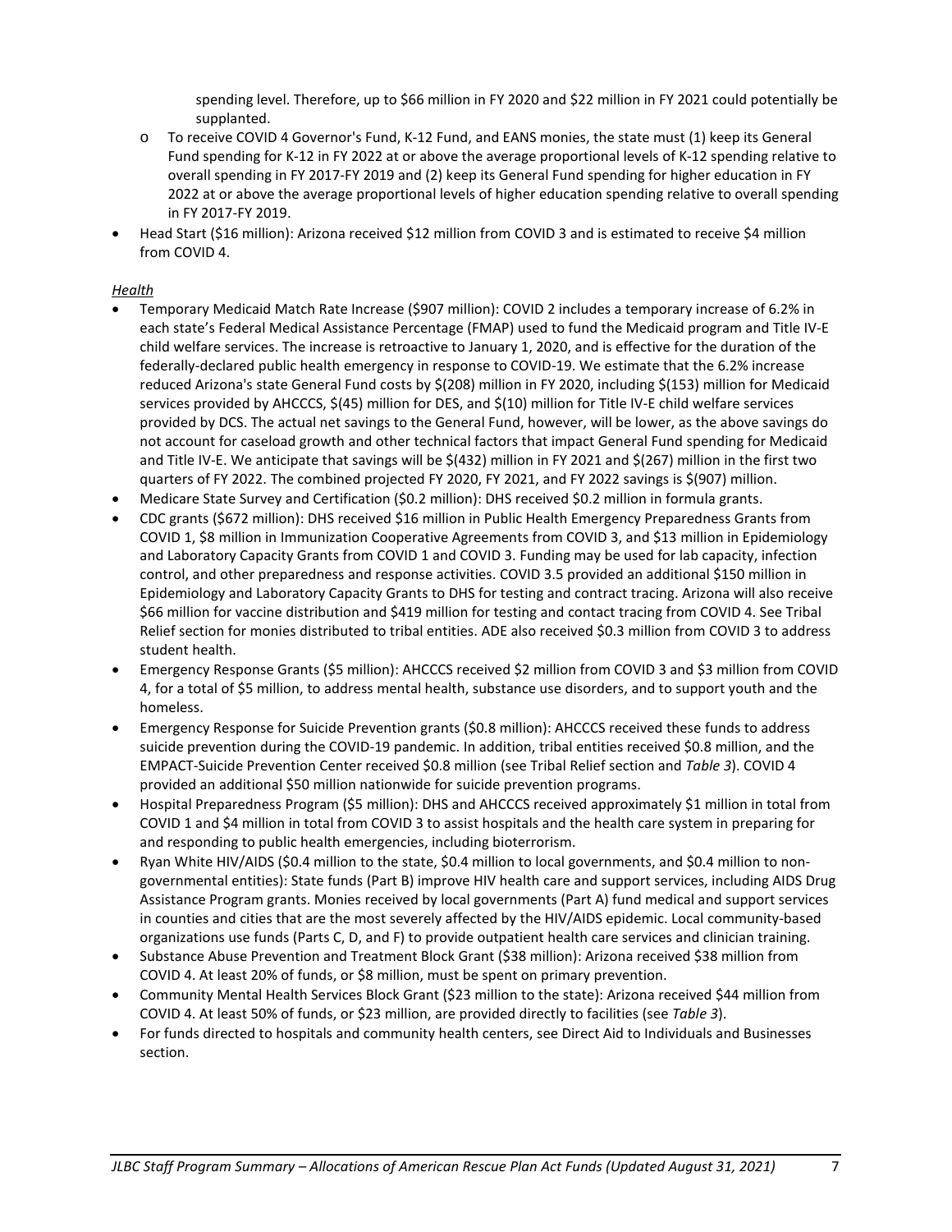spending level. Therefore, up to $66 million in FY 2020 and $22 million in FY 2021 could potentially be supplanted.

  - To receive COVID 4 Governor's Fund, K-12 Fund, and EANS monies, the state must (1) keep its General Fund spending for K-12 in FY 2022 at or above the average proportional levels of K-12 spending relative to overall spending in FY 2017-FY 2019 and (2) keep its General Fund spending for higher education in FY 2022 at or above the average proportional levels of higher education spending relative to overall spending in FY 2017-FY 2019.
- Head Start ($16 million): Arizona received $12 million from COVID 3 and is estimated to receive $4 million from COVID 4.

*Health*

- Temporary Medicaid Match Rate Increase ($907 million): COVID 2 includes a temporary increase of 6.2% in each state's Federal Medical Assistance Percentage (FMAP) used to fund the Medicaid program and Title IV-E child welfare services. The increase is retroactive to January 1, 2020, and is effective for the duration of the federally-declared public health emergency in response to COVID-19. We estimate that the 6.2% increase reduced Arizona's state General Fund costs by $(208) million in FY 2020, including $(153) million for Medicaid services provided by AHCCCS, $(45) million for DES, and $(10) million for Title IV-E child welfare services provided by DCS. The actual net savings to the General Fund, however, will be lower, as the above savings do not account for caseload growth and other technical factors that impact General Fund spending for Medicaid and Title IV-E. We anticipate that savings will be $(432) million in FY 2021 and $(267) million in the first two quarters of FY 2022. The combined projected FY 2020, FY 2021, and FY 2022 savings is $(907) million.
- Medicare State Survey and Certification ($0.2 million): DHS received $0.2 million in formula grants.
- CDC grants ($672 million): DHS received $16 million in Public Health Emergency Preparedness Grants from COVID 1, $8 million in Immunization Cooperative Agreements from COVID 3, and $13 million in Epidemiology and Laboratory Capacity Grants from COVID 1 and COVID 3. Funding may be used for lab capacity, infection control, and other preparedness and response activities. COVID 3.5 provided an additional $150 million in Epidemiology and Laboratory Capacity Grants to DHS for testing and contract tracing. Arizona will also receive $66 million for vaccine distribution and $419 million for testing and contact tracing from COVID 4. See Tribal Relief section for monies distributed to tribal entities. ADE also received $0.3 million from COVID 3 to address student health.
- Emergency Response Grants ($5 million): AHCCCS received $2 million from COVID 3 and $3 million from COVID 4, for a total of $5 million, to address mental health, substance use disorders, and to support youth and the homeless.
- Emergency Response for Suicide Prevention grants ($0.8 million): AHCCCS received these funds to address suicide prevention during the COVID-19 pandemic. In addition, tribal entities received $0.8 million, and the EMPACT-Suicide Prevention Center received $0.8 million (see Tribal Relief section and *Table 3*). COVID 4 provided an additional $50 million nationwide for suicide prevention programs.
- Hospital Preparedness Program ($5 million): DHS and AHCCCS received approximately $1 million in total from COVID 1 and $4 million in total from COVID 3 to assist hospitals and the health care system in preparing for and responding to public health emergencies, including bioterrorism.
- Ryan White HIV/AIDS ($0.4 million to the state, $0.4 million to local governments, and $0.4 million to non-governmental entities): State funds (Part B) improve HIV health care and support services, including AIDS Drug Assistance Program grants. Monies received by local governments (Part A) fund medical and support services in counties and cities that are the most severely affected by the HIV/AIDS epidemic. Local community-based organizations use funds (Parts C, D, and F) to provide outpatient health care services and clinician training.
- Substance Abuse Prevention and Treatment Block Grant ($38 million): Arizona received $38 million from COVID 4. At least 20% of funds, or $8 million, must be spent on primary prevention.
- Community Mental Health Services Block Grant ($23 million to the state): Arizona received $44 million from COVID 4. At least 50% of funds, or $23 million, are provided directly to facilities (see *Table 3*).
- For funds directed to hospitals and community health centers, see Direct Aid to Individuals and Businesses section.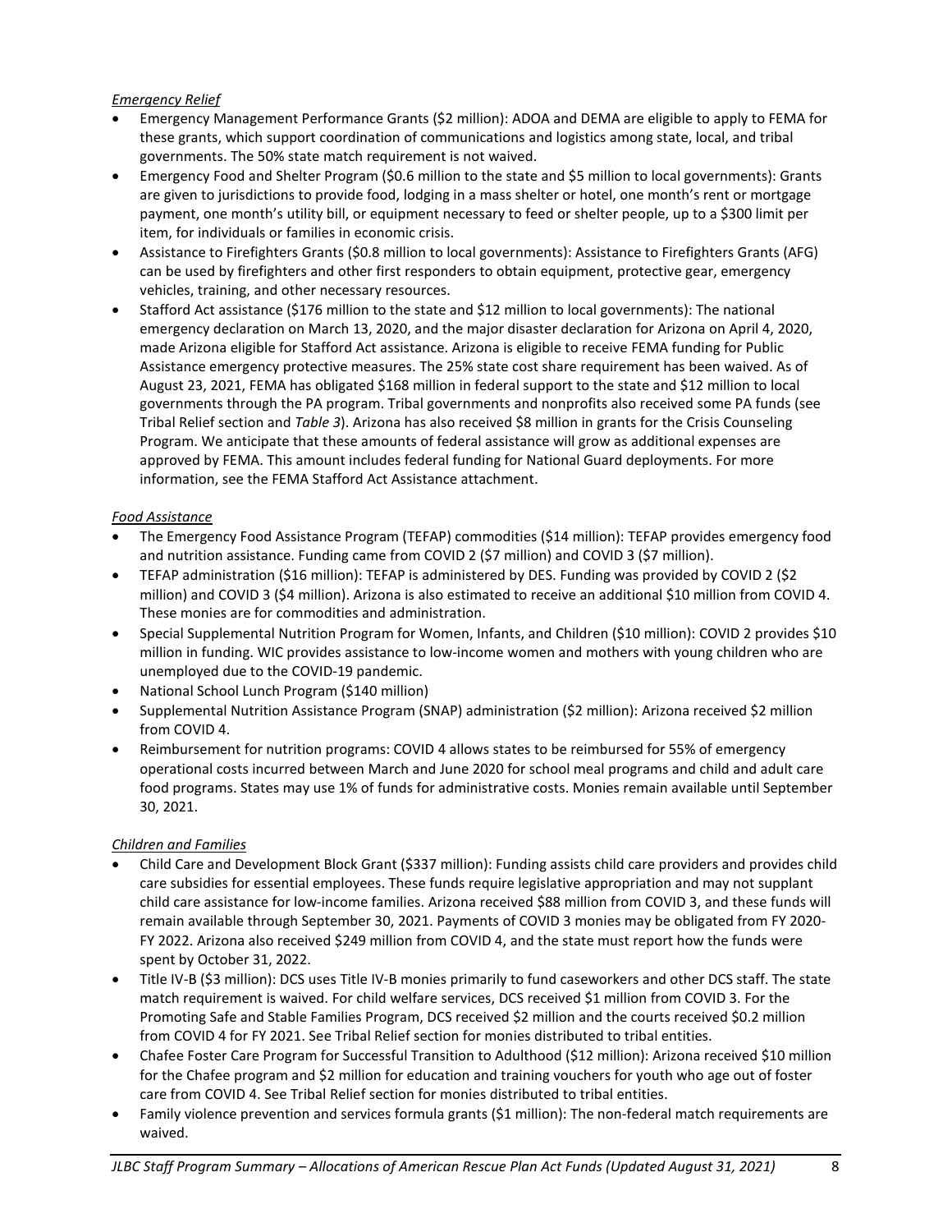*Emergency Relief*

- Emergency Management Performance Grants ($2 million): ADOA and DEMA are eligible to apply to FEMA for these grants, which support coordination of communications and logistics among state, local, and tribal governments. The 50% state match requirement is not waived.
- Emergency Food and Shelter Program ($0.6 million to the state and $5 million to local governments): Grants are given to jurisdictions to provide food, lodging in a mass shelter or hotel, one month's rent or mortgage payment, one month's utility bill, or equipment necessary to feed or shelter people, up to a $300 limit per item, for individuals or families in economic crisis.
- Assistance to Firefighters Grants ($0.8 million to local governments): Assistance to Firefighters Grants (AFG) can be used by firefighters and other first responders to obtain equipment, protective gear, emergency vehicles, training, and other necessary resources.
- Stafford Act assistance ($176 million to the state and $12 million to local governments): The national emergency declaration on March 13, 2020, and the major disaster declaration for Arizona on April 4, 2020, made Arizona eligible for Stafford Act assistance. Arizona is eligible to receive FEMA funding for Public Assistance emergency protective measures. The 25% state cost share requirement has been waived. As of August 23, 2021, FEMA has obligated $168 million in federal support to the state and $12 million to local governments through the PA program. Tribal governments and nonprofits also received some PA funds (see Tribal Relief section and *Table 3*). Arizona has also received $8 million in grants for the Crisis Counseling Program. We anticipate that these amounts of federal assistance will grow as additional expenses are approved by FEMA. This amount includes federal funding for National Guard deployments. For more information, see the FEMA Stafford Act Assistance attachment.

*Food Assistance*

- The Emergency Food Assistance Program (TEFAP) commodities ($14 million): TEFAP provides emergency food and nutrition assistance. Funding came from COVID 2 ($7 million) and COVID 3 ($7 million).
- TEFAP administration ($16 million): TEFAP is administered by DES. Funding was provided by COVID 2 ($2 million) and COVID 3 ($4 million). Arizona is also estimated to receive an additional $10 million from COVID 4. These monies are for commodities and administration.
- Special Supplemental Nutrition Program for Women, Infants, and Children ($10 million): COVID 2 provides $10 million in funding. WIC provides assistance to low-income women and mothers with young children who are unemployed due to the COVID-19 pandemic.
- National School Lunch Program ($140 million)
- Supplemental Nutrition Assistance Program (SNAP) administration ($2 million): Arizona received $2 million from COVID 4.
- Reimbursement for nutrition programs: COVID 4 allows states to be reimbursed for 55% of emergency operational costs incurred between March and June 2020 for school meal programs and child and adult care food programs. States may use 1% of funds for administrative costs. Monies remain available until September 30, 2021.

*Children and Families*

- Child Care and Development Block Grant ($337 million): Funding assists child care providers and provides child care subsidies for essential employees. These funds require legislative appropriation and may not supplant child care assistance for low-income families. Arizona received $88 million from COVID 3, and these funds will remain available through September 30, 2021. Payments of COVID 3 monies may be obligated from FY 2020-FY 2022. Arizona also received $249 million from COVID 4, and the state must report how the funds were spent by October 31, 2022.
- Title IV-B ($3 million): DCS uses Title IV-B monies primarily to fund caseworkers and other DCS staff. The state match requirement is waived. For child welfare services, DCS received $1 million from COVID 3. For the Promoting Safe and Stable Families Program, DCS received $2 million and the courts received $0.2 million from COVID 4 for FY 2021. See Tribal Relief section for monies distributed to tribal entities.
- Chafee Foster Care Program for Successful Transition to Adulthood ($12 million): Arizona received $10 million for the Chafee program and $2 million for education and training vouchers for youth who age out of foster care from COVID 4. See Tribal Relief section for monies distributed to tribal entities.
- Family violence prevention and services formula grants ($1 million): The non-federal match requirements are waived.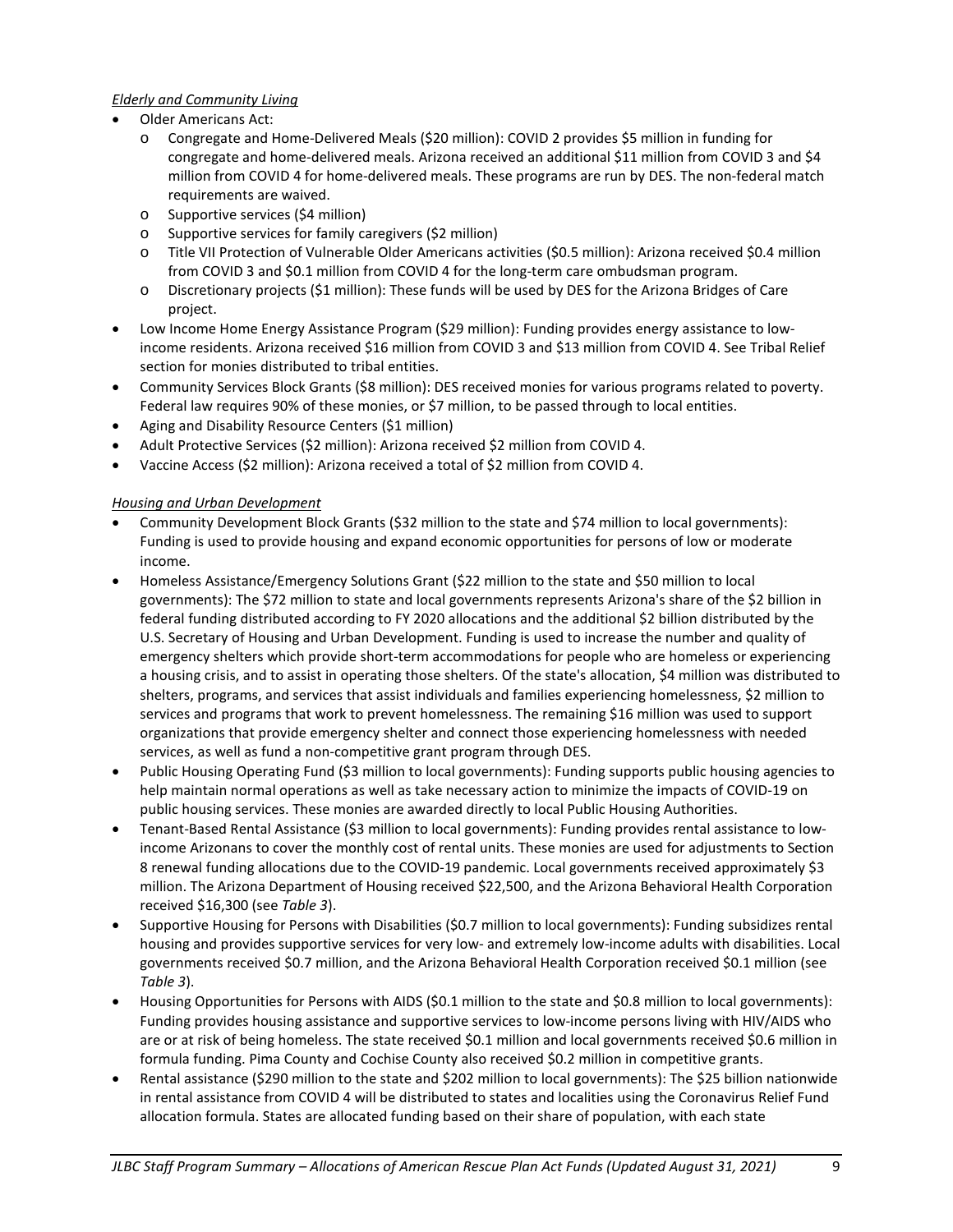*Elderly and Community Living*

- Older Americans Act:
  - Congregate and Home-Delivered Meals ($20 million): COVID 2 provides $5 million in funding for congregate and home-delivered meals. Arizona received an additional $11 million from COVID 3 and $4 million from COVID 4 for home-delivered meals. These programs are run by DES. The non-federal match requirements are waived.
  - Supportive services ($4 million)
  - Supportive services for family caregivers ($2 million)
  - Title VII Protection of Vulnerable Older Americans activities ($0.5 million): Arizona received $0.4 million from COVID 3 and $0.1 million from COVID 4 for the long-term care ombudsman program.
  - Discretionary projects ($1 million): These funds will be used by DES for the Arizona Bridges of Care project.
- Low Income Home Energy Assistance Program ($29 million): Funding provides energy assistance to low-income residents. Arizona received $16 million from COVID 3 and $13 million from COVID 4. See Tribal Relief section for monies distributed to tribal entities.
- Community Services Block Grants ($8 million): DES received monies for various programs related to poverty. Federal law requires 90% of these monies, or $7 million, to be passed through to local entities.
- Aging and Disability Resource Centers ($1 million)
- Adult Protective Services ($2 million): Arizona received $2 million from COVID 4.
- Vaccine Access ($2 million): Arizona received a total of $2 million from COVID 4.

*Housing and Urban Development*

- Community Development Block Grants ($32 million to the state and $74 million to local governments): Funding is used to provide housing and expand economic opportunities for persons of low or moderate income.
- Homeless Assistance/Emergency Solutions Grant ($22 million to the state and $50 million to local governments): The $72 million to state and local governments represents Arizona's share of the $2 billion in federal funding distributed according to FY 2020 allocations and the additional $2 billion distributed by the U.S. Secretary of Housing and Urban Development. Funding is used to increase the number and quality of emergency shelters which provide short-term accommodations for people who are homeless or experiencing a housing crisis, and to assist in operating those shelters. Of the state's allocation, $4 million was distributed to shelters, programs, and services that assist individuals and families experiencing homelessness, $2 million to services and programs that work to prevent homelessness. The remaining $16 million was used to support organizations that provide emergency shelter and connect those experiencing homelessness with needed services, as well as fund a non-competitive grant program through DES.
- Public Housing Operating Fund ($3 million to local governments): Funding supports public housing agencies to help maintain normal operations as well as take necessary action to minimize the impacts of COVID-19 on public housing services. These monies are awarded directly to local Public Housing Authorities.
- Tenant-Based Rental Assistance ($3 million to local governments): Funding provides rental assistance to low-income Arizonans to cover the monthly cost of rental units. These monies are used for adjustments to Section 8 renewal funding allocations due to the COVID-19 pandemic. Local governments received approximately $3 million. The Arizona Department of Housing received $22,500, and the Arizona Behavioral Health Corporation received $16,300 (see *Table 3*).
- Supportive Housing for Persons with Disabilities ($0.7 million to local governments): Funding subsidizes rental housing and provides supportive services for very low- and extremely low-income adults with disabilities. Local governments received $0.7 million, and the Arizona Behavioral Health Corporation received $0.1 million (see *Table 3*).
- Housing Opportunities for Persons with AIDS ($0.1 million to the state and $0.8 million to local governments): Funding provides housing assistance and supportive services to low-income persons living with HIV/AIDS who are or at risk of being homeless. The state received $0.1 million and local governments received $0.6 million in formula funding. Pima County and Cochise County also received $0.2 million in competitive grants.
- Rental assistance ($290 million to the state and $202 million to local governments): The $25 billion nationwide in rental assistance from COVID 4 will be distributed to states and localities using the Coronavirus Relief Fund allocation formula. States are allocated funding based on their share of population, with each state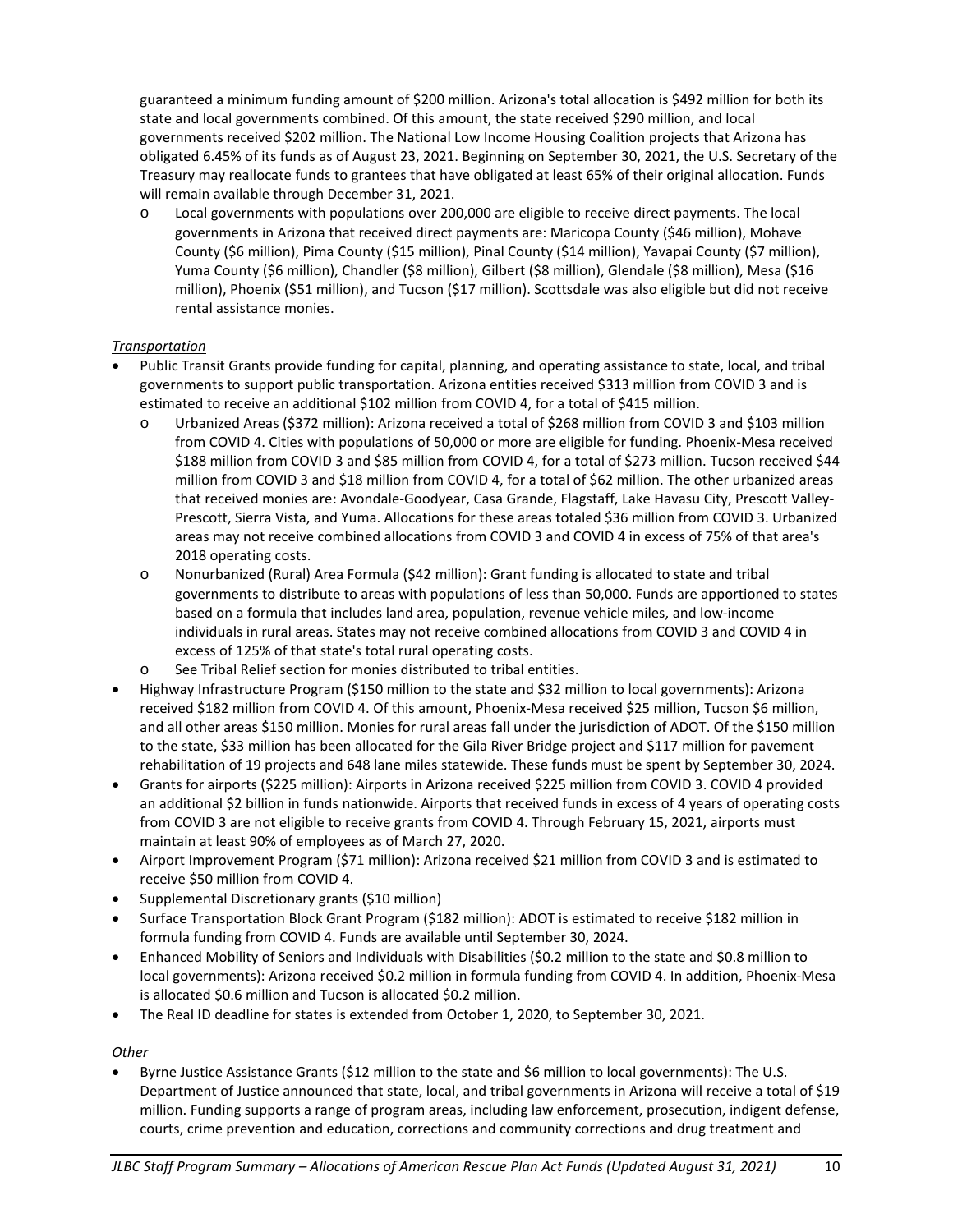guaranteed a minimum funding amount of $200 million. Arizona's total allocation is $492 million for both its state and local governments combined. Of this amount, the state received $290 million, and local governments received $202 million. The National Low Income Housing Coalition projects that Arizona has obligated 6.45% of its funds as of August 23, 2021. Beginning on September 30, 2021, the U.S. Secretary of the Treasury may reallocate funds to grantees that have obligated at least 65% of their original allocation. Funds will remain available through December 31, 2021.

  - Local governments with populations over 200,000 are eligible to receive direct payments. The local governments in Arizona that received direct payments are: Maricopa County ($46 million), Mohave County ($6 million), Pima County ($15 million), Pinal County ($14 million), Yavapai County ($7 million), Yuma County ($6 million), Chandler ($8 million), Gilbert ($8 million), Glendale ($8 million), Mesa ($16 million), Phoenix ($51 million), and Tucson ($17 million). Scottsdale was also eligible but did not receive rental assistance monies.

*Transportation*

- Public Transit Grants provide funding for capital, planning, and operating assistance to state, local, and tribal governments to support public transportation. Arizona entities received $313 million from COVID 3 and is estimated to receive an additional $102 million from COVID 4, for a total of $415 million.
  - Urbanized Areas ($372 million): Arizona received a total of $268 million from COVID 3 and $103 million from COVID 4. Cities with populations of 50,000 or more are eligible for funding. Phoenix-Mesa received $188 million from COVID 3 and $85 million from COVID 4, for a total of $273 million. Tucson received $44 million from COVID 3 and $18 million from COVID 4, for a total of $62 million. The other urbanized areas that received monies are: Avondale-Goodyear, Casa Grande, Flagstaff, Lake Havasu City, Prescott Valley-Prescott, Sierra Vista, and Yuma. Allocations for these areas totaled $36 million from COVID 3. Urbanized areas may not receive combined allocations from COVID 3 and COVID 4 in excess of 75% of that area's 2018 operating costs.
  - Nonurbanized (Rural) Area Formula ($42 million): Grant funding is allocated to state and tribal governments to distribute to areas with populations of less than 50,000. Funds are apportioned to states based on a formula that includes land area, population, revenue vehicle miles, and low-income individuals in rural areas. States may not receive combined allocations from COVID 3 and COVID 4 in excess of 125% of that state's total rural operating costs.
  - See Tribal Relief section for monies distributed to tribal entities.
- Highway Infrastructure Program ($150 million to the state and $32 million to local governments): Arizona received $182 million from COVID 4. Of this amount, Phoenix-Mesa received $25 million, Tucson $6 million, and all other areas $150 million. Monies for rural areas fall under the jurisdiction of ADOT. Of the $150 million to the state, $33 million has been allocated for the Gila River Bridge project and $117 million for pavement rehabilitation of 19 projects and 648 lane miles statewide. These funds must be spent by September 30, 2024.
- Grants for airports ($225 million): Airports in Arizona received $225 million from COVID 3. COVID 4 provided an additional $2 billion in funds nationwide. Airports that received funds in excess of 4 years of operating costs from COVID 3 are not eligible to receive grants from COVID 4. Through February 15, 2021, airports must maintain at least 90% of employees as of March 27, 2020.
- Airport Improvement Program ($71 million): Arizona received $21 million from COVID 3 and is estimated to receive $50 million from COVID 4.
- Supplemental Discretionary grants ($10 million)
- Surface Transportation Block Grant Program ($182 million): ADOT is estimated to receive $182 million in formula funding from COVID 4. Funds are available until September 30, 2024.
- Enhanced Mobility of Seniors and Individuals with Disabilities ($0.2 million to the state and $0.8 million to local governments): Arizona received $0.2 million in formula funding from COVID 4. In addition, Phoenix-Mesa is allocated $0.6 million and Tucson is allocated $0.2 million.
- The Real ID deadline for states is extended from October 1, 2020, to September 30, 2021.

*Other*

- Byrne Justice Assistance Grants ($12 million to the state and $6 million to local governments): The U.S. Department of Justice announced that state, local, and tribal governments in Arizona will receive a total of $19 million. Funding supports a range of program areas, including law enforcement, prosecution, indigent defense, courts, crime prevention and education, corrections and community corrections and drug treatment and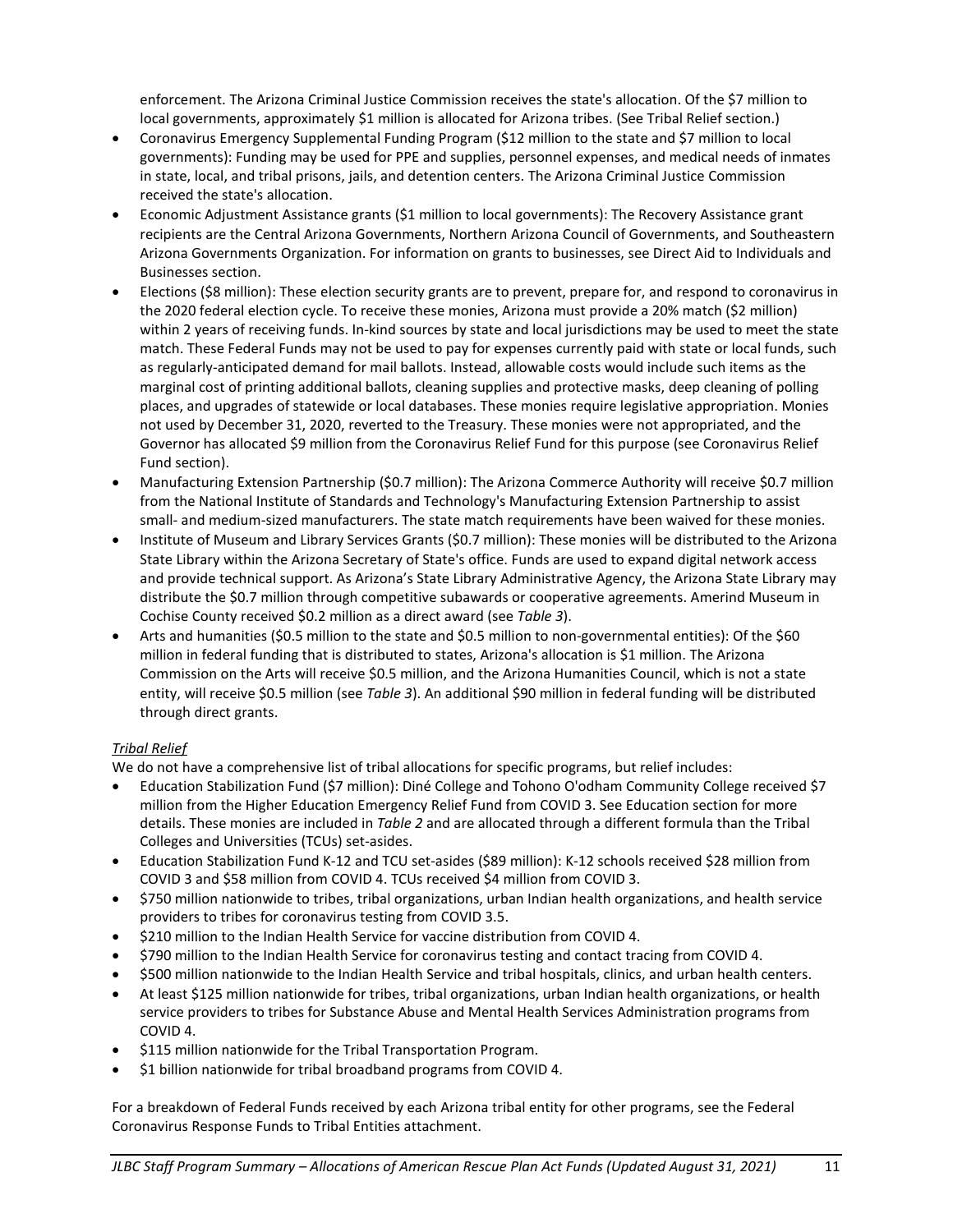enforcement. The Arizona Criminal Justice Commission receives the state's allocation. Of the $7 million to local governments, approximately $1 million is allocated for Arizona tribes. (See Tribal Relief section.)

- Coronavirus Emergency Supplemental Funding Program ($12 million to the state and $7 million to local governments): Funding may be used for PPE and supplies, personnel expenses, and medical needs of inmates in state, local, and tribal prisons, jails, and detention centers. The Arizona Criminal Justice Commission received the state's allocation.
- Economic Adjustment Assistance grants ($1 million to local governments): The Recovery Assistance grant recipients are the Central Arizona Governments, Northern Arizona Council of Governments, and Southeastern Arizona Governments Organization. For information on grants to businesses, see Direct Aid to Individuals and Businesses section.
- Elections ($8 million): These election security grants are to prevent, prepare for, and respond to coronavirus in the 2020 federal election cycle. To receive these monies, Arizona must provide a 20% match ($2 million) within 2 years of receiving funds. In-kind sources by state and local jurisdictions may be used to meet the state match. These Federal Funds may not be used to pay for expenses currently paid with state or local funds, such as regularly-anticipated demand for mail ballots. Instead, allowable costs would include such items as the marginal cost of printing additional ballots, cleaning supplies and protective masks, deep cleaning of polling places, and upgrades of statewide or local databases. These monies require legislative appropriation. Monies not used by December 31, 2020, reverted to the Treasury. These monies were not appropriated, and the Governor has allocated $9 million from the Coronavirus Relief Fund for this purpose (see Coronavirus Relief Fund section).
- Manufacturing Extension Partnership ($0.7 million): The Arizona Commerce Authority will receive $0.7 million from the National Institute of Standards and Technology's Manufacturing Extension Partnership to assist small- and medium-sized manufacturers. The state match requirements have been waived for these monies.
- Institute of Museum and Library Services Grants ($0.7 million): These monies will be distributed to the Arizona State Library within the Arizona Secretary of State's office. Funds are used to expand digital network access and provide technical support. As Arizona's State Library Administrative Agency, the Arizona State Library may distribute the $0.7 million through competitive subawards or cooperative agreements. Amerind Museum in Cochise County received $0.2 million as a direct award (see *Table 3*).
- Arts and humanities ($0.5 million to the state and $0.5 million to non-governmental entities): Of the $60 million in federal funding that is distributed to states, Arizona's allocation is $1 million. The Arizona Commission on the Arts will receive $0.5 million, and the Arizona Humanities Council, which is not a state entity, will receive $0.5 million (see *Table 3*). An additional $90 million in federal funding will be distributed through direct grants.

### *Tribal Relief*

We do not have a comprehensive list of tribal allocations for specific programs, but relief includes:

- Education Stabilization Fund ($7 million): Diné College and Tohono O'odham Community College received $7 million from the Higher Education Emergency Relief Fund from COVID 3. See Education section for more details. These monies are included in *Table 2* and are allocated through a different formula than the Tribal Colleges and Universities (TCUs) set-asides.
- Education Stabilization Fund K-12 and TCU set-asides ($89 million): K-12 schools received $28 million from COVID 3 and $58 million from COVID 4. TCUs received $4 million from COVID 3.
- $750 million nationwide to tribes, tribal organizations, urban Indian health organizations, and health service providers to tribes for coronavirus testing from COVID 3.5.
- $210 million to the Indian Health Service for vaccine distribution from COVID 4.
- $790 million to the Indian Health Service for coronavirus testing and contact tracing from COVID 4.
- $500 million nationwide to the Indian Health Service and tribal hospitals, clinics, and urban health centers.
- At least $125 million nationwide for tribes, tribal organizations, urban Indian health organizations, or health service providers to tribes for Substance Abuse and Mental Health Services Administration programs from COVID 4.
- $115 million nationwide for the Tribal Transportation Program.
- $1 billion nationwide for tribal broadband programs from COVID 4.

For a breakdown of Federal Funds received by each Arizona tribal entity for other programs, see the Federal Coronavirus Response Funds to Tribal Entities attachment.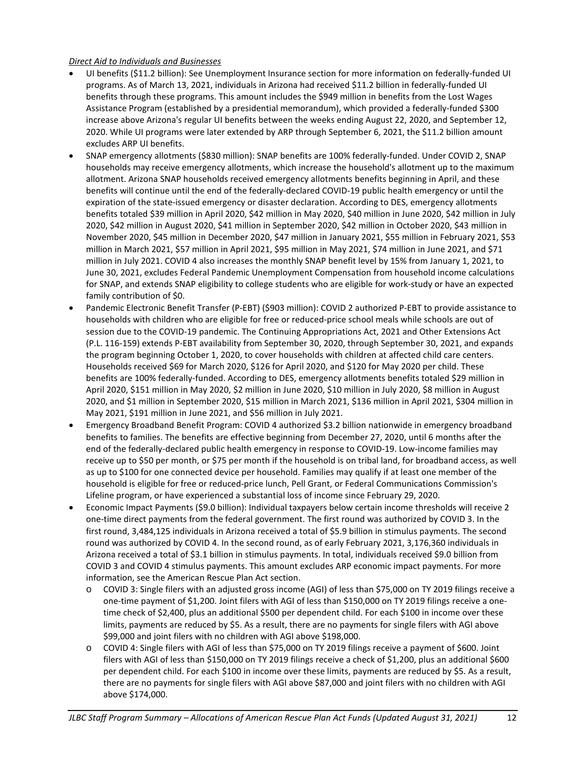*Direct Aid to Individuals and Businesses*

- UI benefits ($11.2 billion): See Unemployment Insurance section for more information on federally-funded UI programs. As of March 13, 2021, individuals in Arizona had received $11.2 billion in federally-funded UI benefits through these programs. This amount includes the $949 million in benefits from the Lost Wages Assistance Program (established by a presidential memorandum), which provided a federally-funded $300 increase above Arizona's regular UI benefits between the weeks ending August 22, 2020, and September 12, 2020. While UI programs were later extended by ARP through September 6, 2021, the $11.2 billion amount excludes ARP UI benefits.
- SNAP emergency allotments ($830 million): SNAP benefits are 100% federally-funded. Under COVID 2, SNAP households may receive emergency allotments, which increase the household's allotment up to the maximum allotment. Arizona SNAP households received emergency allotments benefits beginning in April, and these benefits will continue until the end of the federally-declared COVID-19 public health emergency or until the expiration of the state-issued emergency or disaster declaration. According to DES, emergency allotments benefits totaled $39 million in April 2020, $42 million in May 2020, $40 million in June 2020, $42 million in July 2020, $42 million in August 2020, $41 million in September 2020, $42 million in October 2020, $43 million in November 2020, $45 million in December 2020, $47 million in January 2021, $55 million in February 2021, $53 million in March 2021, $57 million in April 2021, $95 million in May 2021, $74 million in June 2021, and $71 million in July 2021. COVID 4 also increases the monthly SNAP benefit level by 15% from January 1, 2021, to June 30, 2021, excludes Federal Pandemic Unemployment Compensation from household income calculations for SNAP, and extends SNAP eligibility to college students who are eligible for work-study or have an expected family contribution of $0.
- Pandemic Electronic Benefit Transfer (P-EBT) ($903 million): COVID 2 authorized P-EBT to provide assistance to households with children who are eligible for free or reduced-price school meals while schools are out of session due to the COVID-19 pandemic. The Continuing Appropriations Act, 2021 and Other Extensions Act (P.L. 116-159) extends P-EBT availability from September 30, 2020, through September 30, 2021, and expands the program beginning October 1, 2020, to cover households with children at affected child care centers. Households received $69 for March 2020, $126 for April 2020, and $120 for May 2020 per child. These benefits are 100% federally-funded. According to DES, emergency allotments benefits totaled $29 million in April 2020, $151 million in May 2020, $2 million in June 2020, $10 million in July 2020, $8 million in August 2020, and $1 million in September 2020, $15 million in March 2021, $136 million in April 2021, $304 million in May 2021, $191 million in June 2021, and $56 million in July 2021.
- Emergency Broadband Benefit Program: COVID 4 authorized $3.2 billion nationwide in emergency broadband benefits to families. The benefits are effective beginning from December 27, 2020, until 6 months after the end of the federally-declared public health emergency in response to COVID-19. Low-income families may receive up to $50 per month, or $75 per month if the household is on tribal land, for broadband access, as well as up to $100 for one connected device per household. Families may qualify if at least one member of the household is eligible for free or reduced-price lunch, Pell Grant, or Federal Communications Commission's Lifeline program, or have experienced a substantial loss of income since February 29, 2020.
- Economic Impact Payments ($9.0 billion): Individual taxpayers below certain income thresholds will receive 2 one-time direct payments from the federal government. The first round was authorized by COVID 3. In the first round, 3,484,125 individuals in Arizona received a total of $5.9 billion in stimulus payments. The second round was authorized by COVID 4. In the second round, as of early February 2021, 3,176,360 individuals in Arizona received a total of $3.1 billion in stimulus payments. In total, individuals received $9.0 billion from COVID 3 and COVID 4 stimulus payments. This amount excludes ARP economic impact payments. For more information, see the American Rescue Plan Act section.
  - COVID 3: Single filers with an adjusted gross income (AGI) of less than $75,000 on TY 2019 filings receive a one-time payment of $1,200. Joint filers with AGI of less than $150,000 on TY 2019 filings receive a one-time check of $2,400, plus an additional $500 per dependent child. For each $100 in income over these limits, payments are reduced by $5. As a result, there are no payments for single filers with AGI above $99,000 and joint filers with no children with AGI above $198,000.
  - COVID 4: Single filers with AGI of less than $75,000 on TY 2019 filings receive a payment of $600. Joint filers with AGI of less than $150,000 on TY 2019 filings receive a check of $1,200, plus an additional $600 per dependent child. For each $100 in income over these limits, payments are reduced by $5. As a result, there are no payments for single filers with AGI above $87,000 and joint filers with no children with AGI above $174,000.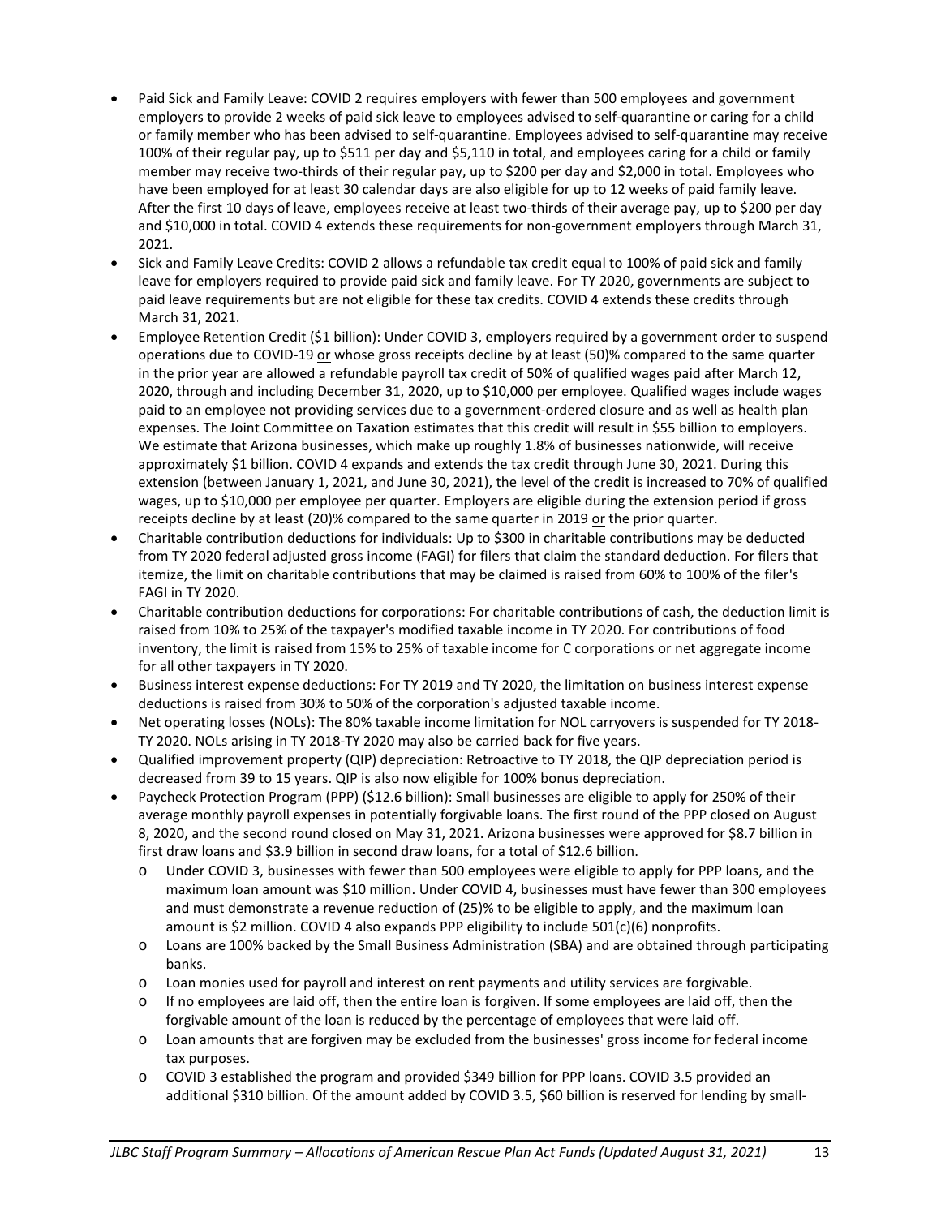- Paid Sick and Family Leave: COVID 2 requires employers with fewer than 500 employees and government employers to provide 2 weeks of paid sick leave to employees advised to self-quarantine or caring for a child or family member who has been advised to self-quarantine. Employees advised to self-quarantine may receive 100% of their regular pay, up to $511 per day and $5,110 in total, and employees caring for a child or family member may receive two-thirds of their regular pay, up to $200 per day and $2,000 in total. Employees who have been employed for at least 30 calendar days are also eligible for up to 12 weeks of paid family leave. After the first 10 days of leave, employees receive at least two-thirds of their average pay, up to $200 per day and $10,000 in total. COVID 4 extends these requirements for non-government employers through March 31, 2021.
- Sick and Family Leave Credits: COVID 2 allows a refundable tax credit equal to 100% of paid sick and family leave for employers required to provide paid sick and family leave. For TY 2020, governments are subject to paid leave requirements but are not eligible for these tax credits. COVID 4 extends these credits through March 31, 2021.
- Employee Retention Credit ($1 billion): Under COVID 3, employers required by a government order to suspend operations due to COVID-19 or whose gross receipts decline by at least (50)% compared to the same quarter in the prior year are allowed a refundable payroll tax credit of 50% of qualified wages paid after March 12, 2020, through and including December 31, 2020, up to $10,000 per employee. Qualified wages include wages paid to an employee not providing services due to a government-ordered closure and as well as health plan expenses. The Joint Committee on Taxation estimates that this credit will result in $55 billion to employers. We estimate that Arizona businesses, which make up roughly 1.8% of businesses nationwide, will receive approximately $1 billion. COVID 4 expands and extends the tax credit through June 30, 2021. During this extension (between January 1, 2021, and June 30, 2021), the level of the credit is increased to 70% of qualified wages, up to $10,000 per employee per quarter. Employers are eligible during the extension period if gross receipts decline by at least (20)% compared to the same quarter in 2019 or the prior quarter.
- Charitable contribution deductions for individuals: Up to $300 in charitable contributions may be deducted from TY 2020 federal adjusted gross income (FAGI) for filers that claim the standard deduction. For filers that itemize, the limit on charitable contributions that may be claimed is raised from 60% to 100% of the filer's FAGI in TY 2020.
- Charitable contribution deductions for corporations: For charitable contributions of cash, the deduction limit is raised from 10% to 25% of the taxpayer's modified taxable income in TY 2020. For contributions of food inventory, the limit is raised from 15% to 25% of taxable income for C corporations or net aggregate income for all other taxpayers in TY 2020.
- Business interest expense deductions: For TY 2019 and TY 2020, the limitation on business interest expense deductions is raised from 30% to 50% of the corporation's adjusted taxable income.
- Net operating losses (NOLs): The 80% taxable income limitation for NOL carryovers is suspended for TY 2018-TY 2020. NOLs arising in TY 2018-TY 2020 may also be carried back for five years.
- Qualified improvement property (QIP) depreciation: Retroactive to TY 2018, the QIP depreciation period is decreased from 39 to 15 years. QIP is also now eligible for 100% bonus depreciation.
- Paycheck Protection Program (PPP) ($12.6 billion): Small businesses are eligible to apply for 250% of their average monthly payroll expenses in potentially forgivable loans. The first round of the PPP closed on August 8, 2020, and the second round closed on May 31, 2021. Arizona businesses were approved for $8.7 billion in first draw loans and $3.9 billion in second draw loans, for a total of $12.6 billion.
  - Under COVID 3, businesses with fewer than 500 employees were eligible to apply for PPP loans, and the maximum loan amount was $10 million. Under COVID 4, businesses must have fewer than 300 employees and must demonstrate a revenue reduction of (25)% to be eligible to apply, and the maximum loan amount is $2 million. COVID 4 also expands PPP eligibility to include 501(c)(6) nonprofits.
  - Loans are 100% backed by the Small Business Administration (SBA) and are obtained through participating banks.
  - Loan monies used for payroll and interest on rent payments and utility services are forgivable.
  - If no employees are laid off, then the entire loan is forgiven. If some employees are laid off, then the forgivable amount of the loan is reduced by the percentage of employees that were laid off.
  - Loan amounts that are forgiven may be excluded from the businesses' gross income for federal income tax purposes.
  - COVID 3 established the program and provided $349 billion for PPP loans. COVID 3.5 provided an additional $310 billion. Of the amount added by COVID 3.5, $60 billion is reserved for lending by small-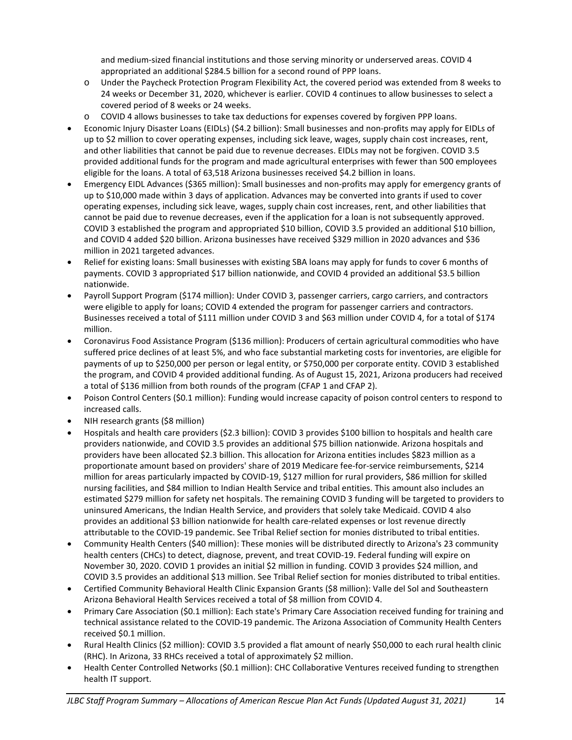and medium-sized financial institutions and those serving minority or underserved areas. COVID 4 appropriated an additional $284.5 billion for a second round of PPP loans.
  - Under the Paycheck Protection Program Flexibility Act, the covered period was extended from 8 weeks to 24 weeks or December 31, 2020, whichever is earlier. COVID 4 continues to allow businesses to select a covered period of 8 weeks or 24 weeks.
  - COVID 4 allows businesses to take tax deductions for expenses covered by forgiven PPP loans.
- Economic Injury Disaster Loans (EIDLs) ($4.2 billion): Small businesses and non-profits may apply for EIDLs of up to $2 million to cover operating expenses, including sick leave, wages, supply chain cost increases, rent, and other liabilities that cannot be paid due to revenue decreases. EIDLs may not be forgiven. COVID 3.5 provided additional funds for the program and made agricultural enterprises with fewer than 500 employees eligible for the loans. A total of 63,518 Arizona businesses received $4.2 billion in loans.
- Emergency EIDL Advances ($365 million): Small businesses and non-profits may apply for emergency grants of up to $10,000 made within 3 days of application. Advances may be converted into grants if used to cover operating expenses, including sick leave, wages, supply chain cost increases, rent, and other liabilities that cannot be paid due to revenue decreases, even if the application for a loan is not subsequently approved. COVID 3 established the program and appropriated $10 billion, COVID 3.5 provided an additional $10 billion, and COVID 4 added $20 billion. Arizona businesses have received $329 million in 2020 advances and $36 million in 2021 targeted advances.
- Relief for existing loans: Small businesses with existing SBA loans may apply for funds to cover 6 months of payments. COVID 3 appropriated $17 billion nationwide, and COVID 4 provided an additional $3.5 billion nationwide.
- Payroll Support Program ($174 million): Under COVID 3, passenger carriers, cargo carriers, and contractors were eligible to apply for loans; COVID 4 extended the program for passenger carriers and contractors. Businesses received a total of $111 million under COVID 3 and $63 million under COVID 4, for a total of $174 million.
- Coronavirus Food Assistance Program ($136 million): Producers of certain agricultural commodities who have suffered price declines of at least 5%, and who face substantial marketing costs for inventories, are eligible for payments of up to $250,000 per person or legal entity, or $750,000 per corporate entity. COVID 3 established the program, and COVID 4 provided additional funding. As of August 15, 2021, Arizona producers had received a total of $136 million from both rounds of the program (CFAP 1 and CFAP 2).
- Poison Control Centers ($0.1 million): Funding would increase capacity of poison control centers to respond to increased calls.
- NIH research grants ($8 million)
- Hospitals and health care providers ($2.3 billion): COVID 3 provides $100 billion to hospitals and health care providers nationwide, and COVID 3.5 provides an additional $75 billion nationwide. Arizona hospitals and providers have been allocated $2.3 billion. This allocation for Arizona entities includes $823 million as a proportionate amount based on providers' share of 2019 Medicare fee-for-service reimbursements, $214 million for areas particularly impacted by COVID-19, $127 million for rural providers, $86 million for skilled nursing facilities, and $84 million to Indian Health Service and tribal entities. This amount also includes an estimated $279 million for safety net hospitals. The remaining COVID 3 funding will be targeted to providers to uninsured Americans, the Indian Health Service, and providers that solely take Medicaid. COVID 4 also provides an additional $3 billion nationwide for health care-related expenses or lost revenue directly attributable to the COVID-19 pandemic. See Tribal Relief section for monies distributed to tribal entities.
- Community Health Centers ($40 million): These monies will be distributed directly to Arizona's 23 community health centers (CHCs) to detect, diagnose, prevent, and treat COVID-19. Federal funding will expire on November 30, 2020. COVID 1 provides an initial $2 million in funding. COVID 3 provides $24 million, and COVID 3.5 provides an additional $13 million. See Tribal Relief section for monies distributed to tribal entities.
- Certified Community Behavioral Health Clinic Expansion Grants ($8 million): Valle del Sol and Southeastern Arizona Behavioral Health Services received a total of $8 million from COVID 4.
- Primary Care Association ($0.1 million): Each state's Primary Care Association received funding for training and technical assistance related to the COVID-19 pandemic. The Arizona Association of Community Health Centers received $0.1 million.
- Rural Health Clinics ($2 million): COVID 3.5 provided a flat amount of nearly $50,000 to each rural health clinic (RHC). In Arizona, 33 RHCs received a total of approximately $2 million.
- Health Center Controlled Networks ($0.1 million): CHC Collaborative Ventures received funding to strengthen health IT support.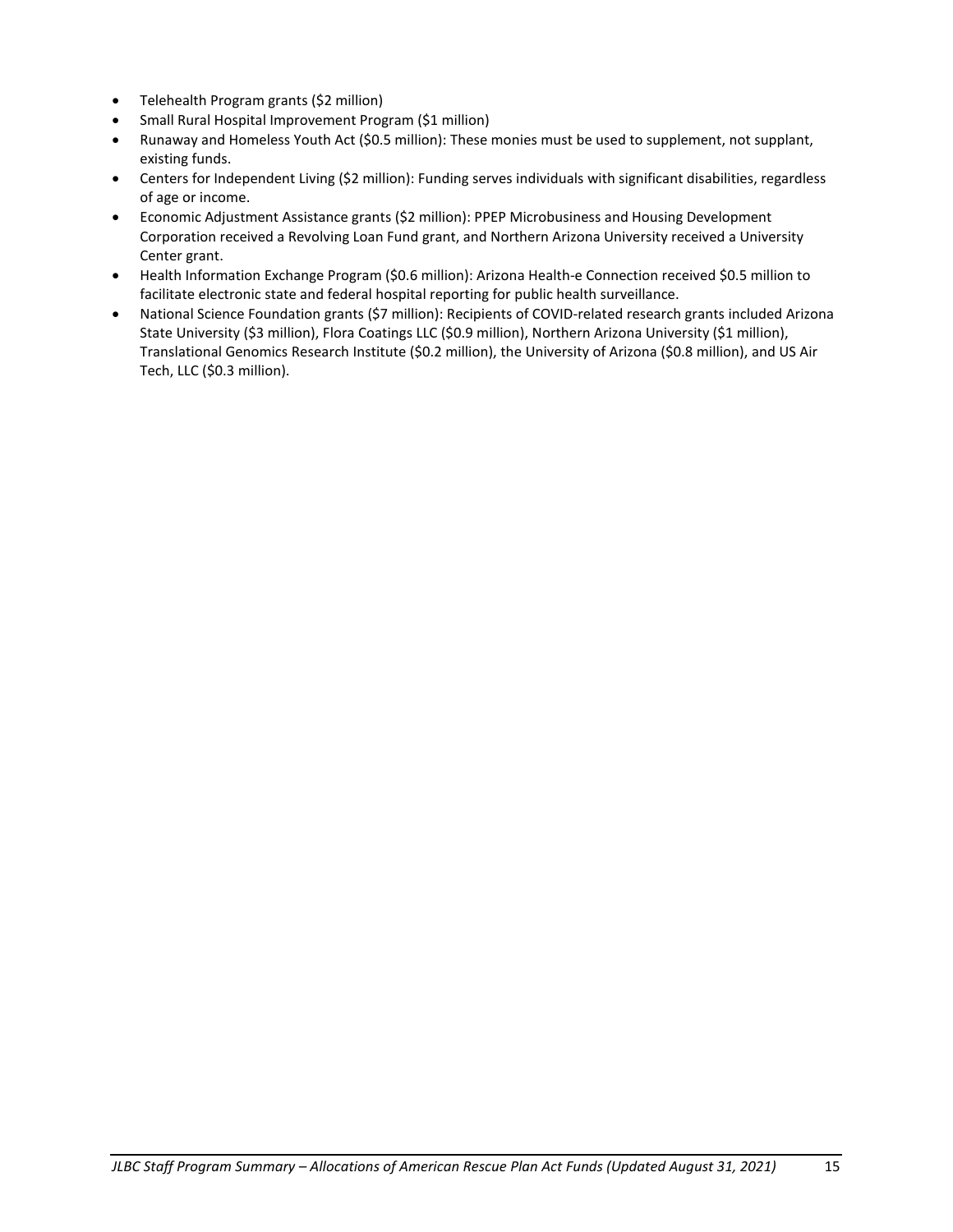- Telehealth Program grants ($2 million)
- Small Rural Hospital Improvement Program ($1 million)
- Runaway and Homeless Youth Act ($0.5 million): These monies must be used to supplement, not supplant, existing funds.
- Centers for Independent Living ($2 million): Funding serves individuals with significant disabilities, regardless of age or income.
- Economic Adjustment Assistance grants ($2 million): PPEP Microbusiness and Housing Development Corporation received a Revolving Loan Fund grant, and Northern Arizona University received a University Center grant.
- Health Information Exchange Program ($0.6 million): Arizona Health-e Connection received $0.5 million to facilitate electronic state and federal hospital reporting for public health surveillance.
- National Science Foundation grants ($7 million): Recipients of COVID-related research grants included Arizona State University ($3 million), Flora Coatings LLC ($0.9 million), Northern Arizona University ($1 million), Translational Genomics Research Institute ($0.2 million), the University of Arizona ($0.8 million), and US Air Tech, LLC ($0.3 million).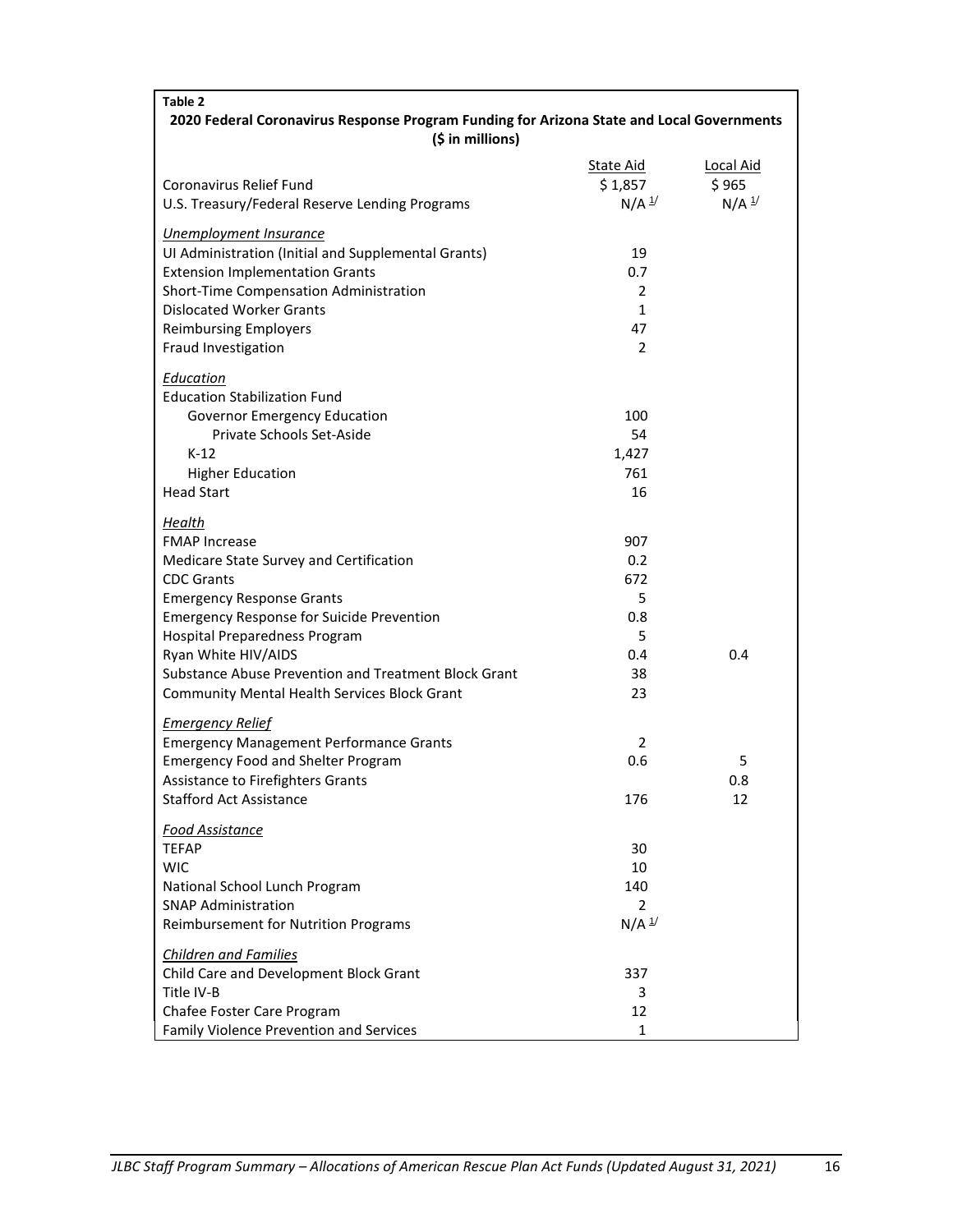**Table 2**

**2020 Federal Coronavirus Response Program Funding for Arizona State and Local Governments**
**($ in millions)**

| | State Aid | Local Aid |
|---|---|---|
| Coronavirus Relief Fund | $ 1,857 | $ 965 |
| U.S. Treasury/Federal Reserve Lending Programs | N/A [1/] | N/A [1/] |
| ***Unemployment Insurance*** | | |
| UI Administration (Initial and Supplemental Grants) | 19 | |
| Extension Implementation Grants | 0.7 | |
| Short-Time Compensation Administration | 2 | |
| Dislocated Worker Grants | 1 | |
| Reimbursing Employers | 47 | |
| Fraud Investigation | 2 | |
| ***Education*** | | |
| Education Stabilization Fund | | |
| Governor Emergency Education | 100 | |
| Private Schools Set-Aside | 54 | |
| K-12 | 1,427 | |
| Higher Education | 761 | |
| Head Start | 16 | |
| ***Health*** | | |
| FMAP Increase | 907 | |
| Medicare State Survey and Certification | 0.2 | |
| CDC Grants | 672 | |
| Emergency Response Grants | 5 | |
| Emergency Response for Suicide Prevention | 0.8 | |
| Hospital Preparedness Program | 5 | |
| Ryan White HIV/AIDS | 0.4 | 0.4 |
| Substance Abuse Prevention and Treatment Block Grant | 38 | |
| Community Mental Health Services Block Grant | 23 | |
| ***Emergency Relief*** | | |
| Emergency Management Performance Grants | 2 | |
| Emergency Food and Shelter Program | 0.6 | 5 |
| Assistance to Firefighters Grants | | 0.8 |
| Stafford Act Assistance | 176 | 12 |
| ***Food Assistance*** | | |
| TEFAP | 30 | |
| WIC | 10 | |
| National School Lunch Program | 140 | |
| SNAP Administration | 2 | |
| Reimbursement for Nutrition Programs | N/A [1/] | |
| ***Children and Families*** | | |
| Child Care and Development Block Grant | 337 | |
| Title IV-B | 3 | |
| Chafee Foster Care Program | 12 | |
| Family Violence Prevention and Services | 1 | |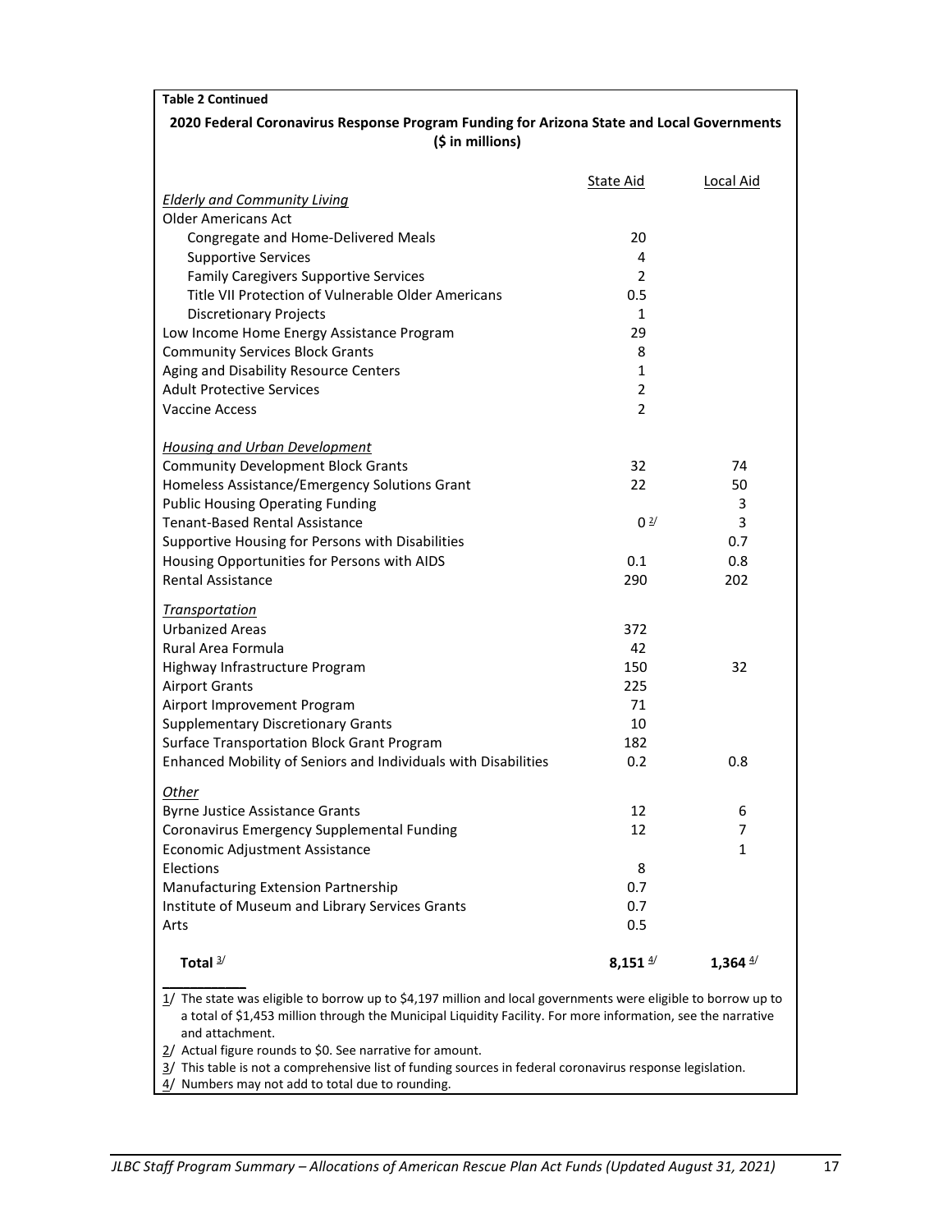**Table 2 Continued**

**2020 Federal Coronavirus Response Program Funding for Arizona State and Local Governments ($ in millions)**

| | State Aid | Local Aid |
|---|---|---|
| *Elderly and Community Living* | | |
| Older Americans Act | | |
| Congregate and Home-Delivered Meals | 20 | |
| Supportive Services | 4 | |
| Family Caregivers Supportive Services | 2 | |
| Title VII Protection of Vulnerable Older Americans | 0.5 | |
| Discretionary Projects | 1 | |
| Low Income Home Energy Assistance Program | 29 | |
| Community Services Block Grants | 8 | |
| Aging and Disability Resource Centers | 1 | |
| Adult Protective Services | 2 | |
| Vaccine Access | 2 | |
| *Housing and Urban Development* | | |
| Community Development Block Grants | 32 | 74 |
| Homeless Assistance/Emergency Solutions Grant | 22 | 50 |
| Public Housing Operating Funding | | 3 |
| Tenant-Based Rental Assistance | 0 [2/] | 3 |
| Supportive Housing for Persons with Disabilities | | 0.7 |
| Housing Opportunities for Persons with AIDS | 0.1 | 0.8 |
| Rental Assistance | 290 | 202 |
| *Transportation* | | |
| Urbanized Areas | 372 | |
| Rural Area Formula | 42 | |
| Highway Infrastructure Program | 150 | 32 |
| Airport Grants | 225 | |
| Airport Improvement Program | 71 | |
| Supplementary Discretionary Grants | 10 | |
| Surface Transportation Block Grant Program | 182 | |
| Enhanced Mobility of Seniors and Individuals with Disabilities | 0.2 | 0.8 |
| *Other* | | |
| Byrne Justice Assistance Grants | 12 | 6 |
| Coronavirus Emergency Supplemental Funding | 12 | 7 |
| Economic Adjustment Assistance | | 1 |
| Elections | 8 | |
| Manufacturing Extension Partnership | 0.7 | |
| Institute of Museum and Library Services Grants | 0.7 | |
| Arts | 0.5 | |
| **Total** [3/] | **8,151** [4/] | **1,364** [4/] |

1/ The state was eligible to borrow up to $4,197 million and local governments were eligible to borrow up to a total of $1,453 million through the Municipal Liquidity Facility. For more information, see the narrative and attachment.

2/ Actual figure rounds to $0. See narrative for amount.

3/ This table is not a comprehensive list of funding sources in federal coronavirus response legislation.

4/ Numbers may not add to total due to rounding.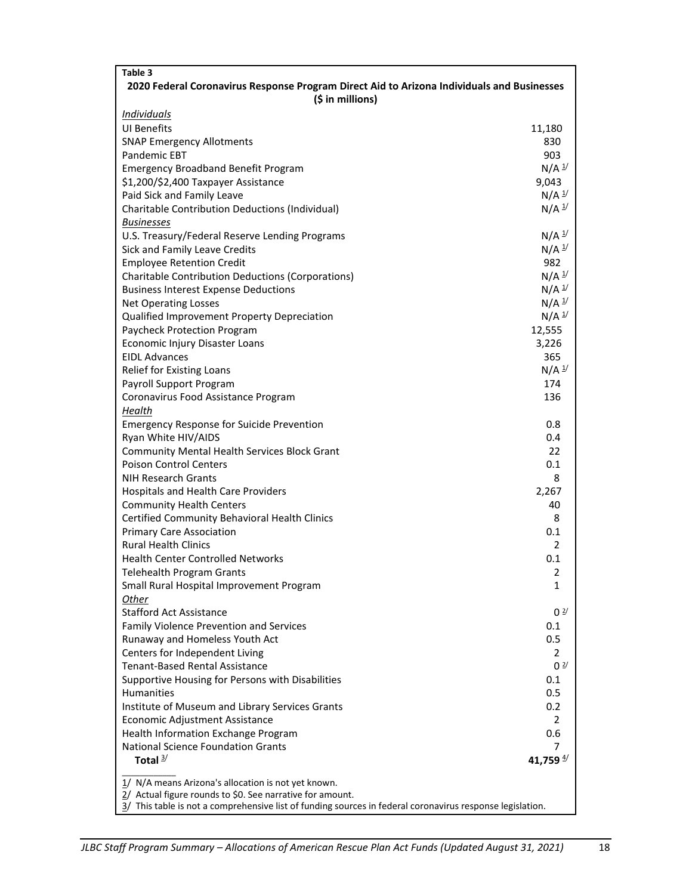**Table 3**

**2020 Federal Coronavirus Response Program Direct Aid to Arizona Individuals and Businesses**
**($ in millions)**

| | |
|---|---|
| *Individuals* | |
| UI Benefits | 11,180 |
| SNAP Emergency Allotments | 830 |
| Pandemic EBT | 903 |
| Emergency Broadband Benefit Program | N/A 1/ |
| $1,200/$2,400 Taxpayer Assistance | 9,043 |
| Paid Sick and Family Leave | N/A 1/ |
| Charitable Contribution Deductions (Individual) | N/A 1/ |
| *Businesses* | |
| U.S. Treasury/Federal Reserve Lending Programs | N/A 1/ |
| Sick and Family Leave Credits | N/A 1/ |
| Employee Retention Credit | 982 |
| Charitable Contribution Deductions (Corporations) | N/A 1/ |
| Business Interest Expense Deductions | N/A 1/ |
| Net Operating Losses | N/A 1/ |
| Qualified Improvement Property Depreciation | N/A 1/ |
| Paycheck Protection Program | 12,555 |
| Economic Injury Disaster Loans | 3,226 |
| EIDL Advances | 365 |
| Relief for Existing Loans | N/A 1/ |
| Payroll Support Program | 174 |
| Coronavirus Food Assistance Program | 136 |
| *Health* | |
| Emergency Response for Suicide Prevention | 0.8 |
| Ryan White HIV/AIDS | 0.4 |
| Community Mental Health Services Block Grant | 22 |
| Poison Control Centers | 0.1 |
| NIH Research Grants | 8 |
| Hospitals and Health Care Providers | 2,267 |
| Community Health Centers | 40 |
| Certified Community Behavioral Health Clinics | 8 |
| Primary Care Association | 0.1 |
| Rural Health Clinics | 2 |
| Health Center Controlled Networks | 0.1 |
| Telehealth Program Grants | 2 |
| Small Rural Hospital Improvement Program | 1 |
| *Other* | |
| Stafford Act Assistance | 0 2/ |
| Family Violence Prevention and Services | 0.1 |
| Runaway and Homeless Youth Act | 0.5 |
| Centers for Independent Living | 2 |
| Tenant-Based Rental Assistance | 0 2/ |
| Supportive Housing for Persons with Disabilities | 0.1 |
| Humanities | 0.5 |
| Institute of Museum and Library Services Grants | 0.2 |
| Economic Adjustment Assistance | 2 |
| Health Information Exchange Program | 0.6 |
| National Science Foundation Grants | 7 |
| **Total** 3/ | **41,759** 4/ |

1/ N/A means Arizona's allocation is not yet known.
2/ Actual figure rounds to $0. See narrative for amount.
3/ This table is not a comprehensive list of funding sources in federal coronavirus response legislation.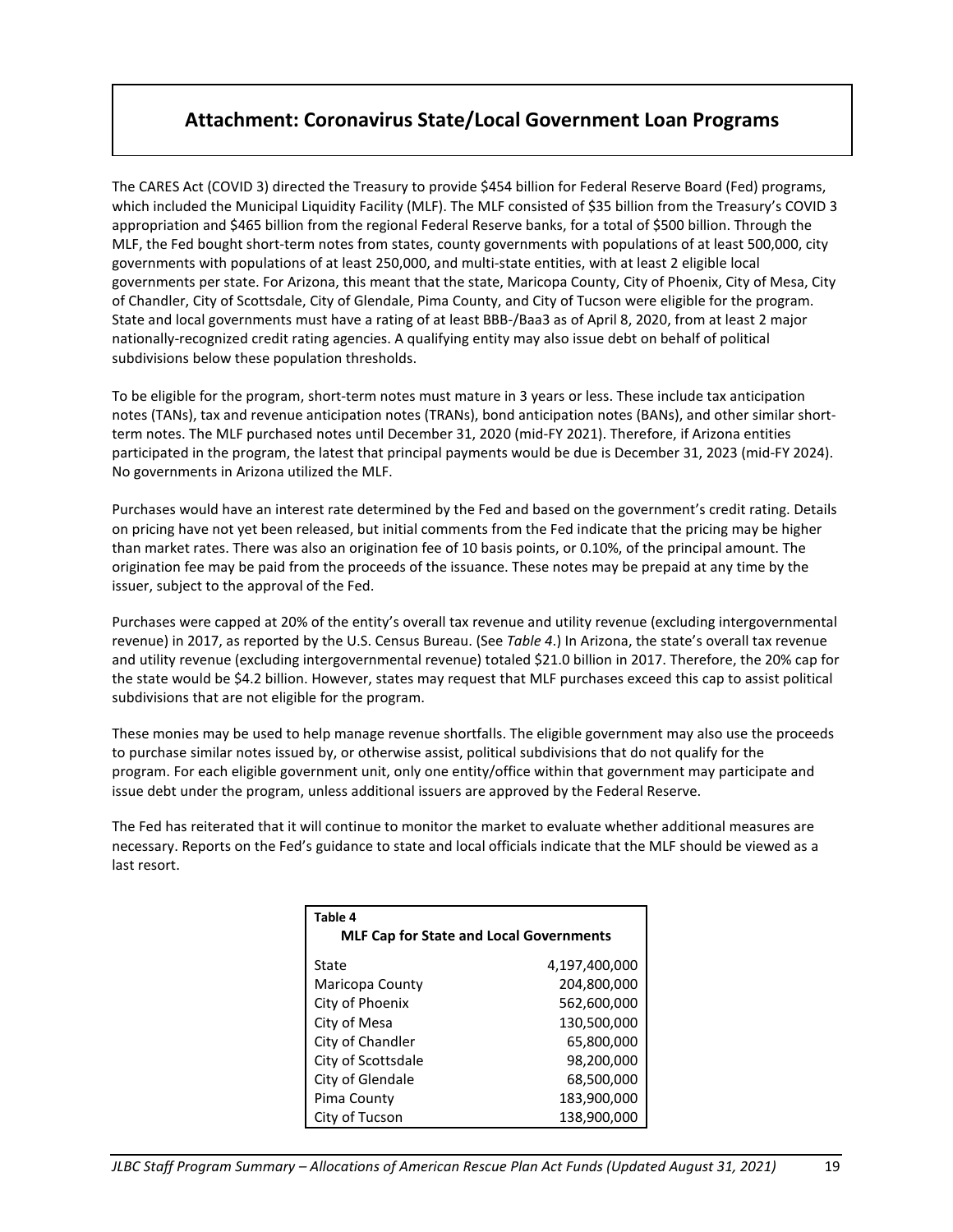# Attachment: Coronavirus State/Local Government Loan Programs

The CARES Act (COVID 3) directed the Treasury to provide $454 billion for Federal Reserve Board (Fed) programs, which included the Municipal Liquidity Facility (MLF). The MLF consisted of $35 billion from the Treasury's COVID 3 appropriation and $465 billion from the regional Federal Reserve banks, for a total of $500 billion. Through the MLF, the Fed bought short-term notes from states, county governments with populations of at least 500,000, city governments with populations of at least 250,000, and multi-state entities, with at least 2 eligible local governments per state. For Arizona, this meant that the state, Maricopa County, City of Phoenix, City of Mesa, City of Chandler, City of Scottsdale, City of Glendale, Pima County, and City of Tucson were eligible for the program. State and local governments must have a rating of at least BBB-/Baa3 as of April 8, 2020, from at least 2 major nationally-recognized credit rating agencies. A qualifying entity may also issue debt on behalf of political subdivisions below these population thresholds.

To be eligible for the program, short-term notes must mature in 3 years or less. These include tax anticipation notes (TANs), tax and revenue anticipation notes (TRANs), bond anticipation notes (BANs), and other similar short-term notes. The MLF purchased notes until December 31, 2020 (mid-FY 2021). Therefore, if Arizona entities participated in the program, the latest that principal payments would be due is December 31, 2023 (mid-FY 2024). No governments in Arizona utilized the MLF.

Purchases would have an interest rate determined by the Fed and based on the government's credit rating. Details on pricing have not yet been released, but initial comments from the Fed indicate that the pricing may be higher than market rates. There was also an origination fee of 10 basis points, or 0.10%, of the principal amount. The origination fee may be paid from the proceeds of the issuance. These notes may be prepaid at any time by the issuer, subject to the approval of the Fed.

Purchases were capped at 20% of the entity's overall tax revenue and utility revenue (excluding intergovernmental revenue) in 2017, as reported by the U.S. Census Bureau. (See *Table 4*.) In Arizona, the state's overall tax revenue and utility revenue (excluding intergovernmental revenue) totaled $21.0 billion in 2017. Therefore, the 20% cap for the state would be $4.2 billion. However, states may request that MLF purchases exceed this cap to assist political subdivisions that are not eligible for the program.

These monies may be used to help manage revenue shortfalls. The eligible government may also use the proceeds to purchase similar notes issued by, or otherwise assist, political subdivisions that do not qualify for the program. For each eligible government unit, only one entity/office within that government may participate and issue debt under the program, unless additional issuers are approved by the Federal Reserve.

The Fed has reiterated that it will continue to monitor the market to evaluate whether additional measures are necessary. Reports on the Fed's guidance to state and local officials indicate that the MLF should be viewed as a last resort.

**Table 4**
**MLF Cap for State and Local Governments**

| | |
|---|---:|
| State | 4,197,400,000 |
| Maricopa County | 204,800,000 |
| City of Phoenix | 562,600,000 |
| City of Mesa | 130,500,000 |
| City of Chandler | 65,800,000 |
| City of Scottsdale | 98,200,000 |
| City of Glendale | 68,500,000 |
| Pima County | 183,900,000 |
| City of Tucson | 138,900,000 |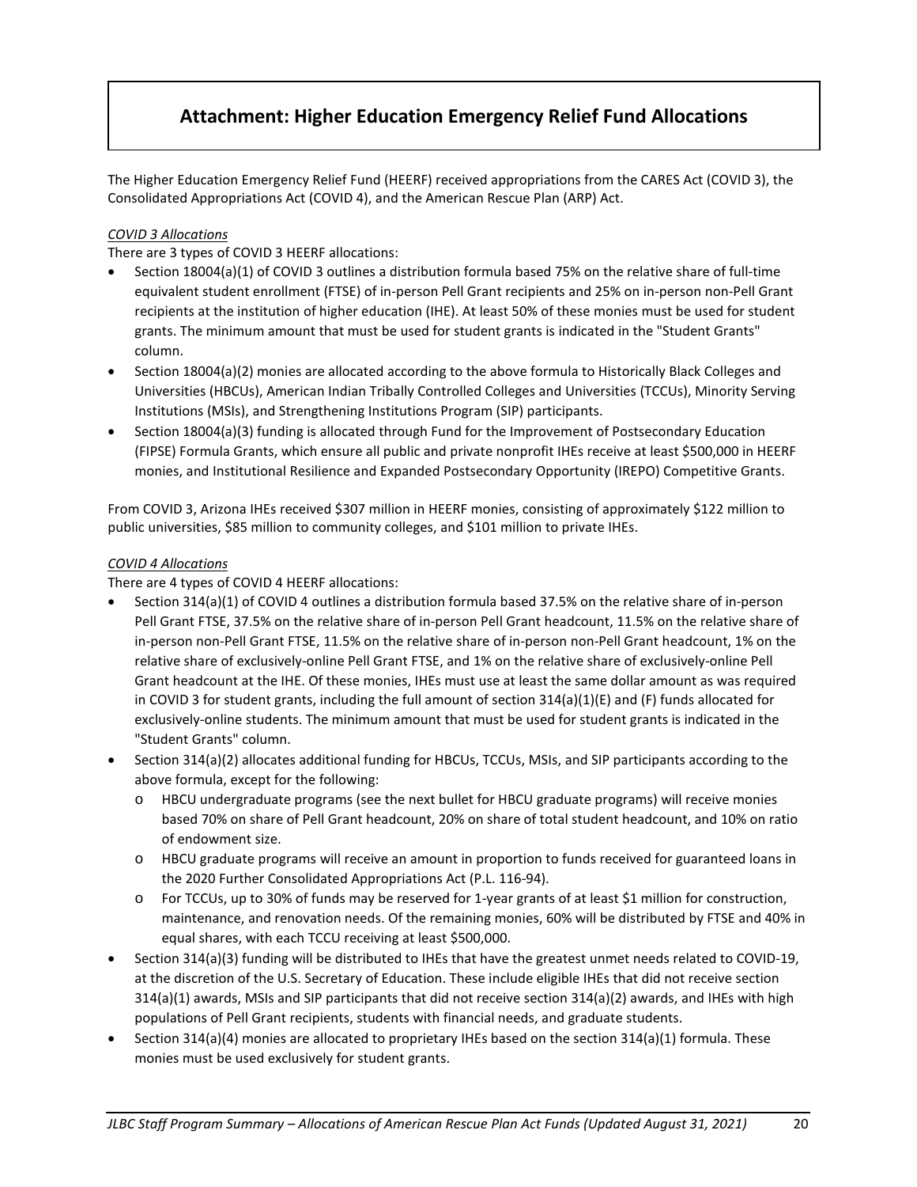# Attachment: Higher Education Emergency Relief Fund Allocations

The Higher Education Emergency Relief Fund (HEERF) received appropriations from the CARES Act (COVID 3), the Consolidated Appropriations Act (COVID 4), and the American Rescue Plan (ARP) Act.

*COVID 3 Allocations*

There are 3 types of COVID 3 HEERF allocations:

- Section 18004(a)(1) of COVID 3 outlines a distribution formula based 75% on the relative share of full-time equivalent student enrollment (FTSE) of in-person Pell Grant recipients and 25% on in-person non-Pell Grant recipients at the institution of higher education (IHE). At least 50% of these monies must be used for student grants. The minimum amount that must be used for student grants is indicated in the "Student Grants" column.
- Section 18004(a)(2) monies are allocated according to the above formula to Historically Black Colleges and Universities (HBCUs), American Indian Tribally Controlled Colleges and Universities (TCCUs), Minority Serving Institutions (MSIs), and Strengthening Institutions Program (SIP) participants.
- Section 18004(a)(3) funding is allocated through Fund for the Improvement of Postsecondary Education (FIPSE) Formula Grants, which ensure all public and private nonprofit IHEs receive at least $500,000 in HEERF monies, and Institutional Resilience and Expanded Postsecondary Opportunity (IREPO) Competitive Grants.

From COVID 3, Arizona IHEs received $307 million in HEERF monies, consisting of approximately $122 million to public universities, $85 million to community colleges, and $101 million to private IHEs.

*COVID 4 Allocations*

There are 4 types of COVID 4 HEERF allocations:

- Section 314(a)(1) of COVID 4 outlines a distribution formula based 37.5% on the relative share of in-person Pell Grant FTSE, 37.5% on the relative share of in-person Pell Grant headcount, 11.5% on the relative share of in-person non-Pell Grant FTSE, 11.5% on the relative share of in-person non-Pell Grant headcount, 1% on the relative share of exclusively-online Pell Grant FTSE, and 1% on the relative share of exclusively-online Pell Grant headcount at the IHE. Of these monies, IHEs must use at least the same dollar amount as was required in COVID 3 for student grants, including the full amount of section 314(a)(1)(E) and (F) funds allocated for exclusively-online students. The minimum amount that must be used for student grants is indicated in the "Student Grants" column.
- Section 314(a)(2) allocates additional funding for HBCUs, TCCUs, MSIs, and SIP participants according to the above formula, except for the following:
  - HBCU undergraduate programs (see the next bullet for HBCU graduate programs) will receive monies based 70% on share of Pell Grant headcount, 20% on share of total student headcount, and 10% on ratio of endowment size.
  - HBCU graduate programs will receive an amount in proportion to funds received for guaranteed loans in the 2020 Further Consolidated Appropriations Act (P.L. 116-94).
  - For TCCUs, up to 30% of funds may be reserved for 1-year grants of at least $1 million for construction, maintenance, and renovation needs. Of the remaining monies, 60% will be distributed by FTSE and 40% in equal shares, with each TCCU receiving at least $500,000.
- Section 314(a)(3) funding will be distributed to IHEs that have the greatest unmet needs related to COVID-19, at the discretion of the U.S. Secretary of Education. These include eligible IHEs that did not receive section 314(a)(1) awards, MSIs and SIP participants that did not receive section 314(a)(2) awards, and IHEs with high populations of Pell Grant recipients, students with financial needs, and graduate students.
- Section 314(a)(4) monies are allocated to proprietary IHEs based on the section 314(a)(1) formula. These monies must be used exclusively for student grants.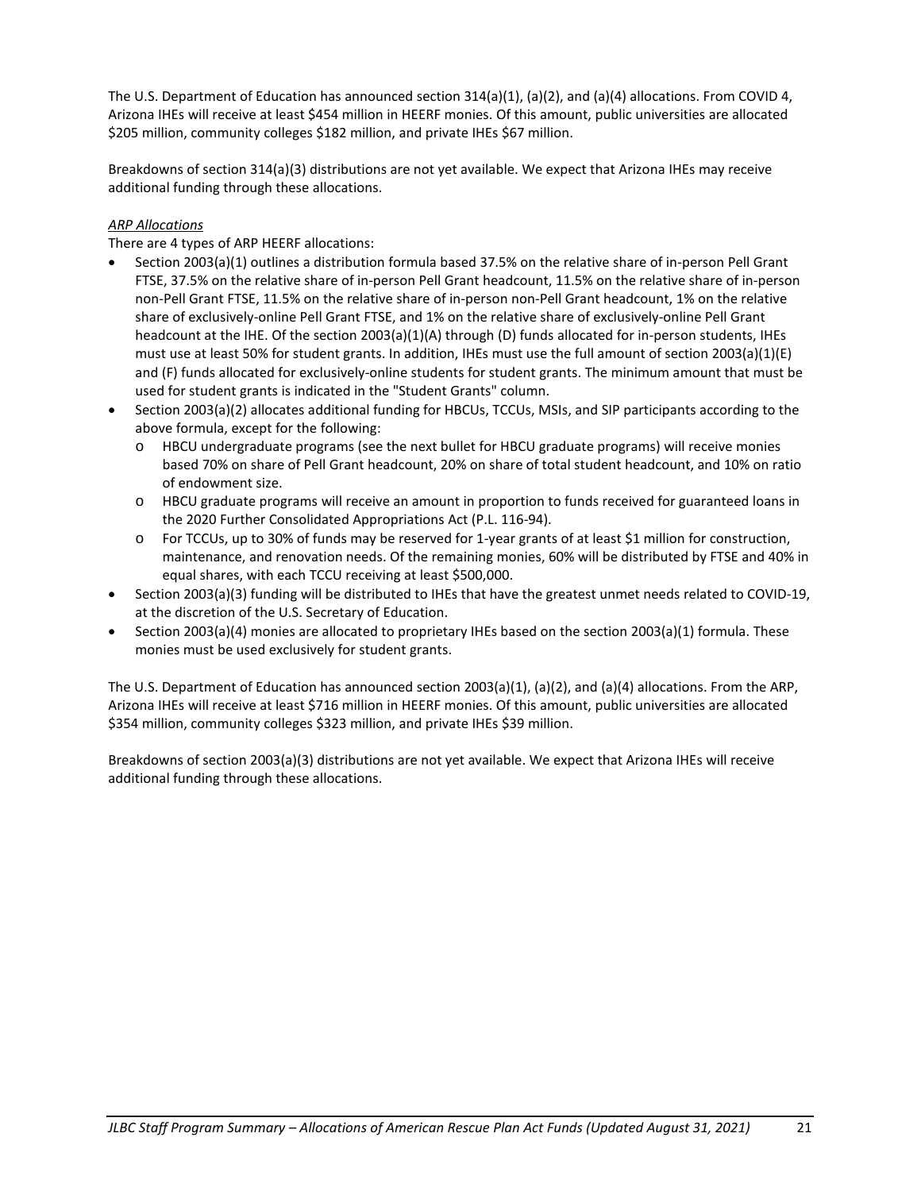The U.S. Department of Education has announced section 314(a)(1), (a)(2), and (a)(4) allocations. From COVID 4, Arizona IHEs will receive at least $454 million in HEERF monies. Of this amount, public universities are allocated $205 million, community colleges $182 million, and private IHEs $67 million.

Breakdowns of section 314(a)(3) distributions are not yet available. We expect that Arizona IHEs may receive additional funding through these allocations.

*ARP Allocations*

There are 4 types of ARP HEERF allocations:

- Section 2003(a)(1) outlines a distribution formula based 37.5% on the relative share of in-person Pell Grant FTSE, 37.5% on the relative share of in-person Pell Grant headcount, 11.5% on the relative share of in-person non-Pell Grant FTSE, 11.5% on the relative share of in-person non-Pell Grant headcount, 1% on the relative share of exclusively-online Pell Grant FTSE, and 1% on the relative share of exclusively-online Pell Grant headcount at the IHE. Of the section 2003(a)(1)(A) through (D) funds allocated for in-person students, IHEs must use at least 50% for student grants. In addition, IHEs must use the full amount of section 2003(a)(1)(E) and (F) funds allocated for exclusively-online students for student grants. The minimum amount that must be used for student grants is indicated in the "Student Grants" column.
- Section 2003(a)(2) allocates additional funding for HBCUs, TCCUs, MSIs, and SIP participants according to the above formula, except for the following:
  - HBCU undergraduate programs (see the next bullet for HBCU graduate programs) will receive monies based 70% on share of Pell Grant headcount, 20% on share of total student headcount, and 10% on ratio of endowment size.
  - HBCU graduate programs will receive an amount in proportion to funds received for guaranteed loans in the 2020 Further Consolidated Appropriations Act (P.L. 116-94).
  - For TCCUs, up to 30% of funds may be reserved for 1-year grants of at least $1 million for construction, maintenance, and renovation needs. Of the remaining monies, 60% will be distributed by FTSE and 40% in equal shares, with each TCCU receiving at least $500,000.
- Section 2003(a)(3) funding will be distributed to IHEs that have the greatest unmet needs related to COVID-19, at the discretion of the U.S. Secretary of Education.
- Section 2003(a)(4) monies are allocated to proprietary IHEs based on the section 2003(a)(1) formula. These monies must be used exclusively for student grants.

The U.S. Department of Education has announced section 2003(a)(1), (a)(2), and (a)(4) allocations. From the ARP, Arizona IHEs will receive at least $716 million in HEERF monies. Of this amount, public universities are allocated $354 million, community colleges $323 million, and private IHEs $39 million.

Breakdowns of section 2003(a)(3) distributions are not yet available. We expect that Arizona IHEs will receive additional funding through these allocations.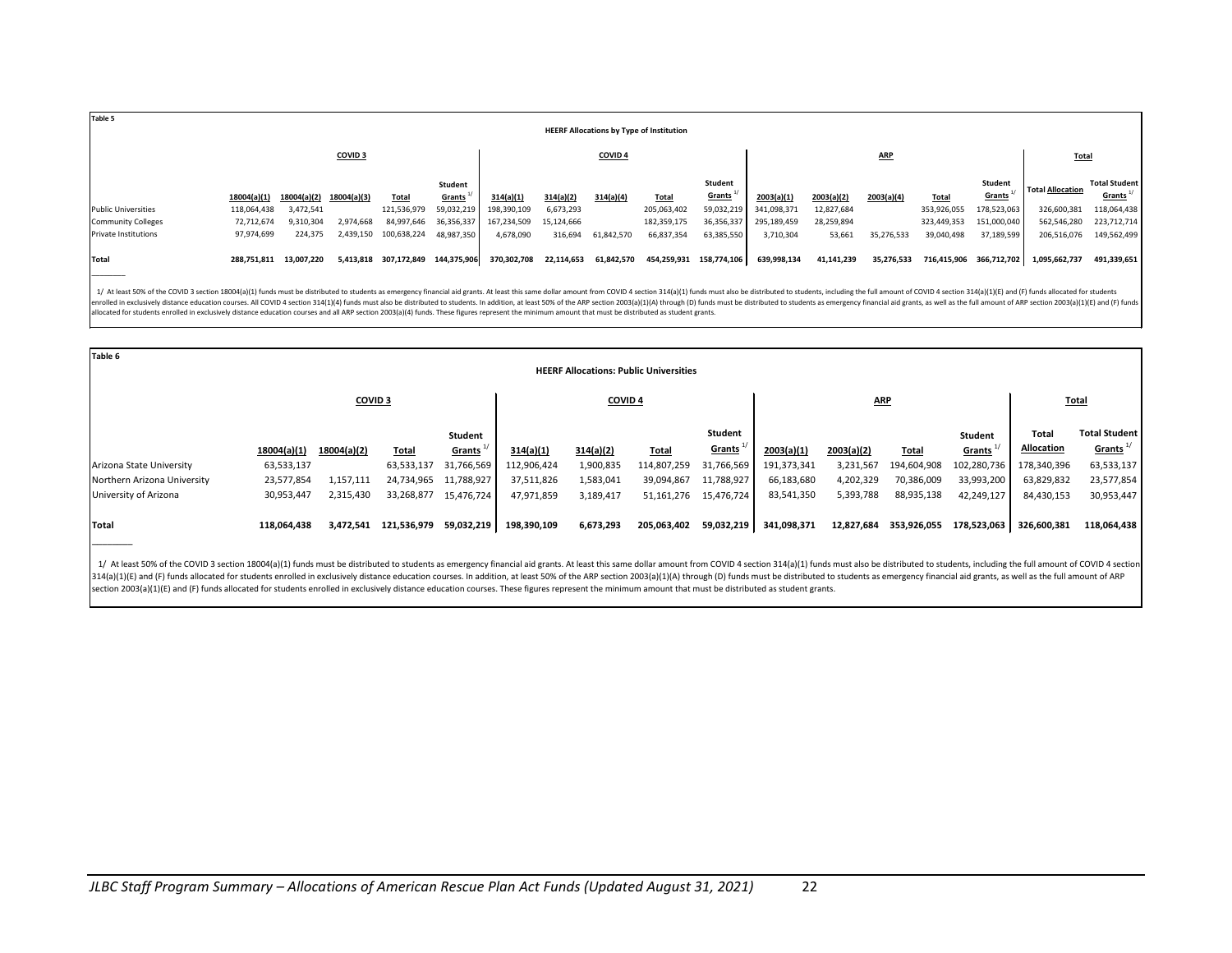Table 5

**HEERF Allocations by Type of Institution**

| | COVID 3 | | | | | COVID 4 | | | | | ARP | | | | | Total | |
|---|---|---|---|---|---|---|---|---|---|---|---|---|---|---|---|---|---|
| | 18004(a)(1) | 18004(a)(2) | 18004(a)(3) | Total | Student Grants 1/ | 314(a)(1) | 314(a)(2) | 314(a)(4) | Total | Student Grants 1/ | 2003(a)(1) | 2003(a)(2) | 2003(a)(4) | Total | Student Grants 1/ | Total Allocation | Total Student Grants 1/ |
| Public Universities | 118,064,438 | 3,472,541 | | 121,536,979 | 59,032,219 | 198,390,109 | 6,673,293 | | 205,063,402 | 59,032,219 | 341,098,371 | 12,827,684 | | 353,926,055 | 178,523,063 | 326,600,381 | 118,064,438 |
| Community Colleges | 72,712,674 | 9,310,304 | 2,974,668 | 84,997,646 | 36,356,337 | 167,234,509 | 15,124,666 | | 182,359,175 | 36,356,337 | 295,189,459 | 28,259,894 | | 323,449,353 | 151,000,040 | 562,546,280 | 223,712,714 |
| Private Institutions | 97,974,699 | 224,375 | 2,439,150 | 100,638,224 | 48,987,350 | 4,678,090 | 316,694 | 61,842,570 | 66,837,354 | 63,385,550 | 3,710,304 | 53,661 | 35,276,533 | 39,040,498 | 37,189,599 | 206,516,076 | 149,562,499 |
| **Total** | **288,751,811** | **13,007,220** | **5,413,818** | **307,172,849** | **144,375,906** | **370,302,708** | **22,114,653** | **61,842,570** | **454,259,931** | **158,774,106** | **639,998,134** | **41,141,239** | **35,276,533** | **716,415,906** | **366,712,702** | **1,095,662,737** | **491,339,651** |

1/ At least 50% of the COVID 3 section 18004(a)(1) funds must be distributed to students as emergency financial aid grants. At least this same dollar amount from COVID 4 section 314(a)(1) funds must also be distributed to students, including the full amount of COVID 4 section 314(a)(1)(E) and (F) funds allocated for students enrolled in exclusively distance education courses. All COVID 4 section 314(1)(4) funds must also be distributed to students. In addition, at least 50% of the ARP section 2003(a)(1)(A) through (D) funds must be distributed to students as emergency financial aid grants, as well as the full amount of ARP section 2003(a)(1)(E) and (F) funds allocated for students enrolled in exclusively distance education courses and all ARP section 2003(a)(4) funds. These figures represent the minimum amount that must be distributed as student grants.

Table 6

**HEERF Allocations: Public Universities**

| | COVID 3 | | | | COVID 4 | | | | ARP | | | | Total | |
|---|---|---|---|---|---|---|---|---|---|---|---|---|---|---|
| | 18004(a)(1) | 18004(a)(2) | Total | Student Grants 1/ | 314(a)(1) | 314(a)(2) | Total | Student Grants 1/ | 2003(a)(1) | 2003(a)(2) | Total | Student Grants 1/ | Total Allocation | Total Student Grants 1/ |
| Arizona State University | 63,533,137 | | 63,533,137 | 31,766,569 | 112,906,424 | 1,900,835 | 114,807,259 | 31,766,569 | 191,373,341 | 3,231,567 | 194,604,908 | 102,280,736 | 178,340,396 | 63,533,137 |
| Northern Arizona University | 23,577,854 | 1,157,111 | 24,734,965 | 11,788,927 | 37,511,826 | 1,583,041 | 39,094,867 | 11,788,927 | 66,183,680 | 4,202,329 | 70,386,009 | 33,993,200 | 63,829,832 | 23,577,854 |
| University of Arizona | 30,953,447 | 2,315,430 | 33,268,877 | 15,476,724 | 47,971,859 | 3,189,417 | 51,161,276 | 15,476,724 | 83,541,350 | 5,393,788 | 88,935,138 | 42,249,127 | 84,430,153 | 30,953,447 |
| **Total** | **118,064,438** | **3,472,541** | **121,536,979** | **59,032,219** | **198,390,109** | **6,673,293** | **205,063,402** | **59,032,219** | **341,098,371** | **12,827,684** | **353,926,055** | **178,523,063** | **326,600,381** | **118,064,438** |

1/ At least 50% of the COVID 3 section 18004(a)(1) funds must be distributed to students as emergency financial aid grants. At least this same dollar amount from COVID 4 section 314(a)(1) funds must also be distributed to students, including the full amount of COVID 4 section 314(a)(1)(E) and (F) funds allocated for students enrolled in exclusively distance education courses. In addition, at least 50% of the ARP section 2003(a)(1)(A) through (D) funds must be distributed to students as emergency financial aid grants, as well as the full amount of ARP section 2003(a)(1)(E) and (F) funds allocated for students enrolled in exclusively distance education courses. These figures represent the minimum amount that must be distributed as student grants.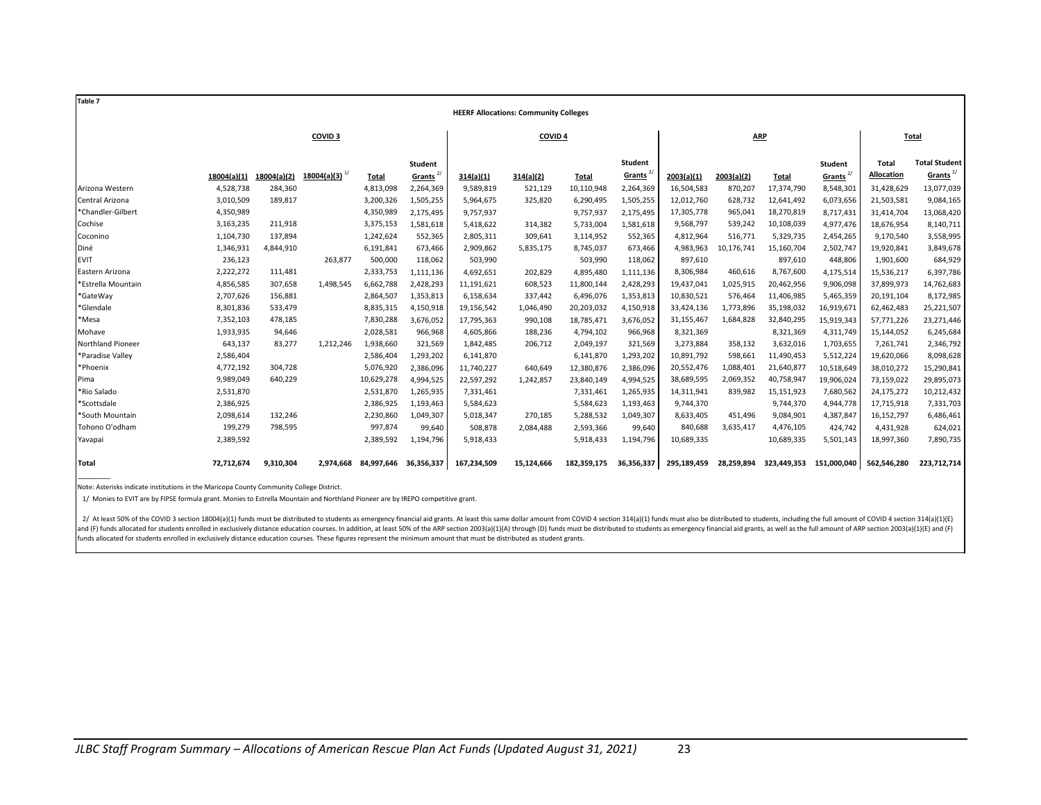**Table 7**

**HEERF Allocations: Community Colleges**

| | COVID 3 | | | | | COVID 4 | | | | ARP | | | | Total | |
|---|---|---|---|---|---|---|---|---|---|---|---|---|---|---|---|
| | 18004(a)(1) | 18004(a)(2) | 18004(a)(3) 1/ | Total | Student Grants 2/ | 314(a)(1) | 314(a)(2) | Total | Student Grants 2/ | 2003(a)(1) | 2003(a)(2) | Total | Student Grants 2/ | Total Allocation | Total Student Grants 2/ |
| Arizona Western | 4,528,738 | 284,360 | | 4,813,098 | 2,264,369 | 9,589,819 | 521,129 | 10,110,948 | 2,264,369 | 16,504,583 | 870,207 | 17,374,790 | 8,548,301 | 31,428,629 | 13,077,039 |
| Central Arizona | 3,010,509 | 189,817 | | 3,200,326 | 1,505,255 | 5,964,675 | 325,820 | 6,290,495 | 1,505,255 | 12,012,760 | 628,732 | 12,641,492 | 6,073,656 | 21,503,581 | 9,084,165 |
| *Chandler-Gilbert | 4,350,989 | | | 4,350,989 | 2,175,495 | 9,757,937 | | 9,757,937 | 2,175,495 | 17,305,778 | 965,041 | 18,270,819 | 8,717,431 | 31,414,704 | 13,068,420 |
| Cochise | 3,163,235 | 211,918 | | 3,375,153 | 1,581,618 | 5,418,622 | 314,382 | 5,733,004 | 1,581,618 | 9,568,797 | 539,242 | 10,108,039 | 4,977,476 | 18,676,954 | 8,140,711 |
| Coconino | 1,104,730 | 137,894 | | 1,242,624 | 552,365 | 2,805,311 | 309,641 | 3,114,952 | 552,365 | 4,812,964 | 516,771 | 5,329,735 | 2,454,265 | 9,170,540 | 3,558,995 |
| Diné | 1,346,931 | 4,844,910 | | 6,191,841 | 673,466 | 2,909,862 | 5,835,175 | 8,745,037 | 673,466 | 4,983,963 | 10,176,741 | 15,160,704 | 2,502,747 | 19,920,841 | 3,849,678 |
| EVIT | 236,123 | | 263,877 | 500,000 | 118,062 | 503,990 | | 503,990 | 118,062 | 897,610 | | 897,610 | 448,806 | 1,901,600 | 684,929 |
| Eastern Arizona | 2,222,272 | 111,481 | | 2,333,753 | 1,111,136 | 4,692,651 | 202,829 | 4,895,480 | 1,111,136 | 8,306,984 | 460,616 | 8,767,600 | 4,175,514 | 15,536,217 | 6,397,786 |
| *Estrella Mountain | 4,856,585 | 307,658 | 1,498,545 | 6,662,788 | 2,428,293 | 11,191,621 | 608,523 | 11,800,144 | 2,428,293 | 19,437,041 | 1,025,915 | 20,462,956 | 9,906,098 | 37,899,973 | 14,762,683 |
| *GateWay | 2,707,626 | 156,881 | | 2,864,507 | 1,353,813 | 6,158,634 | 337,442 | 6,496,076 | 1,353,813 | 10,830,521 | 576,464 | 11,406,985 | 5,465,359 | 20,191,104 | 8,172,985 |
| *Glendale | 8,301,836 | 533,479 | | 8,835,315 | 4,150,918 | 19,156,542 | 1,046,490 | 20,203,032 | 4,150,918 | 33,424,136 | 1,773,896 | 35,198,032 | 16,919,671 | 62,462,483 | 25,221,507 |
| *Mesa | 7,352,103 | 478,185 | | 7,830,288 | 3,676,052 | 17,795,363 | 990,108 | 18,785,471 | 3,676,052 | 31,155,467 | 1,684,828 | 32,840,295 | 15,919,343 | 57,771,226 | 23,271,446 |
| Mohave | 1,933,935 | 94,646 | | 2,028,581 | 966,968 | 4,605,866 | 188,236 | 4,794,102 | 966,968 | 8,321,369 | | 8,321,369 | 4,311,749 | 15,144,052 | 6,245,684 |
| Northland Pioneer | 643,137 | 83,277 | 1,212,246 | 1,938,660 | 321,569 | 1,842,485 | 206,712 | 2,049,197 | 321,569 | 3,273,884 | 358,132 | 3,632,016 | 1,703,655 | 7,261,741 | 2,346,792 |
| *Paradise Valley | 2,586,404 | | | 2,586,404 | 1,293,202 | 6,141,870 | | 6,141,870 | 1,293,202 | 10,891,792 | 598,661 | 11,490,453 | 5,512,224 | 19,620,066 | 8,098,628 |
| *Phoenix | 4,772,192 | 304,728 | | 5,076,920 | 2,386,096 | 11,740,227 | 640,649 | 12,380,876 | 2,386,096 | 20,552,476 | 1,088,401 | 21,640,877 | 10,518,649 | 38,010,272 | 15,290,841 |
| Pima | 9,989,049 | 640,229 | | 10,629,278 | 4,994,525 | 22,597,292 | 1,242,857 | 23,840,149 | 4,994,525 | 38,689,595 | 2,069,352 | 40,758,947 | 19,906,024 | 73,159,022 | 29,895,073 |
| *Rio Salado | 2,531,870 | | | 2,531,870 | 1,265,935 | 7,331,461 | | 7,331,461 | 1,265,935 | 14,311,941 | 839,982 | 15,151,923 | 7,680,562 | 24,175,272 | 10,212,432 |
| *Scottsdale | 2,386,925 | | | 2,386,925 | 1,193,463 | 5,584,623 | | 5,584,623 | 1,193,463 | 9,744,370 | | 9,744,370 | 4,944,778 | 17,715,918 | 7,331,703 |
| *South Mountain | 2,098,614 | 132,246 | | 2,230,860 | 1,049,307 | 5,018,347 | 270,185 | 5,288,532 | 1,049,307 | 8,633,405 | 451,496 | 9,084,901 | 4,387,847 | 16,152,797 | 6,486,461 |
| Tohono O'odham | 199,279 | 798,595 | | 997,874 | 99,640 | 508,878 | 2,084,488 | 2,593,366 | 99,640 | 840,688 | 3,635,417 | 4,476,105 | 424,742 | 4,431,928 | 624,021 |
| Yavapai | 2,389,592 | | | 2,389,592 | 1,194,796 | 5,918,433 | | 5,918,433 | 1,194,796 | 10,689,335 | | 10,689,335 | 5,501,143 | 18,997,360 | 7,890,735 |
| **Total** | **72,712,674** | **9,310,304** | **2,974,668** | **84,997,646** | **36,356,337** | **167,234,509** | **15,124,666** | **182,359,175** | **36,356,337** | **295,189,459** | **28,259,894** | **323,449,353** | **151,000,040** | **562,546,280** | **223,712,714** |

Note: Asterisks indicate institutions in the Maricopa County Community College District.

1/ Monies to EVIT are by FIPSE formula grant. Monies to Estrella Mountain and Northland Pioneer are by IREPO competitive grant.

2/ At least 50% of the COVID 3 section 18004(a)(1) funds must be distributed to students as emergency financial aid grants. At least this same dollar amount from COVID 4 section 314(a)(1) funds must also be distributed to students, including the full amount of COVID 4 section 314(a)(1)(E) and (F) funds allocated for students enrolled in exclusively distance education courses. In addition, at least 50% of the ARP section 2003(a)(1)(A) through (D) funds must be distributed to students as emergency financial aid grants, as well as the full amount of ARP section 2003(a)(1)(E) and (F) funds allocated for students enrolled in exclusively distance education courses. These figures represent the minimum amount that must be distributed as student grants.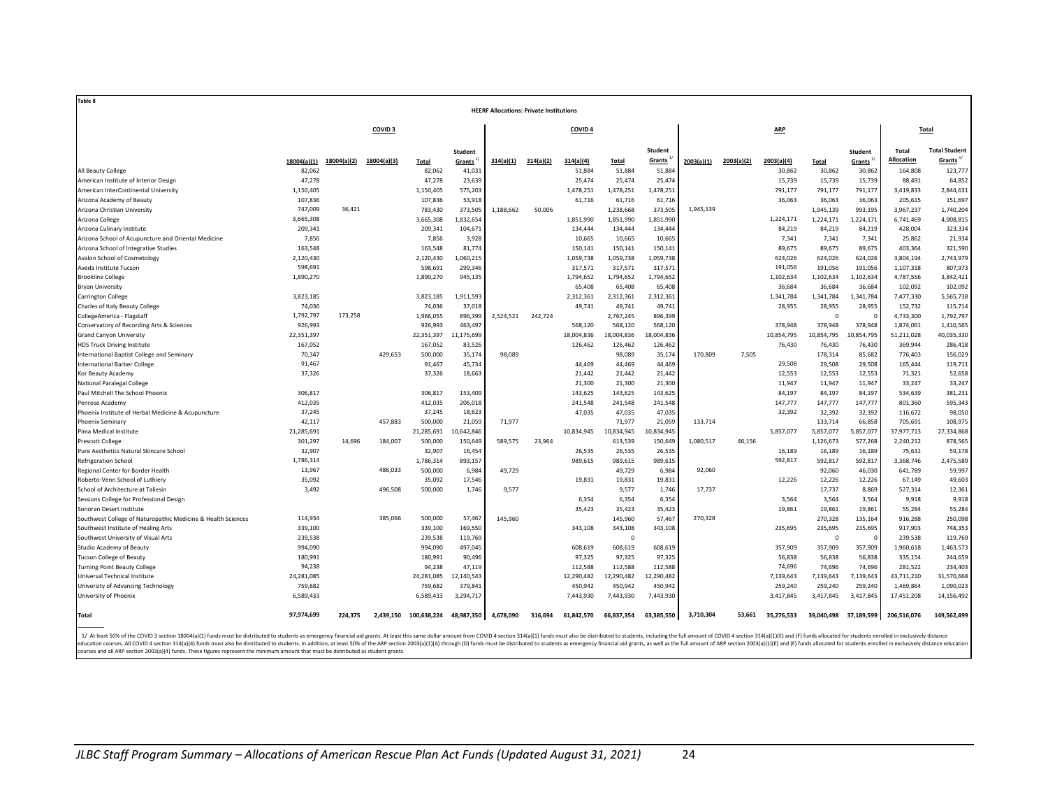**Table 8**

**HEERF Allocations: Private Institutions**

| | COVID 3 | | | | | COVID 4 | | | | | ARP | | | | | Total | |
|---|---|---|---|---|---|---|---|---|---|---|---|---|---|---|---|---|---|
| | 18004(a)(1) | 18004(a)(2) | 18004(a)(3) | Total | Student Grants [1/] | 314(a)(1) | 314(a)(2) | 314(a)(4) | Total | Student Grants [1/] | 2003(a)(1) | 2003(a)(2) | 2003(a)(4) | Total | Student Grants [1/] | Total Allocation | Total Student Grants [1/] |
| All Beauty College | 82,062 | | | 82,062 | 41,031 | | | 51,884 | 51,884 | 51,884 | | | 30,862 | 30,862 | 30,862 | 164,808 | 123,777 |
| American Institute of Interior Design | 47,278 | | | 47,278 | 23,639 | | | 25,474 | 25,474 | 25,474 | | | 15,739 | 15,739 | 15,739 | 88,491 | 64,852 |
| American InterContinental University | 1,150,405 | | | 1,150,405 | 575,203 | | | 1,478,251 | 1,478,251 | 1,478,251 | | | 791,177 | 791,177 | 791,177 | 3,419,833 | 2,844,631 |
| Arizona Academy of Beauty | 107,836 | | | 107,836 | 53,918 | | | 61,716 | 61,716 | 61,716 | | | 36,063 | 36,063 | 36,063 | 205,615 | 151,697 |
| Arizona Christian University | 747,009 | 36,421 | | 783,430 | 373,505 | 1,188,662 | 50,006 | | 1,238,668 | 373,505 | 1,945,139 | | | 1,945,139 | 993,195 | 3,967,237 | 1,740,204 |
| Arizona College | 3,665,308 | | | 3,665,308 | 1,832,654 | | | 1,851,990 | 1,851,990 | 1,851,990 | | | 1,224,171 | 1,224,171 | 1,224,171 | 6,741,469 | 4,908,815 |
| Arizona Culinary Institute | 209,341 | | | 209,341 | 104,671 | | | 134,444 | 134,444 | 134,444 | | | 84,219 | 84,219 | 84,219 | 428,004 | 323,334 |
| Arizona School of Acupuncture and Oriental Medicine | 7,856 | | | 7,856 | 3,928 | | | 10,665 | 10,665 | 10,665 | | | 7,341 | 7,341 | 7,341 | 25,862 | 21,934 |
| Arizona School of Integrative Studies | 163,548 | | | 163,548 | 81,774 | | | 150,141 | 150,141 | 150,141 | | | 89,675 | 89,675 | 89,675 | 403,364 | 321,590 |
| Avalon School of Cosmetology | 2,120,430 | | | 2,120,430 | 1,060,215 | | | 1,059,738 | 1,059,738 | 1,059,738 | | | 624,026 | 624,026 | 624,026 | 3,804,194 | 2,743,979 |
| Aveda Institute Tucson | 598,691 | | | 598,691 | 299,346 | | | 317,571 | 317,571 | 317,571 | | | 191,056 | 191,056 | 191,056 | 1,107,318 | 807,973 |
| Brookline College | 1,890,270 | | | 1,890,270 | 945,135 | | | 1,794,652 | 1,794,652 | 1,794,652 | | | 1,102,634 | 1,102,634 | 1,102,634 | 4,787,556 | 3,842,421 |
| Bryan University | | | | | | | | 65,408 | 65,408 | 65,408 | | | 36,684 | 36,684 | 36,684 | 102,092 | 102,092 |
| Carrington College | 3,823,185 | | | 3,823,185 | 1,911,593 | | | 2,312,361 | 2,312,361 | 2,312,361 | | | 1,341,784 | 1,341,784 | 1,341,784 | 7,477,330 | 5,565,738 |
| Charles of Italy Beauty College | 74,036 | | | 74,036 | 37,018 | | | 49,741 | 49,741 | 49,741 | | | 28,955 | 28,955 | 28,955 | 152,732 | 115,714 |
| CollegeAmerica - Flagstaff | 1,792,797 | 173,258 | | 1,966,055 | 896,399 | 2,524,521 | 242,724 | | 2,767,245 | 896,399 | | | | 0 | 0 | 4,733,300 | 1,792,797 |
| Conservatory of Recording Arts & Sciences | 926,993 | | | 926,993 | 463,497 | | | 568,120 | 568,120 | 568,120 | | | 378,948 | 378,948 | 378,948 | 1,874,061 | 1,410,565 |
| Grand Canyon University | 22,351,397 | | | 22,351,397 | 11,175,699 | | | 18,004,836 | 18,004,836 | 18,004,836 | | | 10,854,795 | 10,854,795 | 10,854,795 | 51,211,028 | 40,035,330 |
| HDS Truck Driving Institute | 167,052 | | | 167,052 | 83,526 | | | 126,462 | 126,462 | 126,462 | | | 76,430 | 76,430 | 76,430 | 369,944 | 286,418 |
| International Baptist College and Seminary | 70,347 | | 429,653 | 500,000 | 35,174 | 98,089 | | | 98,089 | 35,174 | 170,809 | 7,505 | | 178,314 | 85,682 | 776,403 | 156,029 |
| International Barber College | 91,467 | | | 91,467 | 45,734 | | | 44,469 | 44,469 | 44,469 | | | 29,508 | 29,508 | 29,508 | 165,444 | 119,711 |
| Kor Beauty Academy | 37,326 | | | 37,326 | 18,663 | | | 21,442 | 21,442 | 21,442 | | | 12,553 | 12,553 | 12,553 | 71,321 | 52,658 |
| National Paralegal College | | | | | | | | 21,300 | 21,300 | 21,300 | | | 11,947 | 11,947 | 11,947 | 33,247 | 33,247 |
| Paul Mitchell The School Phoenix | 306,817 | | | 306,817 | 153,409 | | | 143,625 | 143,625 | 143,625 | | | 84,197 | 84,197 | 84,197 | 534,639 | 381,231 |
| Penrose Academy | 412,035 | | | 412,035 | 206,018 | | | 241,548 | 241,548 | 241,548 | | | 147,777 | 147,777 | 147,777 | 801,360 | 595,343 |
| Phoenix Institute of Herbal Medicine & Acupuncture | 37,245 | | | 37,245 | 18,623 | | | 47,035 | 47,035 | 47,035 | | | 32,392 | 32,392 | 32,392 | 116,672 | 98,050 |
| Phoenix Seminary | 42,117 | | 457,883 | 500,000 | 21,059 | 71,977 | | | 71,977 | 21,059 | 133,714 | | | 133,714 | 66,858 | 705,691 | 108,975 |
| Pima Medical Institute | 21,285,691 | | | 21,285,691 | 10,642,846 | | | 10,834,945 | 10,834,945 | 10,834,945 | | | 5,857,077 | 5,857,077 | 5,857,077 | 37,977,713 | 27,334,868 |
| Prescott College | 301,297 | 14,696 | 184,007 | 500,000 | 150,649 | 589,575 | 23,964 | | 613,539 | 150,649 | 1,080,517 | 46,156 | | 1,126,673 | 577,268 | 2,240,212 | 878,565 |
| Pure Aesthetics Natural Skincare School | 32,907 | | | 32,907 | 16,454 | | | 26,535 | 26,535 | 26,535 | | | 16,189 | 16,189 | 16,189 | 75,631 | 59,178 |
| Refrigeration School | 1,786,314 | | | 1,786,314 | 893,157 | | | 989,615 | 989,615 | 989,615 | | | 592,817 | 592,817 | 592,817 | 3,368,746 | 2,475,589 |
| Regional Center for Border Health | 13,967 | | 486,033 | 500,000 | 6,984 | 49,729 | | | 49,729 | 6,984 | 92,060 | | | 92,060 | 46,030 | 641,789 | 59,997 |
| Roberto-Venn School of Luthiery | 35,092 | | | 35,092 | 17,546 | | | 19,831 | 19,831 | 19,831 | | | 12,226 | 12,226 | 12,226 | 67,149 | 49,603 |
| School of Architecture at Taliesin | 3,492 | | 496,508 | 500,000 | 1,746 | 9,577 | | | 9,577 | 1,746 | 17,737 | | | 17,737 | 8,869 | 527,314 | 12,361 |
| Sessions College for Professional Design | | | | | | | | 6,354 | 6,354 | 6,354 | | | 3,564 | 3,564 | 3,564 | 9,918 | 9,918 |
| Sonoran Desert Institute | | | | | | | | 35,423 | 35,423 | 35,423 | | | 19,861 | 19,861 | 19,861 | 55,284 | 55,284 |
| Southwest College of Naturopathic Medicine & Health Sciences | 114,934 | | 385,066 | 500,000 | 57,467 | 145,960 | | | 145,960 | 57,467 | 270,328 | | | 270,328 | 135,164 | 916,288 | 250,098 |
| Southwest Institute of Healing Arts | 339,100 | | | 339,100 | 169,550 | | | 343,108 | 343,108 | 343,108 | | | 235,695 | 235,695 | 235,695 | 917,903 | 748,353 |
| Southwest University of Visual Arts | 239,538 | | | 239,538 | 119,769 | | | | 0 | | | | | 0 | 0 | 239,538 | 119,769 |
| Studio Academy of Beauty | 994,090 | | | 994,090 | 497,045 | | | 608,619 | 608,619 | 608,619 | | | 357,909 | 357,909 | 357,909 | 1,960,618 | 1,463,573 |
| Tucson College of Beauty | 180,991 | | | 180,991 | 90,496 | | | 97,325 | 97,325 | 97,325 | | | 56,838 | 56,838 | 56,838 | 335,154 | 244,659 |
| Turning Point Beauty College | 94,238 | | | 94,238 | 47,119 | | | 112,588 | 112,588 | 112,588 | | | 74,696 | 74,696 | 74,696 | 281,522 | 234,403 |
| Universal Technical Institute | 24,281,085 | | | 24,281,085 | 12,140,543 | | | 12,290,482 | 12,290,482 | 12,290,482 | | | 7,139,643 | 7,139,643 | 7,139,643 | 43,711,210 | 31,570,668 |
| University of Advancing Technology | 759,682 | | | 759,682 | 379,841 | | | 450,942 | 450,942 | 450,942 | | | 259,240 | 259,240 | 259,240 | 1,469,864 | 1,090,023 |
| University of Phoenix | 6,589,433 | | | 6,589,433 | 3,294,717 | | | 7,443,930 | 7,443,930 | 7,443,930 | | | 3,417,845 | 3,417,845 | 3,417,845 | 17,451,208 | 14,156,492 |
| **Total** | 97,974,699 | 224,375 | 2,439,150 | 100,638,224 | 48,987,350 | 4,678,090 | 316,694 | 61,842,570 | 66,837,354 | 63,385,550 | 3,710,304 | 53,661 | 35,276,533 | 39,040,498 | 37,189,599 | 206,516,076 | 149,562,499 |

1/ At least 50% of the COVID 3 section 18004(a)(1) funds must be distributed to students as emergency financial aid grants. At least this same dollar amount from COVID 4 section 314(a)(1) funds must also be distributed to students, including the full amount of COVID 4 section 314(a)(1)(E) and (F) funds allocated for students enrolled in exclusively distance education courses. All COVID 4 section 314(a)(4) funds must also be distributed to students. In addition, at least 50% of the ARP section 2003(a)(1)(A) through (D) funds must be distributed to students as emergency financial aid grants, as well as the full amount of ARP section 2003(a)(1)(E) and (F) funds allocated for students enrolled in exclusively distance education courses and all ARP section 2003(a)(4) funds. These figures represent the minimum amount that must be distributed as student grants.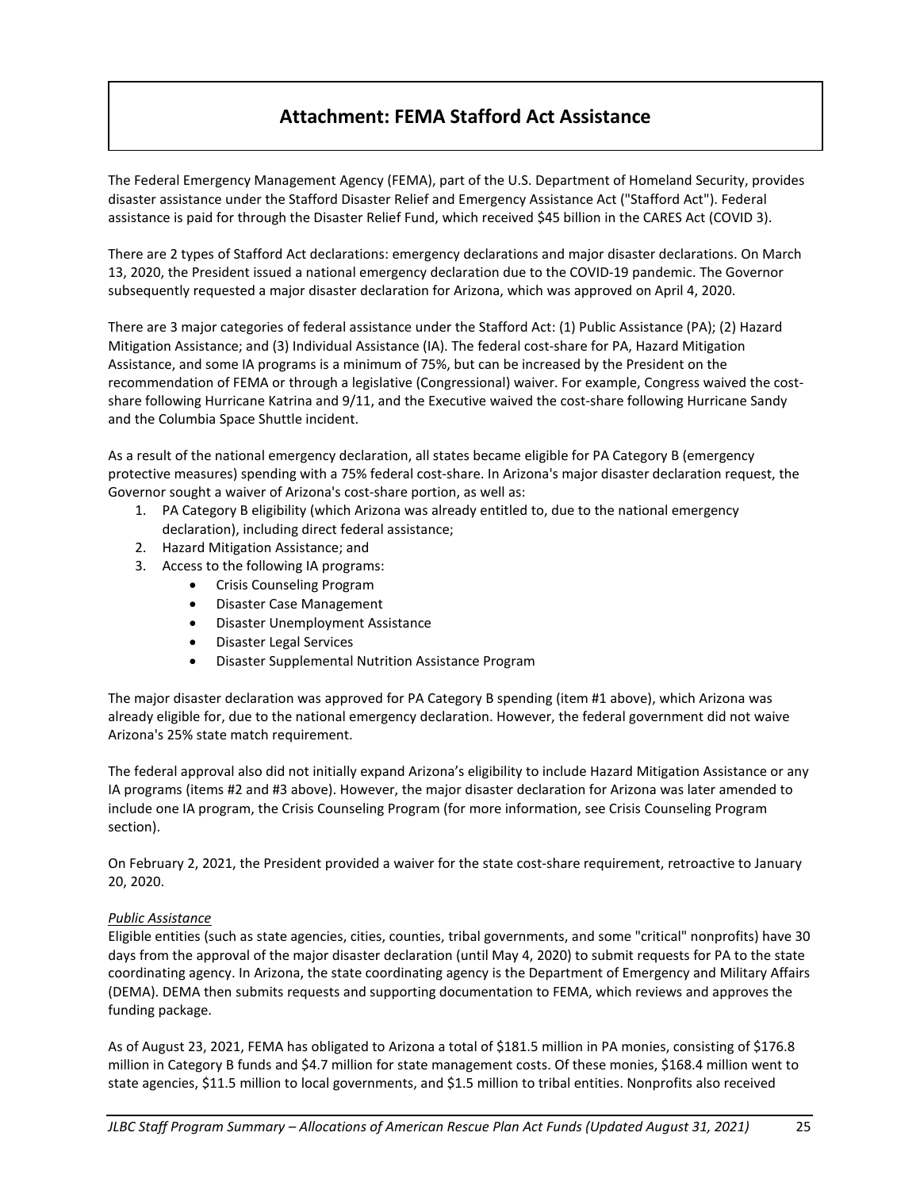# Attachment: FEMA Stafford Act Assistance

The Federal Emergency Management Agency (FEMA), part of the U.S. Department of Homeland Security, provides disaster assistance under the Stafford Disaster Relief and Emergency Assistance Act ("Stafford Act"). Federal assistance is paid for through the Disaster Relief Fund, which received $45 billion in the CARES Act (COVID 3).

There are 2 types of Stafford Act declarations: emergency declarations and major disaster declarations. On March 13, 2020, the President issued a national emergency declaration due to the COVID-19 pandemic. The Governor subsequently requested a major disaster declaration for Arizona, which was approved on April 4, 2020.

There are 3 major categories of federal assistance under the Stafford Act: (1) Public Assistance (PA); (2) Hazard Mitigation Assistance; and (3) Individual Assistance (IA). The federal cost-share for PA, Hazard Mitigation Assistance, and some IA programs is a minimum of 75%, but can be increased by the President on the recommendation of FEMA or through a legislative (Congressional) waiver. For example, Congress waived the cost-share following Hurricane Katrina and 9/11, and the Executive waived the cost-share following Hurricane Sandy and the Columbia Space Shuttle incident.

As a result of the national emergency declaration, all states became eligible for PA Category B (emergency protective measures) spending with a 75% federal cost-share. In Arizona's major disaster declaration request, the Governor sought a waiver of Arizona's cost-share portion, as well as:

1. PA Category B eligibility (which Arizona was already entitled to, due to the national emergency declaration), including direct federal assistance;
2. Hazard Mitigation Assistance; and
3. Access to the following IA programs:
   - Crisis Counseling Program
   - Disaster Case Management
   - Disaster Unemployment Assistance
   - Disaster Legal Services
   - Disaster Supplemental Nutrition Assistance Program

The major disaster declaration was approved for PA Category B spending (item #1 above), which Arizona was already eligible for, due to the national emergency declaration. However, the federal government did not waive Arizona's 25% state match requirement.

The federal approval also did not initially expand Arizona's eligibility to include Hazard Mitigation Assistance or any IA programs (items #2 and #3 above). However, the major disaster declaration for Arizona was later amended to include one IA program, the Crisis Counseling Program (for more information, see Crisis Counseling Program section).

On February 2, 2021, the President provided a waiver for the state cost-share requirement, retroactive to January 20, 2020.

*Public Assistance*

Eligible entities (such as state agencies, cities, counties, tribal governments, and some "critical" nonprofits) have 30 days from the approval of the major disaster declaration (until May 4, 2020) to submit requests for PA to the state coordinating agency. In Arizona, the state coordinating agency is the Department of Emergency and Military Affairs (DEMA). DEMA then submits requests and supporting documentation to FEMA, which reviews and approves the funding package.

As of August 23, 2021, FEMA has obligated to Arizona a total of $181.5 million in PA monies, consisting of $176.8 million in Category B funds and $4.7 million for state management costs. Of these monies, $168.4 million went to state agencies, $11.5 million to local governments, and $1.5 million to tribal entities. Nonprofits also received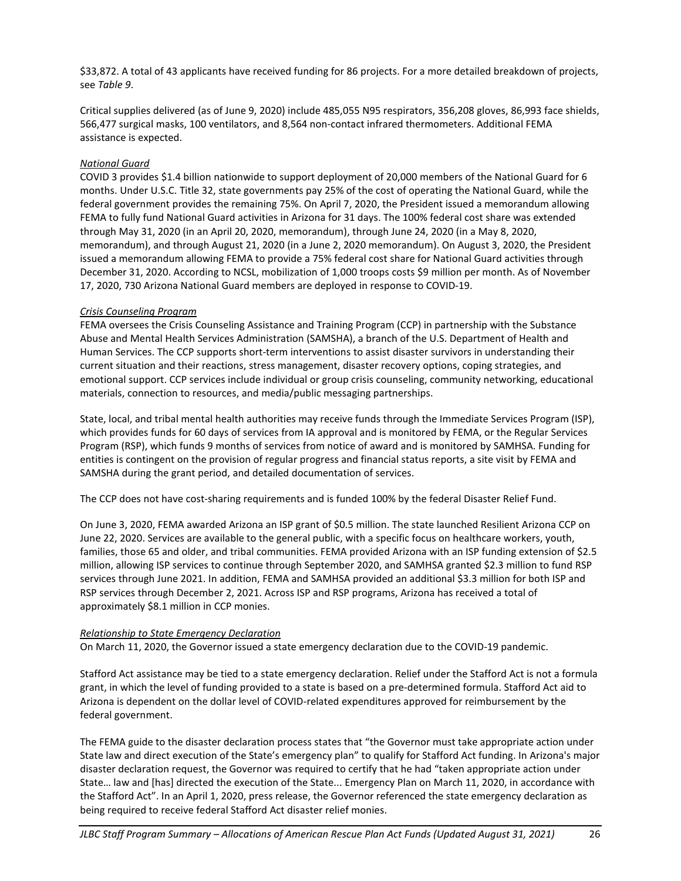$33,872. A total of 43 applicants have received funding for 86 projects. For a more detailed breakdown of projects, see *Table 9*.

Critical supplies delivered (as of June 9, 2020) include 485,055 N95 respirators, 356,208 gloves, 86,993 face shields, 566,477 surgical masks, 100 ventilators, and 8,564 non-contact infrared thermometers. Additional FEMA assistance is expected.

*National Guard*

COVID 3 provides $1.4 billion nationwide to support deployment of 20,000 members of the National Guard for 6 months. Under U.S.C. Title 32, state governments pay 25% of the cost of operating the National Guard, while the federal government provides the remaining 75%. On April 7, 2020, the President issued a memorandum allowing FEMA to fully fund National Guard activities in Arizona for 31 days. The 100% federal cost share was extended through May 31, 2020 (in an April 20, 2020, memorandum), through June 24, 2020 (in a May 8, 2020, memorandum), and through August 21, 2020 (in a June 2, 2020 memorandum). On August 3, 2020, the President issued a memorandum allowing FEMA to provide a 75% federal cost share for National Guard activities through December 31, 2020. According to NCSL, mobilization of 1,000 troops costs $9 million per month. As of November 17, 2020, 730 Arizona National Guard members are deployed in response to COVID-19.

*Crisis Counseling Program*

FEMA oversees the Crisis Counseling Assistance and Training Program (CCP) in partnership with the Substance Abuse and Mental Health Services Administration (SAMSHA), a branch of the U.S. Department of Health and Human Services. The CCP supports short-term interventions to assist disaster survivors in understanding their current situation and their reactions, stress management, disaster recovery options, coping strategies, and emotional support. CCP services include individual or group crisis counseling, community networking, educational materials, connection to resources, and media/public messaging partnerships.

State, local, and tribal mental health authorities may receive funds through the Immediate Services Program (ISP), which provides funds for 60 days of services from IA approval and is monitored by FEMA, or the Regular Services Program (RSP), which funds 9 months of services from notice of award and is monitored by SAMHSA. Funding for entities is contingent on the provision of regular progress and financial status reports, a site visit by FEMA and SAMSHA during the grant period, and detailed documentation of services.

The CCP does not have cost-sharing requirements and is funded 100% by the federal Disaster Relief Fund.

On June 3, 2020, FEMA awarded Arizona an ISP grant of $0.5 million. The state launched Resilient Arizona CCP on June 22, 2020. Services are available to the general public, with a specific focus on healthcare workers, youth, families, those 65 and older, and tribal communities. FEMA provided Arizona with an ISP funding extension of $2.5 million, allowing ISP services to continue through September 2020, and SAMHSA granted $2.3 million to fund RSP services through June 2021. In addition, FEMA and SAMHSA provided an additional $3.3 million for both ISP and RSP services through December 2, 2021. Across ISP and RSP programs, Arizona has received a total of approximately $8.1 million in CCP monies.

*Relationship to State Emergency Declaration*

On March 11, 2020, the Governor issued a state emergency declaration due to the COVID-19 pandemic.

Stafford Act assistance may be tied to a state emergency declaration. Relief under the Stafford Act is not a formula grant, in which the level of funding provided to a state is based on a pre-determined formula. Stafford Act aid to Arizona is dependent on the dollar level of COVID-related expenditures approved for reimbursement by the federal government.

The FEMA guide to the disaster declaration process states that "the Governor must take appropriate action under State law and direct execution of the State's emergency plan" to qualify for Stafford Act funding. In Arizona's major disaster declaration request, the Governor was required to certify that he had "taken appropriate action under State… law and [has] directed the execution of the State... Emergency Plan on March 11, 2020, in accordance with the Stafford Act". In an April 1, 2020, press release, the Governor referenced the state emergency declaration as being required to receive federal Stafford Act disaster relief monies.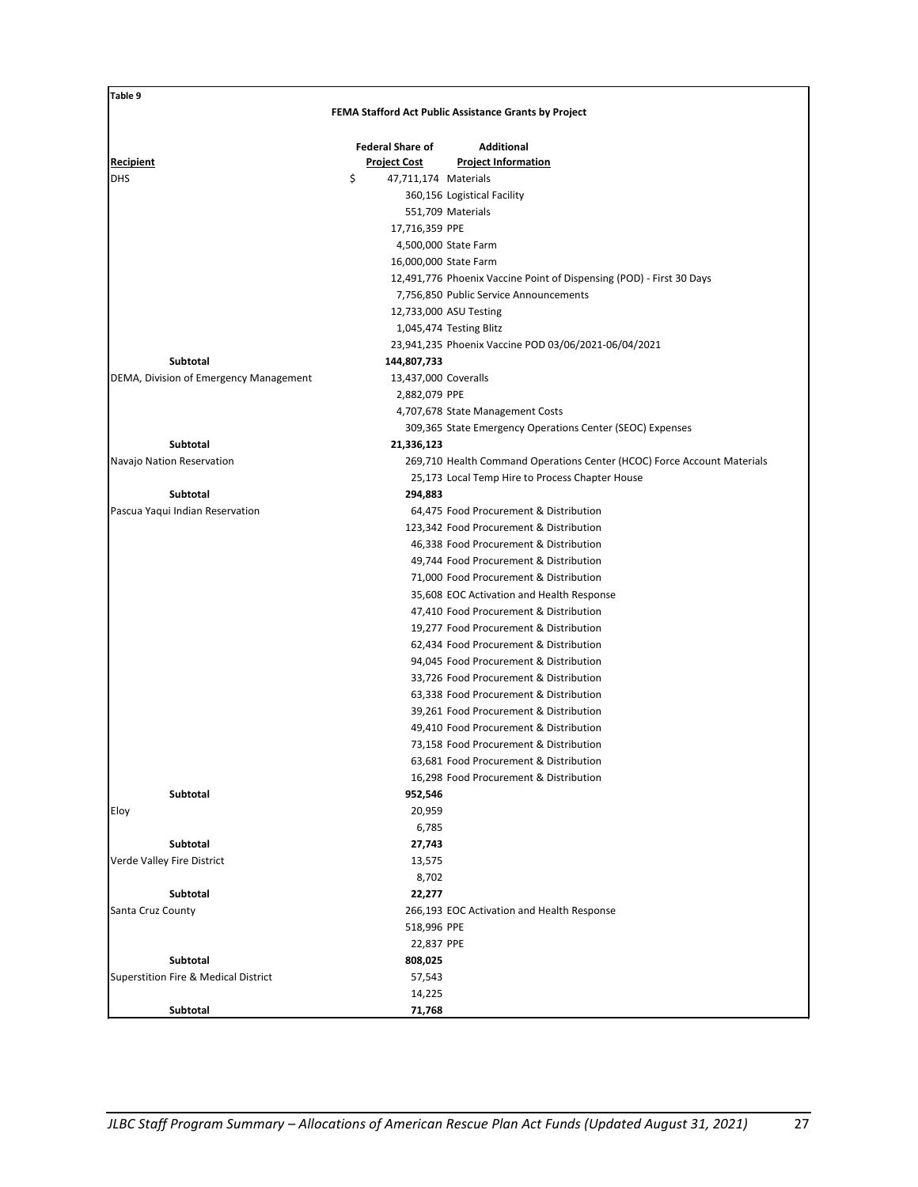**Table 9**

**FEMA Stafford Act Public Assistance Grants by Project**

| Recipient | Federal Share of Project Cost | Additional Project Information |
|---|---|---|
| DHS | $ 47,711,174 | Materials |
| | 360,156 | Logistical Facility |
| | 551,709 | Materials |
| | 17,716,359 | PPE |
| | 4,500,000 | State Farm |
| | 16,000,000 | State Farm |
| | 12,491,776 | Phoenix Vaccine Point of Dispensing (POD) - First 30 Days |
| | 7,756,850 | Public Service Announcements |
| | 12,733,000 | ASU Testing |
| | 1,045,474 | Testing Blitz |
| | 23,941,235 | Phoenix Vaccine POD 03/06/2021-06/04/2021 |
| **Subtotal** | **144,807,733** | |
| DEMA, Division of Emergency Management | 13,437,000 | Coveralls |
| | 2,882,079 | PPE |
| | 4,707,678 | State Management Costs |
| | 309,365 | State Emergency Operations Center (SEOC) Expenses |
| **Subtotal** | **21,336,123** | |
| Navajo Nation Reservation | 269,710 | Health Command Operations Center (HCOC) Force Account Materials |
| | 25,173 | Local Temp Hire to Process Chapter House |
| **Subtotal** | **294,883** | |
| Pascua Yaqui Indian Reservation | 64,475 | Food Procurement & Distribution |
| | 123,342 | Food Procurement & Distribution |
| | 46,338 | Food Procurement & Distribution |
| | 49,744 | Food Procurement & Distribution |
| | 71,000 | Food Procurement & Distribution |
| | 35,608 | EOC Activation and Health Response |
| | 47,410 | Food Procurement & Distribution |
| | 19,277 | Food Procurement & Distribution |
| | 62,434 | Food Procurement & Distribution |
| | 94,045 | Food Procurement & Distribution |
| | 33,726 | Food Procurement & Distribution |
| | 63,338 | Food Procurement & Distribution |
| | 39,261 | Food Procurement & Distribution |
| | 49,410 | Food Procurement & Distribution |
| | 73,158 | Food Procurement & Distribution |
| | 63,681 | Food Procurement & Distribution |
| | 16,298 | Food Procurement & Distribution |
| **Subtotal** | **952,546** | |
| Eloy | 20,959 | |
| | 6,785 | |
| **Subtotal** | **27,743** | |
| Verde Valley Fire District | 13,575 | |
| | 8,702 | |
| **Subtotal** | **22,277** | |
| Santa Cruz County | 266,193 | EOC Activation and Health Response |
| | 518,996 | PPE |
| | 22,837 | PPE |
| **Subtotal** | **808,025** | |
| Superstition Fire & Medical District | 57,543 | |
| | 14,225 | |
| **Subtotal** | **71,768** | |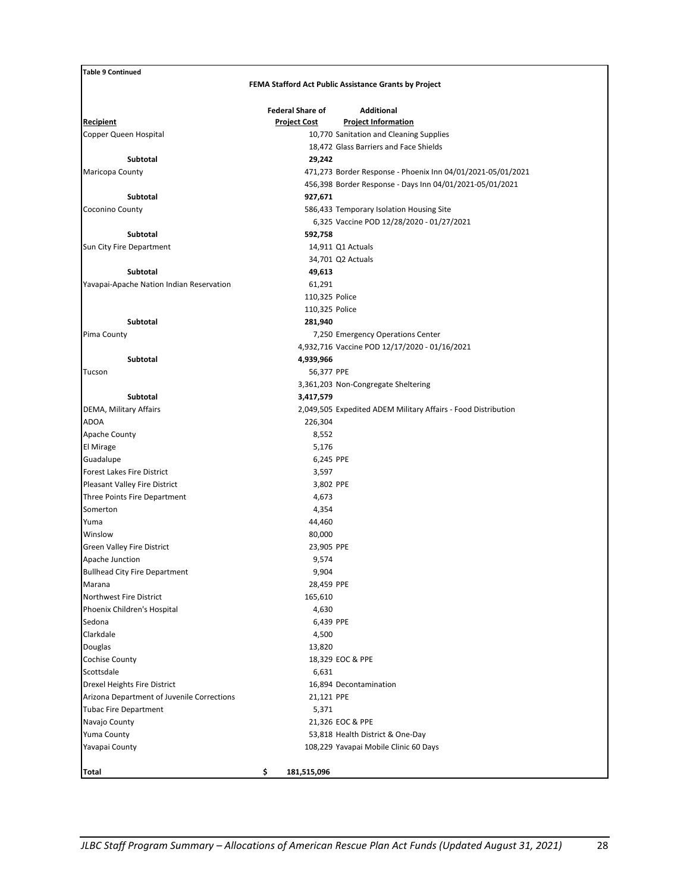**Table 9 Continued**

**FEMA Stafford Act Public Assistance Grants by Project**

| Recipient | Federal Share of Project Cost | Additional Project Information |
|---|---|---|
| Copper Queen Hospital | 10,770 | Sanitation and Cleaning Supplies |
| | 18,472 | Glass Barriers and Face Shields |
| **Subtotal** | **29,242** | |
| Maricopa County | 471,273 | Border Response - Phoenix Inn 04/01/2021-05/01/2021 |
| | 456,398 | Border Response - Days Inn 04/01/2021-05/01/2021 |
| **Subtotal** | **927,671** | |
| Coconino County | 586,433 | Temporary Isolation Housing Site |
| | 6,325 | Vaccine POD 12/28/2020 - 01/27/2021 |
| **Subtotal** | **592,758** | |
| Sun City Fire Department | 14,911 | Q1 Actuals |
| | 34,701 | Q2 Actuals |
| **Subtotal** | **49,613** | |
| Yavapai-Apache Nation Indian Reservation | 61,291 | |
| | 110,325 | Police |
| | 110,325 | Police |
| **Subtotal** | **281,940** | |
| Pima County | 7,250 | Emergency Operations Center |
| | 4,932,716 | Vaccine POD 12/17/2020 - 01/16/2021 |
| **Subtotal** | **4,939,966** | |
| Tucson | 56,377 | PPE |
| | 3,361,203 | Non-Congregate Sheltering |
| **Subtotal** | **3,417,579** | |
| DEMA, Military Affairs | 2,049,505 | Expedited ADEM Military Affairs - Food Distribution |
| ADOA | 226,304 | |
| Apache County | 8,552 | |
| El Mirage | 5,176 | |
| Guadalupe | 6,245 | PPE |
| Forest Lakes Fire District | 3,597 | |
| Pleasant Valley Fire District | 3,802 | PPE |
| Three Points Fire Department | 4,673 | |
| Somerton | 4,354 | |
| Yuma | 44,460 | |
| Winslow | 80,000 | |
| Green Valley Fire District | 23,905 | PPE |
| Apache Junction | 9,574 | |
| Bullhead City Fire Department | 9,904 | |
| Marana | 28,459 | PPE |
| Northwest Fire District | 165,610 | |
| Phoenix Children's Hospital | 4,630 | |
| Sedona | 6,439 | PPE |
| Clarkdale | 4,500 | |
| Douglas | 13,820 | |
| Cochise County | 18,329 | EOC & PPE |
| Scottsdale | 6,631 | |
| Drexel Heights Fire District | 16,894 | Decontamination |
| Arizona Department of Juvenile Corrections | 21,121 | PPE |
| Tubac Fire Department | 5,371 | |
| Navajo County | 21,326 | EOC & PPE |
| Yuma County | 53,818 | Health District & One-Day |
| Yavapai County | 108,229 | Yavapai Mobile Clinic 60 Days |
| **Total** | **$ 181,515,096** | |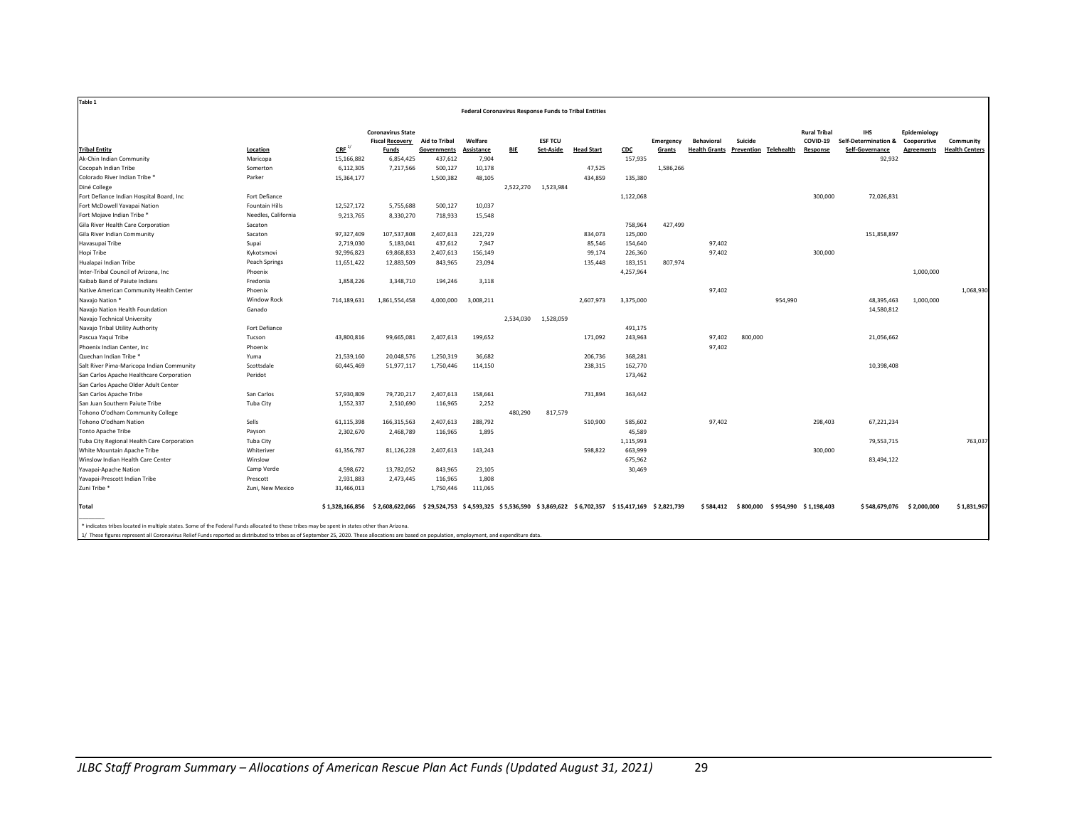Table 1

**Federal Coronavirus Response Funds to Tribal Entities**

| Tribal Entity | Location | CRF [1/] | Coronavirus State Fiscal Recovery Funds | Aid to Tribal Governments | Welfare Assistance | BIE | ESF TCU Set-Aside | Head Start | CDC | Emergency Grants | Behavioral Health Grants | Suicide Prevention | Telehealth | Rural Tribal COVID-19 Response | IHS Self-Determination & Self-Governance | Epidemiology Cooperative Agreements | Community Health Centers |
|---|---|---|---|---|---|---|---|---|---|---|---|---|---|---|---|---|---|
| Ak-Chin Indian Community | Maricopa | 15,166,882 | 6,854,425 | 437,612 | 7,904 | | | | 157,935 | | | | | | 92,932 | | |
| Cocopah Indian Tribe | Somerton | 6,112,305 | 7,217,566 | 500,127 | 10,178 | | | 47,525 | | 1,586,266 | | | | | | | |
| Colorado River Indian Tribe * | Parker | 15,364,177 | | 1,500,382 | 48,105 | | | 434,859 | 135,380 | | | | | | | | |
| Diné College | | | | | | 2,522,270 | 1,523,984 | | | | | | | | | | |
| Fort Defiance Indian Hospital Board, Inc | Fort Defiance | | | | | | | | 1,122,068 | | | | | 300,000 | 72,026,831 | | |
| Fort McDowell Yavapai Nation | Fountain Hills | 12,527,172 | 5,755,688 | 500,127 | 10,037 | | | | | | | | | | | | |
| Fort Mojave Indian Tribe * | Needles, California | 9,213,765 | 8,330,270 | 718,933 | 15,548 | | | | | | | | | | | | |
| Gila River Health Care Corporation | Sacaton | | | | | | | | 758,964 | 427,499 | | | | | | | |
| Gila River Indian Community | Sacaton | 97,327,409 | 107,537,808 | 2,407,613 | 221,729 | | | 834,073 | 125,000 | | | | | | 151,858,897 | | |
| Havasupai Tribe | Supai | 2,719,030 | 5,183,041 | 437,612 | 7,947 | | | 85,546 | 154,640 | | 97,402 | | | | | | |
| Hopi Tribe | Kykotsmovi | 92,996,823 | 69,868,833 | 2,407,613 | 156,149 | | | 99,174 | 226,360 | | 97,402 | | | 300,000 | | | |
| Hualapai Indian Tribe | Peach Springs | 11,651,422 | 12,883,509 | 843,965 | 23,094 | | | 135,448 | 183,151 | 807,974 | | | | | | | |
| Inter-Tribal Council of Arizona, Inc | Phoenix | | | | | | | | 4,257,964 | | | | | | | 1,000,000 | |
| Kaibab Band of Paiute Indians | Fredonia | 1,858,226 | 3,348,710 | 194,246 | 3,118 | | | | | | | | | | | | |
| Native American Community Health Center | Phoenix | | | | | | | | | | 97,402 | | | | | | 1,068,930 |
| Navajo Nation * | Window Rock | 714,189,631 | 1,861,554,458 | 4,000,000 | 3,008,211 | | | 2,607,973 | 3,375,000 | | | | 954,990 | | 48,395,463 | 1,000,000 | |
| Navajo Nation Health Foundation | Ganado | | | | | | | | | | | | | | 14,580,812 | | |
| Navajo Technical University | | | | | | 2,534,030 | 1,528,059 | | | | | | | | | | |
| Navajo Tribal Utility Authority | Fort Defiance | | | | | | | | 491,175 | | | | | | | | |
| Pascua Yaqui Tribe | Tucson | 43,800,816 | 99,665,081 | 2,407,613 | 199,652 | | | 171,092 | 243,963 | | 97,402 | 800,000 | | | 21,056,662 | | |
| Phoenix Indian Center, Inc | Phoenix | | | | | | | | | | 97,402 | | | | | | |
| Quechan Indian Tribe * | Yuma | 21,539,160 | 20,048,576 | 1,250,319 | 36,682 | | | 206,736 | 368,281 | | | | | | | | |
| Salt River Pima-Maricopa Indian Community | Scottsdale | 60,445,469 | 51,977,117 | 1,750,446 | 114,150 | | | 238,315 | 162,770 | | | | | | 10,398,408 | | |
| San Carlos Apache Healthcare Corporation | Peridot | | | | | | | | 173,462 | | | | | | | | |
| San Carlos Apache Older Adult Center | | | | | | | | | | | | | | | | | |
| San Carlos Apache Tribe | San Carlos | 57,930,809 | 79,720,217 | 2,407,613 | 158,661 | | | 731,894 | 363,442 | | | | | | | | |
| San Juan Southern Paiute Tribe | Tuba City | 1,552,337 | 2,510,690 | 116,965 | 2,252 | | | | | | | | | | | | |
| Tohono O'odham Community College | | | | | | 480,290 | 817,579 | | | | | | | | | | |
| Tohono O'odham Nation | Sells | 61,115,398 | 166,315,563 | 2,407,613 | 288,792 | | | 510,900 | 585,602 | | 97,402 | | | 298,403 | 67,221,234 | | |
| Tonto Apache Tribe | Payson | 2,302,670 | 2,468,789 | 116,965 | 1,895 | | | | 45,589 | | | | | | | | |
| Tuba City Regional Health Care Corporation | Tuba City | | | | | | | | 1,115,993 | | | | | | 79,553,715 | | 763,037 |
| White Mountain Apache Tribe | Whiteriver | 61,356,787 | 81,126,228 | 2,407,613 | 143,243 | | | 598,822 | 663,999 | | | | | 300,000 | | | |
| Winslow Indian Health Care Center | Winslow | | | | | | | | 675,962 | | | | | | 83,494,122 | | |
| Yavapai-Apache Nation | Camp Verde | 4,598,672 | 13,782,052 | 843,965 | 23,105 | | | | 30,469 | | | | | | | | |
| Yavapai-Prescott Indian Tribe | Prescott | 2,931,883 | 2,473,445 | 116,965 | 1,808 | | | | | | | | | | | | |
| Zuni Tribe * | Zuni, New Mexico | 31,466,013 | | 1,750,446 | 111,065 | | | | | | | | | | | | |
| **Total** | | $ 1,328,166,856 | $ 2,608,622,066 | $ 29,524,753 | $ 4,593,325 | $ 5,536,590 | $ 3,869,622 | $ 6,702,357 | $ 15,417,169 | $ 2,821,739 | $ 584,412 | $ 800,000 | $ 954,990 | $ 1,198,403 | $ 548,679,076 | $ 2,000,000 | $ 1,831,967 |

\* indicates tribes located in multiple states. Some of the Federal Funds allocated to these tribes may be spent in states other than Arizona.

1/ These figures represent all Coronavirus Relief Funds reported as distributed to tribes as of September 25, 2020. These allocations are based on population, employment, and expenditure data.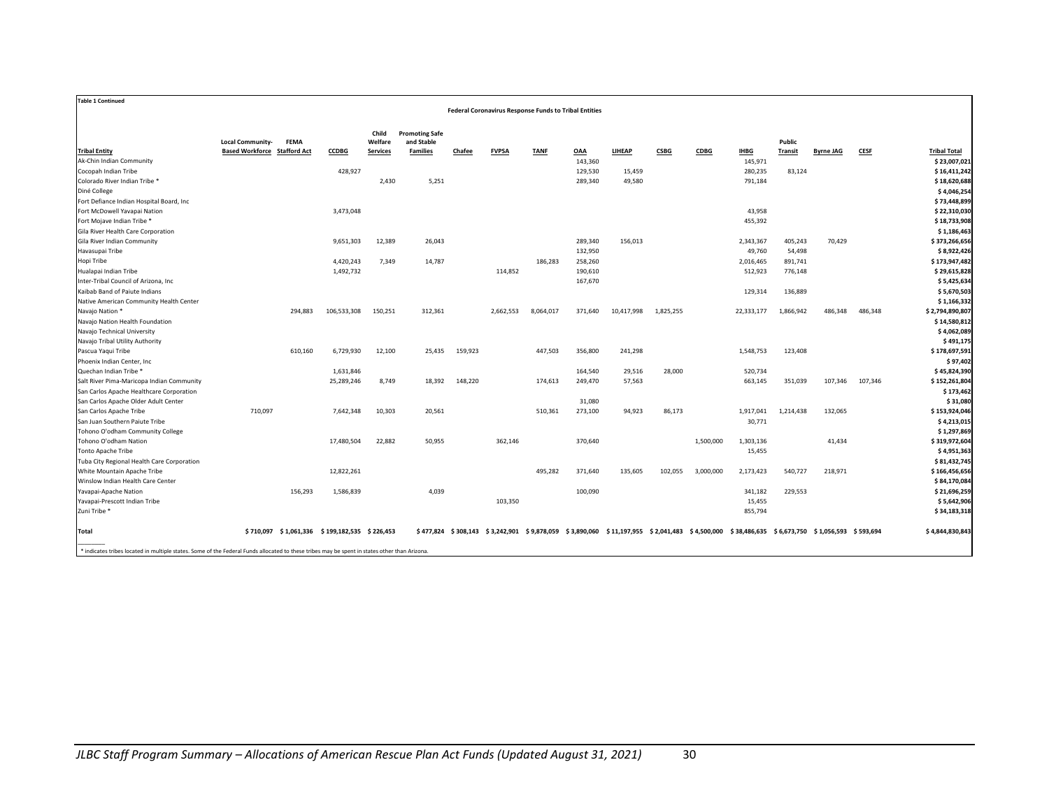**Table 1 Continued**

**Federal Coronavirus Response Funds to Tribal Entities**

| Tribal Entity | Local Community-Based Workforce | FEMA Stafford Act | CCDBG | Child Welfare Services | Promoting Safe and Stable Families | Chafee | FVPSA | TANF | OAA | LIHEAP | CSBG | CDBG | IHBG | Public Transit | Byrne JAG | CESF | Tribal Total |
|---|---|---|---|---|---|---|---|---|---|---|---|---|---|---|---|---|---|
| Ak-Chin Indian Community | | | | | | | | | 143,360 | | | | 145,971 | | | | $ 23,007,021 |
| Cocopah Indian Tribe | | | 428,927 | | | | | | 129,530 | 15,459 | | | 280,235 | 83,124 | | | $ 16,411,242 |
| Colorado River Indian Tribe * | | | | 2,430 | 5,251 | | | | 289,340 | 49,580 | | | 791,184 | | | | $ 18,620,688 |
| Diné College | | | | | | | | | | | | | | | | | $ 4,046,254 |
| Fort Defiance Indian Hospital Board, Inc | | | | | | | | | | | | | | | | | $ 73,448,899 |
| Fort McDowell Yavapai Nation | | | 3,473,048 | | | | | | | | | | 43,958 | | | | $ 22,310,030 |
| Fort Mojave Indian Tribe * | | | | | | | | | | | | | 455,392 | | | | $ 18,733,908 |
| Gila River Health Care Corporation | | | | | | | | | | | | | | | | | $ 1,186,463 |
| Gila River Indian Community | | | 9,651,303 | 12,389 | 26,043 | | | | 289,340 | 156,013 | | | 2,343,367 | 405,243 | 70,429 | | $ 373,266,656 |
| Havasupai Tribe | | | | | | | | | 132,950 | | | | 49,760 | 54,498 | | | $ 8,922,426 |
| Hopi Tribe | | | 4,420,243 | 7,349 | 14,787 | | | 186,283 | 258,260 | | | | 2,016,465 | 891,741 | | | $ 173,947,482 |
| Hualapai Indian Tribe | | | 1,492,732 | | | | 114,852 | | 190,610 | | | | 512,923 | 776,148 | | | $ 29,615,828 |
| Inter-Tribal Council of Arizona, Inc | | | | | | | | | 167,670 | | | | | | | | $ 5,425,634 |
| Kaibab Band of Paiute Indians | | | | | | | | | | | | | 129,314 | 136,889 | | | $ 5,670,503 |
| Native American Community Health Center | | | | | | | | | | | | | | | | | $ 1,166,332 |
| Navajo Nation * | | 294,883 | 106,533,308 | 150,251 | 312,361 | | 2,662,553 | 8,064,017 | 371,640 | 10,417,998 | 1,825,255 | | 22,333,177 | 1,866,942 | 486,348 | 486,348 | $ 2,794,890,807 |
| Navajo Nation Health Foundation | | | | | | | | | | | | | | | | | $ 14,580,812 |
| Navajo Technical University | | | | | | | | | | | | | | | | | $ 4,062,089 |
| Navajo Tribal Utility Authority | | | | | | | | | | | | | | | | | $ 491,175 |
| Pascua Yaqui Tribe | | 610,160 | 6,729,930 | 12,100 | 25,435 | 159,923 | | 447,503 | 356,800 | 241,298 | | | 1,548,753 | 123,408 | | | $ 178,697,591 |
| Phoenix Indian Center, Inc | | | | | | | | | | | | | | | | | $ 97,402 |
| Quechan Indian Tribe * | | | 1,631,846 | | | | | | 164,540 | 29,516 | 28,000 | | 520,734 | | | | $ 45,824,390 |
| Salt River Pima-Maricopa Indian Community | | | 25,289,246 | 8,749 | 18,392 | 148,220 | | 174,613 | 249,470 | 57,563 | | | 663,145 | 351,039 | 107,346 | 107,346 | $ 152,261,804 |
| San Carlos Apache Healthcare Corporation | | | | | | | | | | | | | | | | | $ 173,462 |
| San Carlos Apache Older Adult Center | | | | | | | | | 31,080 | | | | | | | | $ 31,080 |
| San Carlos Apache Tribe | 710,097 | | 7,642,348 | 10,303 | 20,561 | | | 510,361 | 273,100 | 94,923 | 86,173 | | 1,917,041 | 1,214,438 | 132,065 | | $ 153,924,046 |
| San Juan Southern Paiute Tribe | | | | | | | | | | | | | 30,771 | | | | $ 4,213,015 |
| Tohono O'odham Community College | | | | | | | | | | | | | | | | | $ 1,297,869 |
| Tohono O'odham Nation | | | 17,480,504 | 22,882 | 50,955 | | 362,146 | | 370,640 | | | 1,500,000 | 1,303,136 | | 41,434 | | $ 319,972,604 |
| Tonto Apache Tribe | | | | | | | | | | | | | 15,455 | | | | $ 4,951,363 |
| Tuba City Regional Health Care Corporation | | | | | | | | | | | | | | | | | $ 81,432,745 |
| White Mountain Apache Tribe | | | 12,822,261 | | | | | 495,282 | 371,640 | 135,605 | 102,055 | 3,000,000 | 2,173,423 | 540,727 | 218,971 | | $ 166,456,656 |
| Winslow Indian Health Care Center | | | | | | | | | | | | | | | | | $ 84,170,084 |
| Yavapai-Apache Nation | | 156,293 | 1,586,839 | | 4,039 | | | | 100,090 | | | | 341,182 | 229,553 | | | $ 21,696,259 |
| Yavapai-Prescott Indian Tribe | | | | | | | 103,350 | | | | | | 15,455 | | | | $ 5,642,906 |
| Zuni Tribe * | | | | | | | | | | | | | 855,794 | | | | $ 34,183,318 |
| **Total** | **$ 710,097** | **$ 1,061,336** | **$ 199,182,535** | **$ 226,453** | **$ 477,824** | **$ 308,143** | **$ 3,242,901** | **$ 9,878,059** | **$ 3,890,060** | **$ 11,197,955** | **$ 2,041,483** | **$ 4,500,000** | **$ 38,486,635** | **$ 6,673,750** | **$ 1,056,593** | **$ 593,694** | **$ 4,844,830,843** |

\_\_\_\_\_\_\_\_\_\_\_\_

* indicates tribes located in multiple states. Some of the Federal Funds allocated to these tribes may be spent in states other than Arizona.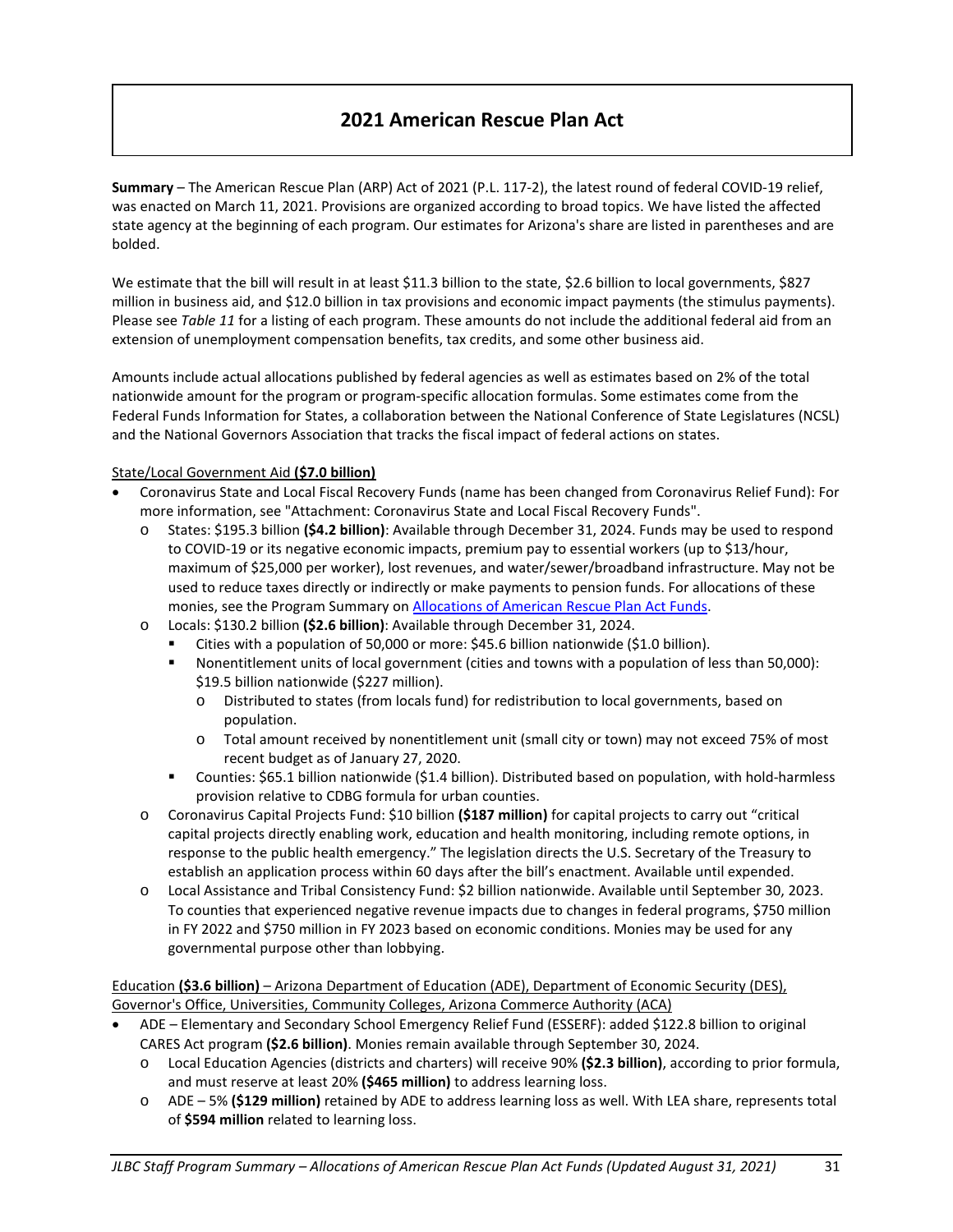# 2021 American Rescue Plan Act

**Summary** – The American Rescue Plan (ARP) Act of 2021 (P.L. 117-2), the latest round of federal COVID-19 relief, was enacted on March 11, 2021. Provisions are organized according to broad topics. We have listed the affected state agency at the beginning of each program. Our estimates for Arizona's share are listed in parentheses and are bolded.

We estimate that the bill will result in at least $11.3 billion to the state, $2.6 billion to local governments, $827 million in business aid, and $12.0 billion in tax provisions and economic impact payments (the stimulus payments). Please see *Table 11* for a listing of each program. These amounts do not include the additional federal aid from an extension of unemployment compensation benefits, tax credits, and some other business aid.

Amounts include actual allocations published by federal agencies as well as estimates based on 2% of the total nationwide amount for the program or program-specific allocation formulas. Some estimates come from the Federal Funds Information for States, a collaboration between the National Conference of State Legislatures (NCSL) and the National Governors Association that tracks the fiscal impact of federal actions on states.

State/Local Government Aid **($7.0 billion)**

- Coronavirus State and Local Fiscal Recovery Funds (name has been changed from Coronavirus Relief Fund): For more information, see "Attachment: Coronavirus State and Local Fiscal Recovery Funds".
  - States: $195.3 billion **($4.2 billion)**: Available through December 31, 2024. Funds may be used to respond to COVID-19 or its negative economic impacts, premium pay to essential workers (up to $13/hour, maximum of $25,000 per worker), lost revenues, and water/sewer/broadband infrastructure. May not be used to reduce taxes directly or indirectly or make payments to pension funds. For allocations of these monies, see the Program Summary on [Allocations of American Rescue Plan Act Funds](Allocations of American Rescue Plan Act Funds).
  - Locals: $130.2 billion **($2.6 billion)**: Available through December 31, 2024.
    - Cities with a population of 50,000 or more: $45.6 billion nationwide ($1.0 billion).
    - Nonentitlement units of local government (cities and towns with a population of less than 50,000): $19.5 billion nationwide ($227 million).
      - Distributed to states (from locals fund) for redistribution to local governments, based on population.
      - Total amount received by nonentitlement unit (small city or town) may not exceed 75% of most recent budget as of January 27, 2020.
    - Counties: $65.1 billion nationwide ($1.4 billion). Distributed based on population, with hold-harmless provision relative to CDBG formula for urban counties.
  - Coronavirus Capital Projects Fund: $10 billion **($187 million)** for capital projects to carry out "critical capital projects directly enabling work, education and health monitoring, including remote options, in response to the public health emergency." The legislation directs the U.S. Secretary of the Treasury to establish an application process within 60 days after the bill's enactment. Available until expended.
  - Local Assistance and Tribal Consistency Fund: $2 billion nationwide. Available until September 30, 2023. To counties that experienced negative revenue impacts due to changes in federal programs, $750 million in FY 2022 and $750 million in FY 2023 based on economic conditions. Monies may be used for any governmental purpose other than lobbying.

Education **($3.6 billion)** – Arizona Department of Education (ADE), Department of Economic Security (DES), Governor's Office, Universities, Community Colleges, Arizona Commerce Authority (ACA)

- ADE – Elementary and Secondary School Emergency Relief Fund (ESSERF): added $122.8 billion to original CARES Act program **($2.6 billion)**. Monies remain available through September 30, 2024.
  - Local Education Agencies (districts and charters) will receive 90% **($2.3 billion)**, according to prior formula, and must reserve at least 20% **($465 million)** to address learning loss.
  - ADE – 5% **($129 million)** retained by ADE to address learning loss as well. With LEA share, represents total of **$594 million** related to learning loss.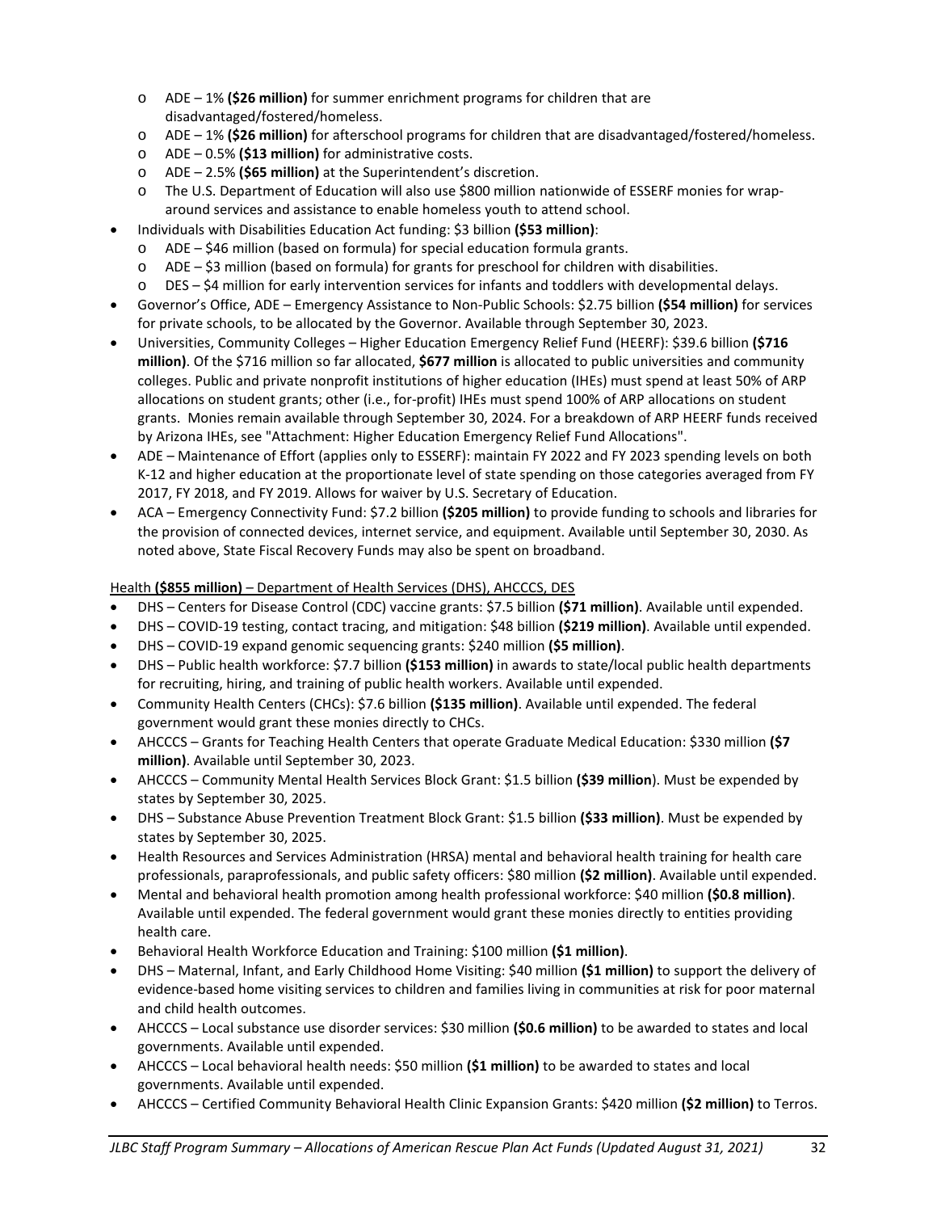- ADE – 1% **($26 million)** for summer enrichment programs for children that are disadvantaged/fostered/homeless.
  - ADE – 1% **($26 million)** for afterschool programs for children that are disadvantaged/fostered/homeless.
  - ADE – 0.5% **($13 million)** for administrative costs.
  - ADE – 2.5% **($65 million)** at the Superintendent's discretion.
  - The U.S. Department of Education will also use $800 million nationwide of ESSERF monies for wrap-around services and assistance to enable homeless youth to attend school.
- Individuals with Disabilities Education Act funding: $3 billion **($53 million)**:
  - ADE – $46 million (based on formula) for special education formula grants.
  - ADE – $3 million (based on formula) for grants for preschool for children with disabilities.
  - DES – $4 million for early intervention services for infants and toddlers with developmental delays.
- Governor's Office, ADE – Emergency Assistance to Non-Public Schools: $2.75 billion **($54 million)** for services for private schools, to be allocated by the Governor. Available through September 30, 2023.
- Universities, Community Colleges – Higher Education Emergency Relief Fund (HEERF): $39.6 billion **($716 million)**. Of the $716 million so far allocated, **$677 million** is allocated to public universities and community colleges. Public and private nonprofit institutions of higher education (IHEs) must spend at least 50% of ARP allocations on student grants; other (i.e., for-profit) IHEs must spend 100% of ARP allocations on student grants. Monies remain available through September 30, 2024. For a breakdown of ARP HEERF funds received by Arizona IHEs, see "Attachment: Higher Education Emergency Relief Fund Allocations".
- ADE – Maintenance of Effort (applies only to ESSERF): maintain FY 2022 and FY 2023 spending levels on both K-12 and higher education at the proportionate level of state spending on those categories averaged from FY 2017, FY 2018, and FY 2019. Allows for waiver by U.S. Secretary of Education.
- ACA – Emergency Connectivity Fund: $7.2 billion **($205 million)** to provide funding to schools and libraries for the provision of connected devices, internet service, and equipment. Available until September 30, 2030. As noted above, State Fiscal Recovery Funds may also be spent on broadband.

<u>Health **($855 million)** – Department of Health Services (DHS), AHCCCS, DES</u>

- DHS – Centers for Disease Control (CDC) vaccine grants: $7.5 billion **($71 million)**. Available until expended.
- DHS – COVID-19 testing, contact tracing, and mitigation: $48 billion **($219 million)**. Available until expended.
- DHS – COVID-19 expand genomic sequencing grants: $240 million **($5 million)**.
- DHS – Public health workforce: $7.7 billion **($153 million)** in awards to state/local public health departments for recruiting, hiring, and training of public health workers. Available until expended.
- Community Health Centers (CHCs): $7.6 billion **($135 million)**. Available until expended. The federal government would grant these monies directly to CHCs.
- AHCCCS – Grants for Teaching Health Centers that operate Graduate Medical Education: $330 million **($7 million)**. Available until September 30, 2023.
- AHCCCS – Community Mental Health Services Block Grant: $1.5 billion **($39 million**). Must be expended by states by September 30, 2025.
- DHS – Substance Abuse Prevention Treatment Block Grant: $1.5 billion **($33 million)**. Must be expended by states by September 30, 2025.
- Health Resources and Services Administration (HRSA) mental and behavioral health training for health care professionals, paraprofessionals, and public safety officers: $80 million **($2 million)**. Available until expended.
- Mental and behavioral health promotion among health professional workforce: $40 million **($0.8 million)**. Available until expended. The federal government would grant these monies directly to entities providing health care.
- Behavioral Health Workforce Education and Training: $100 million **($1 million)**.
- DHS – Maternal, Infant, and Early Childhood Home Visiting: $40 million **($1 million)** to support the delivery of evidence-based home visiting services to children and families living in communities at risk for poor maternal and child health outcomes.
- AHCCCS – Local substance use disorder services: $30 million **($0.6 million)** to be awarded to states and local governments. Available until expended.
- AHCCCS – Local behavioral health needs: $50 million **($1 million)** to be awarded to states and local governments. Available until expended.
- AHCCCS – Certified Community Behavioral Health Clinic Expansion Grants: $420 million **($2 million)** to Terros.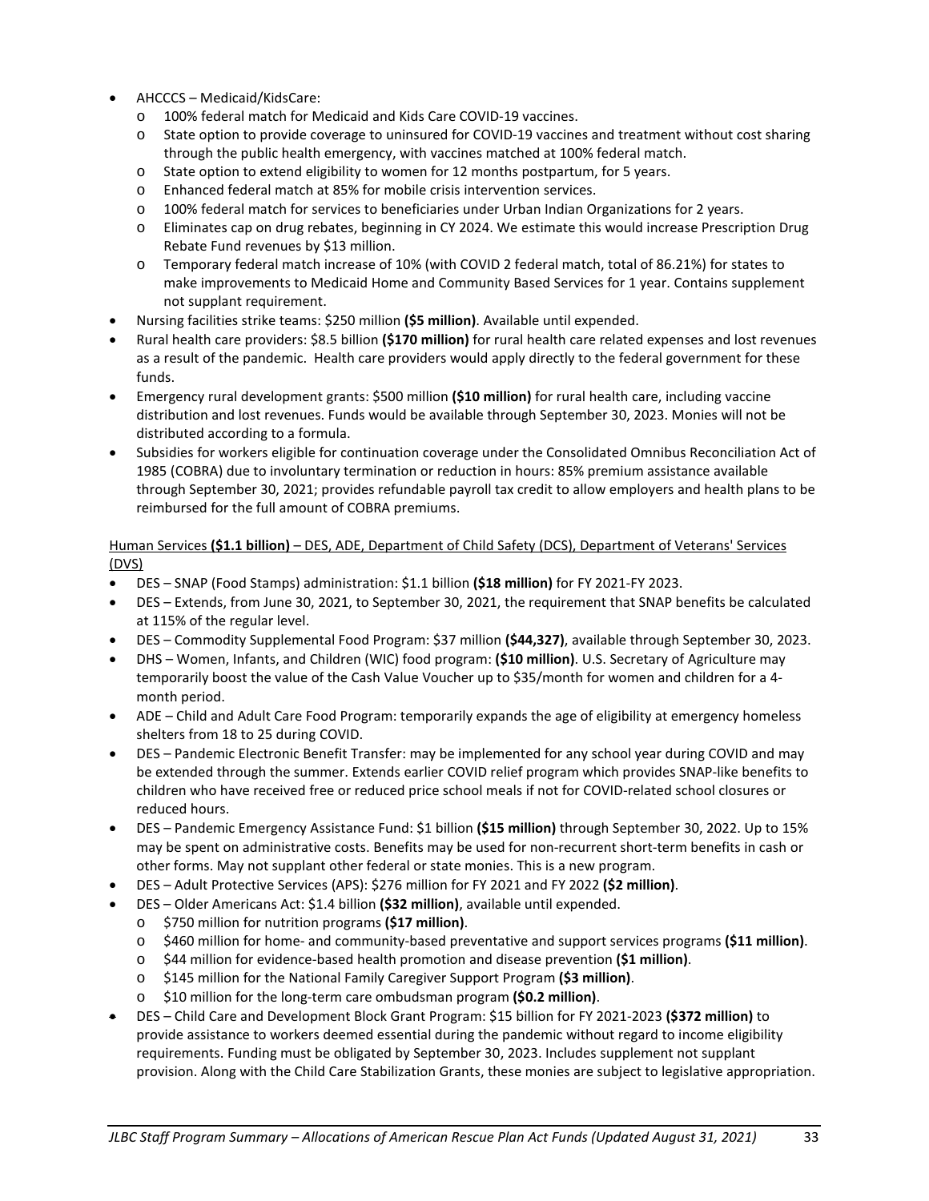- AHCCCS – Medicaid/KidsCare:
  - 100% federal match for Medicaid and Kids Care COVID-19 vaccines.
  - State option to provide coverage to uninsured for COVID-19 vaccines and treatment without cost sharing through the public health emergency, with vaccines matched at 100% federal match.
  - State option to extend eligibility to women for 12 months postpartum, for 5 years.
  - Enhanced federal match at 85% for mobile crisis intervention services.
  - 100% federal match for services to beneficiaries under Urban Indian Organizations for 2 years.
  - Eliminates cap on drug rebates, beginning in CY 2024. We estimate this would increase Prescription Drug Rebate Fund revenues by $13 million.
  - Temporary federal match increase of 10% (with COVID 2 federal match, total of 86.21%) for states to make improvements to Medicaid Home and Community Based Services for 1 year. Contains supplement not supplant requirement.
- Nursing facilities strike teams: $250 million **($5 million)**. Available until expended.
- Rural health care providers: $8.5 billion **($170 million)** for rural health care related expenses and lost revenues as a result of the pandemic. Health care providers would apply directly to the federal government for these funds.
- Emergency rural development grants: $500 million **($10 million)** for rural health care, including vaccine distribution and lost revenues. Funds would be available through September 30, 2023. Monies will not be distributed according to a formula.
- Subsidies for workers eligible for continuation coverage under the Consolidated Omnibus Reconciliation Act of 1985 (COBRA) due to involuntary termination or reduction in hours: 85% premium assistance available through September 30, 2021; provides refundable payroll tax credit to allow employers and health plans to be reimbursed for the full amount of COBRA premiums.

<u>Human Services **($1.1 billion)** – DES, ADE, Department of Child Safety (DCS), Department of Veterans' Services (DVS)</u>

- DES – SNAP (Food Stamps) administration: $1.1 billion **($18 million)** for FY 2021-FY 2023.
- DES – Extends, from June 30, 2021, to September 30, 2021, the requirement that SNAP benefits be calculated at 115% of the regular level.
- DES – Commodity Supplemental Food Program: $37 million **($44,327)**, available through September 30, 2023.
- DHS – Women, Infants, and Children (WIC) food program: **($10 million)**. U.S. Secretary of Agriculture may temporarily boost the value of the Cash Value Voucher up to $35/month for women and children for a 4-month period.
- ADE – Child and Adult Care Food Program: temporarily expands the age of eligibility at emergency homeless shelters from 18 to 25 during COVID.
- DES – Pandemic Electronic Benefit Transfer: may be implemented for any school year during COVID and may be extended through the summer. Extends earlier COVID relief program which provides SNAP-like benefits to children who have received free or reduced price school meals if not for COVID-related school closures or reduced hours.
- DES – Pandemic Emergency Assistance Fund: $1 billion **($15 million)** through September 30, 2022. Up to 15% may be spent on administrative costs. Benefits may be used for non-recurrent short-term benefits in cash or other forms. May not supplant other federal or state monies. This is a new program.
- DES – Adult Protective Services (APS): $276 million for FY 2021 and FY 2022 **($2 million)**.
- DES – Older Americans Act: $1.4 billion **($32 million)**, available until expended.
  - $750 million for nutrition programs **($17 million)**.
  - $460 million for home- and community-based preventative and support services programs **($11 million)**.
  - $44 million for evidence-based health promotion and disease prevention **($1 million)**.
  - $145 million for the National Family Caregiver Support Program **($3 million)**.
  - $10 million for the long-term care ombudsman program **($0.2 million)**.
- DES – Child Care and Development Block Grant Program: $15 billion for FY 2021-2023 **($372 million)** to provide assistance to workers deemed essential during the pandemic without regard to income eligibility requirements. Funding must be obligated by September 30, 2023. Includes supplement not supplant provision. Along with the Child Care Stabilization Grants, these monies are subject to legislative appropriation.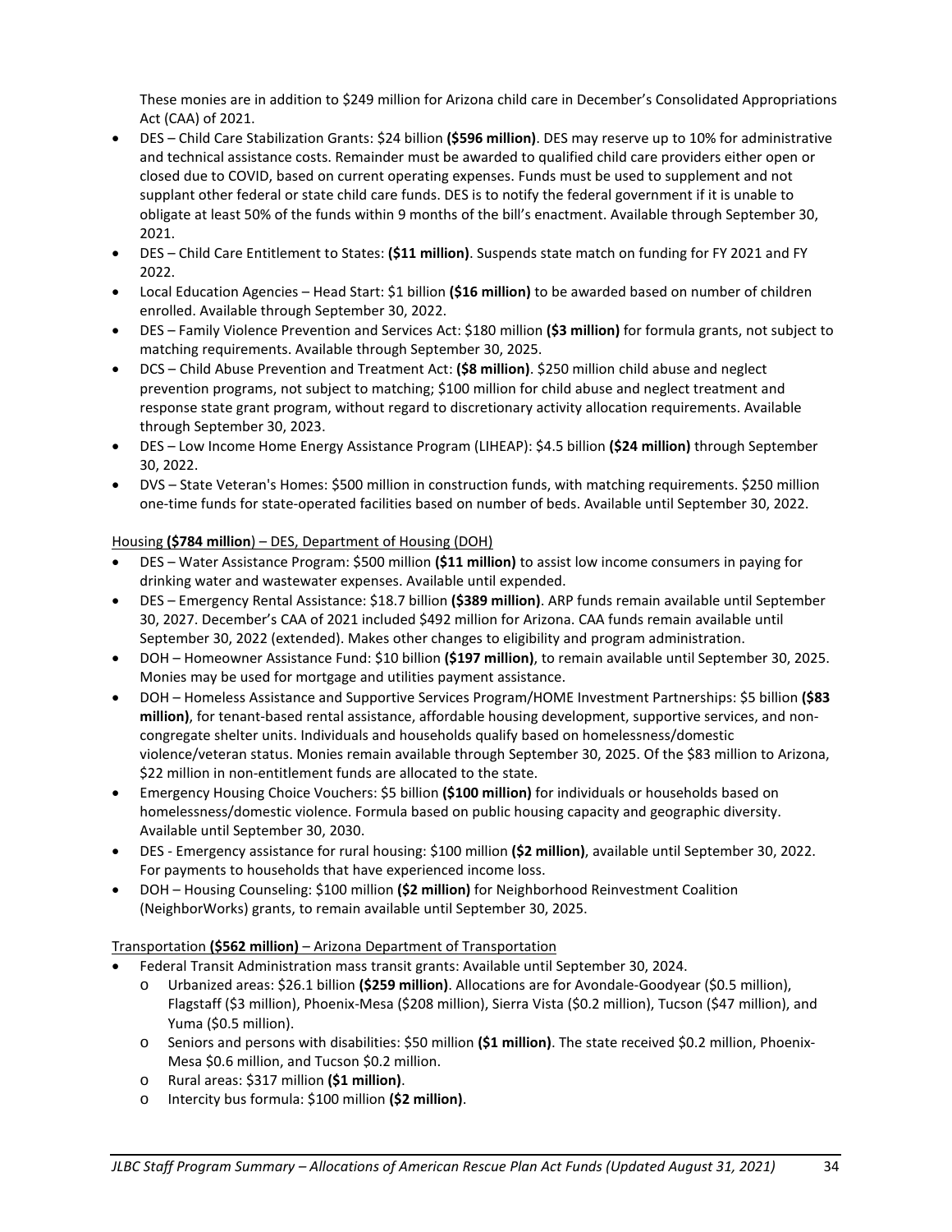These monies are in addition to $249 million for Arizona child care in December's Consolidated Appropriations Act (CAA) of 2021.

- DES – Child Care Stabilization Grants: $24 billion **($596 million)**. DES may reserve up to 10% for administrative and technical assistance costs. Remainder must be awarded to qualified child care providers either open or closed due to COVID, based on current operating expenses. Funds must be used to supplement and not supplant other federal or state child care funds. DES is to notify the federal government if it is unable to obligate at least 50% of the funds within 9 months of the bill's enactment. Available through September 30, 2021.
- DES – Child Care Entitlement to States: **($11 million)**. Suspends state match on funding for FY 2021 and FY 2022.
- Local Education Agencies – Head Start: $1 billion **($16 million)** to be awarded based on number of children enrolled. Available through September 30, 2022.
- DES – Family Violence Prevention and Services Act: $180 million **($3 million)** for formula grants, not subject to matching requirements. Available through September 30, 2025.
- DCS – Child Abuse Prevention and Treatment Act: **($8 million)**. $250 million child abuse and neglect prevention programs, not subject to matching; $100 million for child abuse and neglect treatment and response state grant program, without regard to discretionary activity allocation requirements. Available through September 30, 2023.
- DES – Low Income Home Energy Assistance Program (LIHEAP): $4.5 billion **($24 million)** through September 30, 2022.
- DVS – State Veteran's Homes: $500 million in construction funds, with matching requirements. $250 million one-time funds for state-operated facilities based on number of beds. Available until September 30, 2022.

<u>Housing **($784 million)** – DES, Department of Housing (DOH)</u>

- DES – Water Assistance Program: $500 million **($11 million)** to assist low income consumers in paying for drinking water and wastewater expenses. Available until expended.
- DES – Emergency Rental Assistance: $18.7 billion **($389 million)**. ARP funds remain available until September 30, 2027. December's CAA of 2021 included $492 million for Arizona. CAA funds remain available until September 30, 2022 (extended). Makes other changes to eligibility and program administration.
- DOH – Homeowner Assistance Fund: $10 billion **($197 million)**, to remain available until September 30, 2025. Monies may be used for mortgage and utilities payment assistance.
- DOH – Homeless Assistance and Supportive Services Program/HOME Investment Partnerships: $5 billion **($83 million)**, for tenant-based rental assistance, affordable housing development, supportive services, and non-congregate shelter units. Individuals and households qualify based on homelessness/domestic violence/veteran status. Monies remain available through September 30, 2025. Of the $83 million to Arizona, $22 million in non-entitlement funds are allocated to the state.
- Emergency Housing Choice Vouchers: $5 billion **($100 million)** for individuals or households based on homelessness/domestic violence. Formula based on public housing capacity and geographic diversity. Available until September 30, 2030.
- DES - Emergency assistance for rural housing: $100 million **($2 million)**, available until September 30, 2022. For payments to households that have experienced income loss.
- DOH – Housing Counseling: $100 million **($2 million)** for Neighborhood Reinvestment Coalition (NeighborWorks) grants, to remain available until September 30, 2025.

<u>Transportation **($562 million)** – Arizona Department of Transportation</u>

- Federal Transit Administration mass transit grants: Available until September 30, 2024.
  - Urbanized areas: $26.1 billion **($259 million)**. Allocations are for Avondale-Goodyear ($0.5 million), Flagstaff ($3 million), Phoenix-Mesa ($208 million), Sierra Vista ($0.2 million), Tucson ($47 million), and Yuma ($0.5 million).
  - Seniors and persons with disabilities: $50 million **($1 million)**. The state received $0.2 million, Phoenix-Mesa $0.6 million, and Tucson $0.2 million.
  - Rural areas: $317 million **($1 million)**.
  - Intercity bus formula: $100 million **($2 million)**.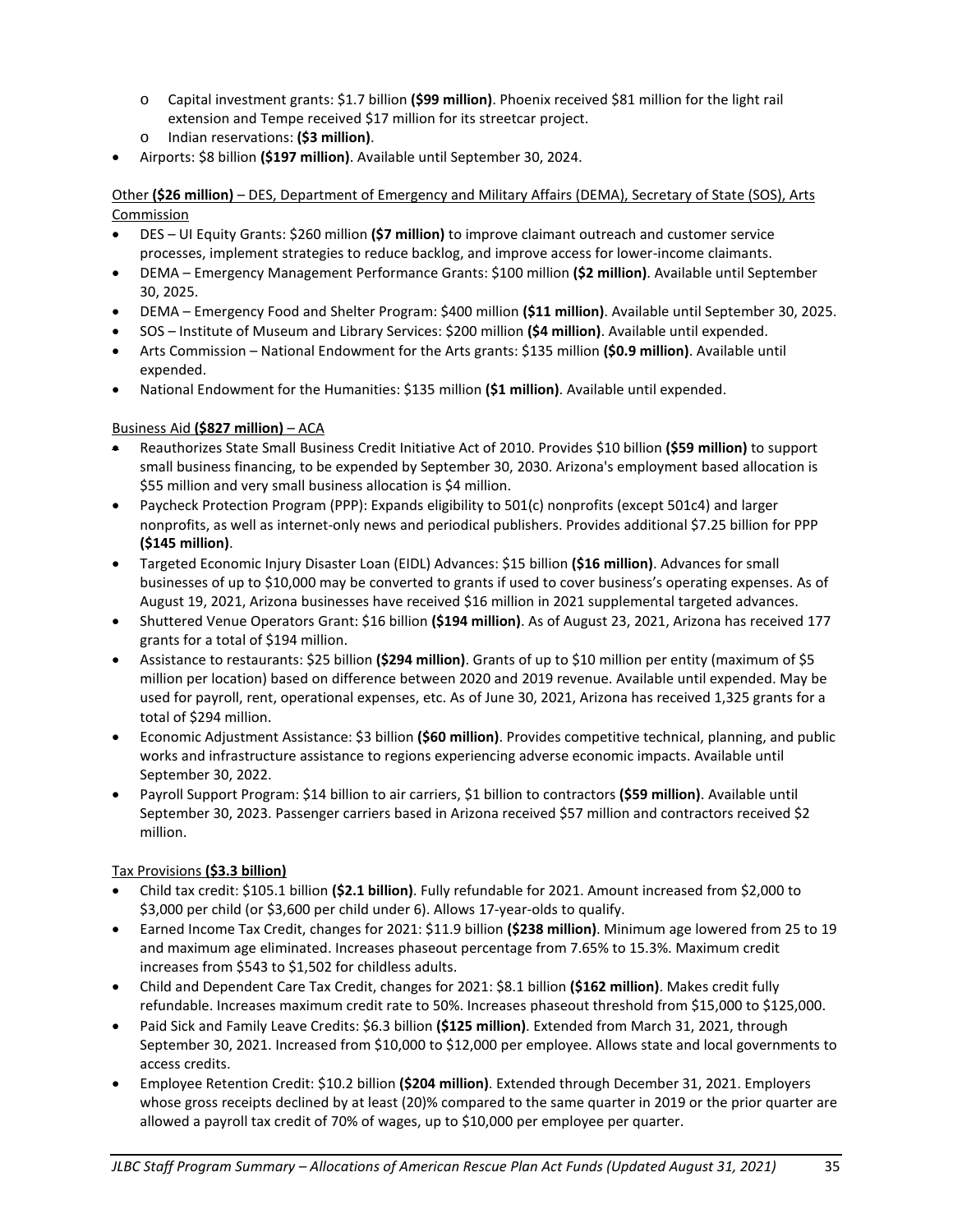- Capital investment grants: $1.7 billion **($99 million)**. Phoenix received $81 million for the light rail extension and Tempe received $17 million for its streetcar project.
- Indian reservations: **($3 million)**.

- Airports: $8 billion **($197 million)**. Available until September 30, 2024.

<u>Other **($26 million)** – DES, Department of Emergency and Military Affairs (DEMA), Secretary of State (SOS), Arts Commission</u>

- DES – UI Equity Grants: $260 million **($7 million)** to improve claimant outreach and customer service processes, implement strategies to reduce backlog, and improve access for lower-income claimants.
- DEMA – Emergency Management Performance Grants: $100 million **($2 million)**. Available until September 30, 2025.
- DEMA – Emergency Food and Shelter Program: $400 million **($11 million)**. Available until September 30, 2025.
- SOS – Institute of Museum and Library Services: $200 million **($4 million)**. Available until expended.
- Arts Commission – National Endowment for the Arts grants: $135 million **($0.9 million)**. Available until expended.
- National Endowment for the Humanities: $135 million **($1 million)**. Available until expended.

<u>Business Aid **($827 million)** – ACA</u>

- Reauthorizes State Small Business Credit Initiative Act of 2010. Provides $10 billion **($59 million)** to support small business financing, to be expended by September 30, 2030. Arizona's employment based allocation is $55 million and very small business allocation is $4 million.
- Paycheck Protection Program (PPP): Expands eligibility to 501(c) nonprofits (except 501c4) and larger nonprofits, as well as internet-only news and periodical publishers. Provides additional $7.25 billion for PPP **($145 million)**.
- Targeted Economic Injury Disaster Loan (EIDL) Advances: $15 billion **($16 million)**. Advances for small businesses of up to $10,000 may be converted to grants if used to cover business's operating expenses. As of August 19, 2021, Arizona businesses have received $16 million in 2021 supplemental targeted advances.
- Shuttered Venue Operators Grant: $16 billion **($194 million)**. As of August 23, 2021, Arizona has received 177 grants for a total of $194 million.
- Assistance to restaurants: $25 billion **($294 million)**. Grants of up to $10 million per entity (maximum of $5 million per location) based on difference between 2020 and 2019 revenue. Available until expended. May be used for payroll, rent, operational expenses, etc. As of June 30, 2021, Arizona has received 1,325 grants for a total of $294 million.
- Economic Adjustment Assistance: $3 billion **($60 million)**. Provides competitive technical, planning, and public works and infrastructure assistance to regions experiencing adverse economic impacts. Available until September 30, 2022.
- Payroll Support Program: $14 billion to air carriers, $1 billion to contractors **($59 million)**. Available until September 30, 2023. Passenger carriers based in Arizona received $57 million and contractors received $2 million.

<u>Tax Provisions **($3.3 billion)**</u>

- Child tax credit: $105.1 billion **($2.1 billion)**. Fully refundable for 2021. Amount increased from $2,000 to $3,000 per child (or $3,600 per child under 6). Allows 17-year-olds to qualify.
- Earned Income Tax Credit, changes for 2021: $11.9 billion **($238 million)**. Minimum age lowered from 25 to 19 and maximum age eliminated. Increases phaseout percentage from 7.65% to 15.3%. Maximum credit increases from $543 to $1,502 for childless adults.
- Child and Dependent Care Tax Credit, changes for 2021: $8.1 billion **($162 million)**. Makes credit fully refundable. Increases maximum credit rate to 50%. Increases phaseout threshold from $15,000 to $125,000.
- Paid Sick and Family Leave Credits: $6.3 billion **($125 million)**. Extended from March 31, 2021, through September 30, 2021. Increased from $10,000 to $12,000 per employee. Allows state and local governments to access credits.
- Employee Retention Credit: $10.2 billion **($204 million)**. Extended through December 31, 2021. Employers whose gross receipts declined by at least (20)% compared to the same quarter in 2019 or the prior quarter are allowed a payroll tax credit of 70% of wages, up to $10,000 per employee per quarter.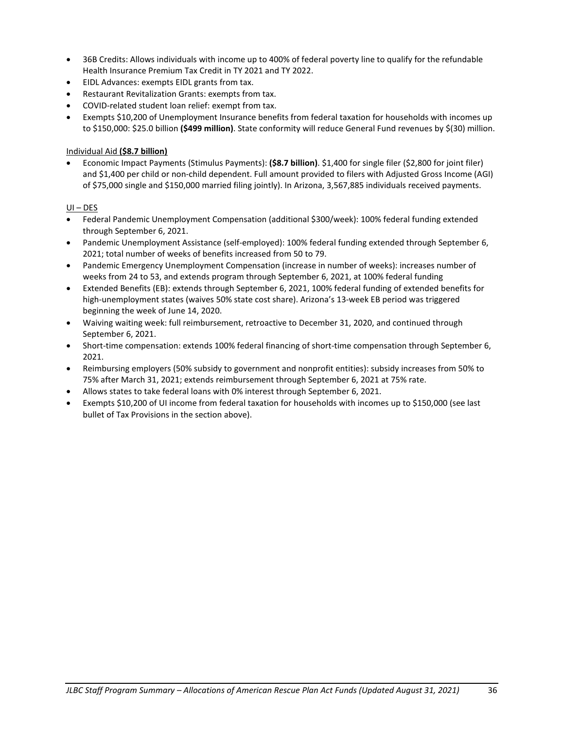- 36B Credits: Allows individuals with income up to 400% of federal poverty line to qualify for the refundable Health Insurance Premium Tax Credit in TY 2021 and TY 2022.
- EIDL Advances: exempts EIDL grants from tax.
- Restaurant Revitalization Grants: exempts from tax.
- COVID-related student loan relief: exempt from tax.
- Exempts $10,200 of Unemployment Insurance benefits from federal taxation for households with incomes up to $150,000: $25.0 billion **($499 million)**. State conformity will reduce General Fund revenues by $(30) million.

Individual Aid **($8.7 billion)**

- Economic Impact Payments (Stimulus Payments): **($8.7 billion)**. $1,400 for single filer ($2,800 for joint filer) and $1,400 per child or non-child dependent. Full amount provided to filers with Adjusted Gross Income (AGI) of $75,000 single and $150,000 married filing jointly). In Arizona, 3,567,885 individuals received payments.

UI – DES

- Federal Pandemic Unemployment Compensation (additional $300/week): 100% federal funding extended through September 6, 2021.
- Pandemic Unemployment Assistance (self-employed): 100% federal funding extended through September 6, 2021; total number of weeks of benefits increased from 50 to 79.
- Pandemic Emergency Unemployment Compensation (increase in number of weeks): increases number of weeks from 24 to 53, and extends program through September 6, 2021, at 100% federal funding
- Extended Benefits (EB): extends through September 6, 2021, 100% federal funding of extended benefits for high-unemployment states (waives 50% state cost share). Arizona's 13-week EB period was triggered beginning the week of June 14, 2020.
- Waiving waiting week: full reimbursement, retroactive to December 31, 2020, and continued through September 6, 2021.
- Short-time compensation: extends 100% federal financing of short-time compensation through September 6, 2021.
- Reimbursing employers (50% subsidy to government and nonprofit entities): subsidy increases from 50% to 75% after March 31, 2021; extends reimbursement through September 6, 2021 at 75% rate.
- Allows states to take federal loans with 0% interest through September 6, 2021.
- Exempts $10,200 of UI income from federal taxation for households with incomes up to $150,000 (see last bullet of Tax Provisions in the section above).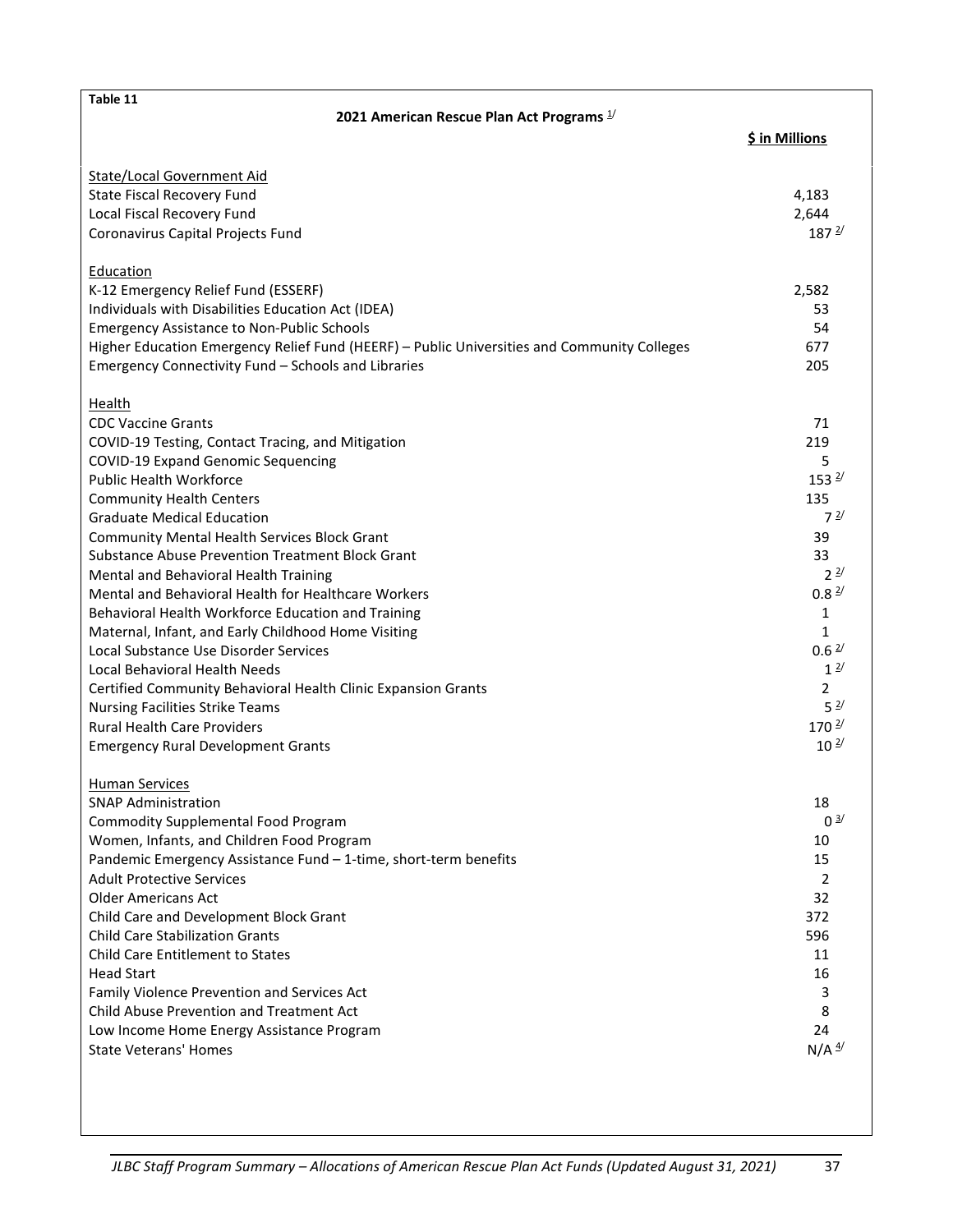**Table 11**

**2021 American Rescue Plan Act Programs** [1/]

| | **$ in Millions** |
|---|---|
| State/Local Government Aid | |
| State Fiscal Recovery Fund | 4,183 |
| Local Fiscal Recovery Fund | 2,644 |
| Coronavirus Capital Projects Fund | 187 [2/] |
| | |
| Education | |
| K-12 Emergency Relief Fund (ESSERF) | 2,582 |
| Individuals with Disabilities Education Act (IDEA) | 53 |
| Emergency Assistance to Non-Public Schools | 54 |
| Higher Education Emergency Relief Fund (HEERF) – Public Universities and Community Colleges | 677 |
| Emergency Connectivity Fund – Schools and Libraries | 205 |
| | |
| Health | |
| CDC Vaccine Grants | 71 |
| COVID-19 Testing, Contact Tracing, and Mitigation | 219 |
| COVID-19 Expand Genomic Sequencing | 5 |
| Public Health Workforce | 153 [2/] |
| Community Health Centers | 135 |
| Graduate Medical Education | 7 [2/] |
| Community Mental Health Services Block Grant | 39 |
| Substance Abuse Prevention Treatment Block Grant | 33 |
| Mental and Behavioral Health Training | 2 [2/] |
| Mental and Behavioral Health for Healthcare Workers | 0.8 [2/] |
| Behavioral Health Workforce Education and Training | 1 |
| Maternal, Infant, and Early Childhood Home Visiting | 1 |
| Local Substance Use Disorder Services | 0.6 [2/] |
| Local Behavioral Health Needs | 1 [2/] |
| Certified Community Behavioral Health Clinic Expansion Grants | 2 |
| Nursing Facilities Strike Teams | 5 [2/] |
| Rural Health Care Providers | 170 [2/] |
| Emergency Rural Development Grants | 10 [2/] |
| | |
| Human Services | |
| SNAP Administration | 18 |
| Commodity Supplemental Food Program | 0 [3/] |
| Women, Infants, and Children Food Program | 10 |
| Pandemic Emergency Assistance Fund – 1-time, short-term benefits | 15 |
| Adult Protective Services | 2 |
| Older Americans Act | 32 |
| Child Care and Development Block Grant | 372 |
| Child Care Stabilization Grants | 596 |
| Child Care Entitlement to States | 11 |
| Head Start | 16 |
| Family Violence Prevention and Services Act | 3 |
| Child Abuse Prevention and Treatment Act | 8 |
| Low Income Home Energy Assistance Program | 24 |
| State Veterans' Homes | N/A [4/] |

*JLBC Staff Program Summary – Allocations of American Rescue Plan Act Funds (Updated August 31, 2021)*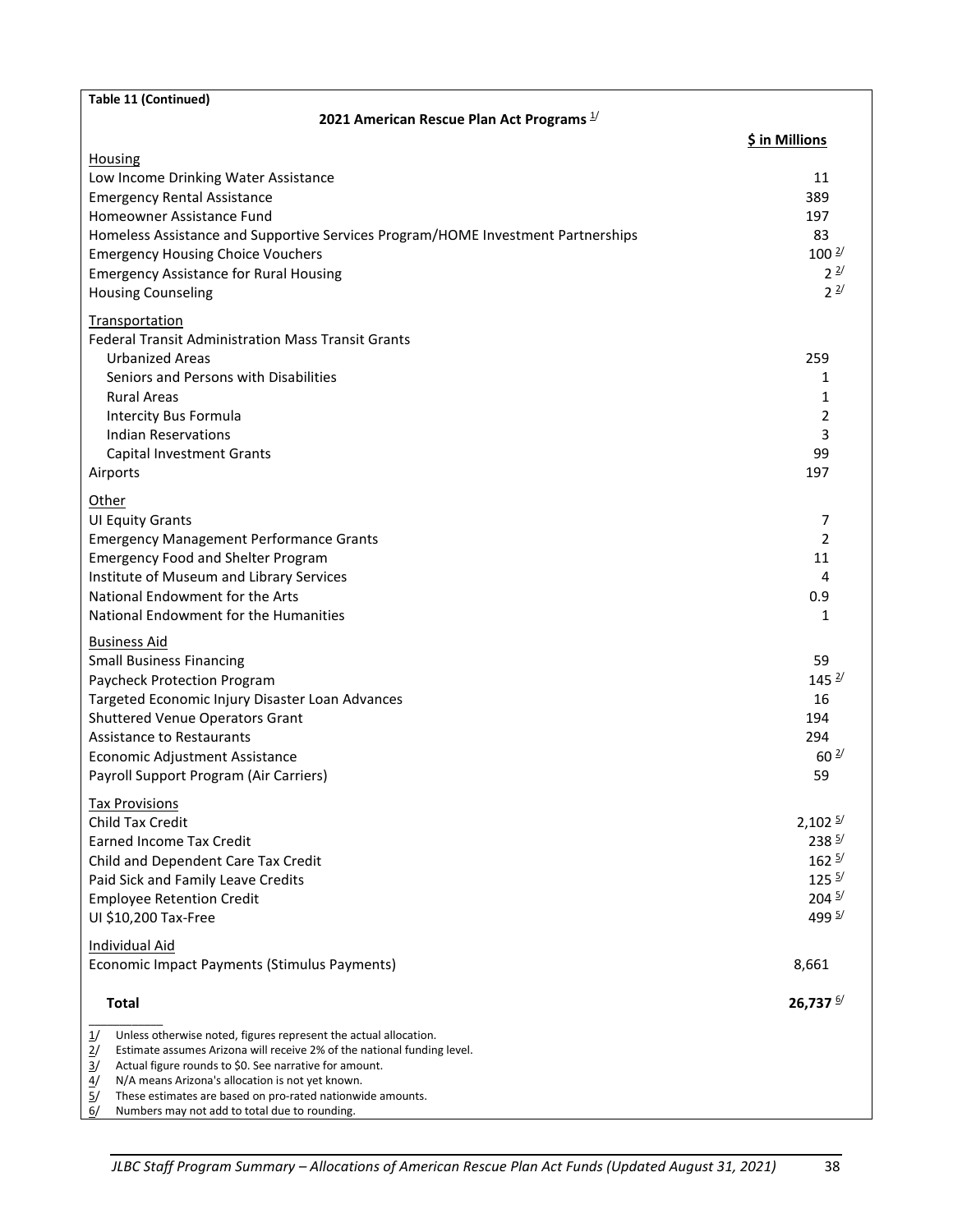**Table 11 (Continued)**

**2021 American Rescue Plan Act Programs** [1/]

| | **$ in Millions** |
|---|---|
| Housing | |
| Low Income Drinking Water Assistance | 11 |
| Emergency Rental Assistance | 389 |
| Homeowner Assistance Fund | 197 |
| Homeless Assistance and Supportive Services Program/HOME Investment Partnerships | 83 |
| Emergency Housing Choice Vouchers | 100 [2/] |
| Emergency Assistance for Rural Housing | 2 [2/] |
| Housing Counseling | 2 [2/] |
| Transportation | |
| Federal Transit Administration Mass Transit Grants | |
| Urbanized Areas | 259 |
| Seniors and Persons with Disabilities | 1 |
| Rural Areas | 1 |
| Intercity Bus Formula | 2 |
| Indian Reservations | 3 |
| Capital Investment Grants | 99 |
| Airports | 197 |
| Other | |
| UI Equity Grants | 7 |
| Emergency Management Performance Grants | 2 |
| Emergency Food and Shelter Program | 11 |
| Institute of Museum and Library Services | 4 |
| National Endowment for the Arts | 0.9 |
| National Endowment for the Humanities | 1 |
| Business Aid | |
| Small Business Financing | 59 |
| Paycheck Protection Program | 145 [2/] |
| Targeted Economic Injury Disaster Loan Advances | 16 |
| Shuttered Venue Operators Grant | 194 |
| Assistance to Restaurants | 294 |
| Economic Adjustment Assistance | 60 [2/] |
| Payroll Support Program (Air Carriers) | 59 |
| Tax Provisions | |
| Child Tax Credit | 2,102 [5/] |
| Earned Income Tax Credit | 238 [5/] |
| Child and Dependent Care Tax Credit | 162 [5/] |
| Paid Sick and Family Leave Credits | 125 [5/] |
| Employee Retention Credit | 204 [5/] |
| UI $10,200 Tax-Free | 499 [5/] |
| Individual Aid | |
| Economic Impact Payments (Stimulus Payments) | 8,661 |
| **Total** | **26,737** [6/] |

1/ Unless otherwise noted, figures represent the actual allocation.
2/ Estimate assumes Arizona will receive 2% of the national funding level.
3/ Actual figure rounds to $0. See narrative for amount.
4/ N/A means Arizona's allocation is not yet known.
5/ These estimates are based on pro-rated nationwide amounts.
6/ Numbers may not add to total due to rounding.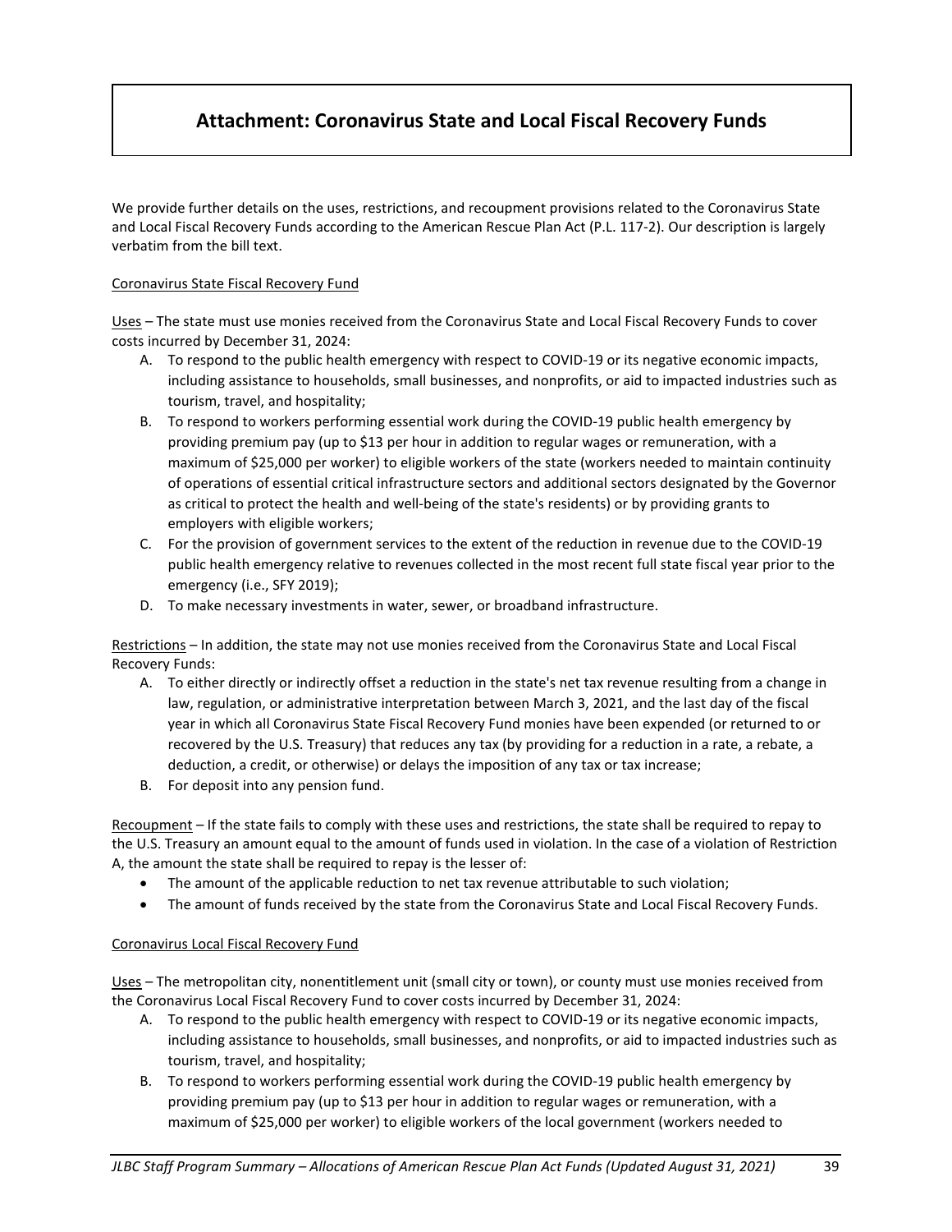# Attachment: Coronavirus State and Local Fiscal Recovery Funds

We provide further details on the uses, restrictions, and recoupment provisions related to the Coronavirus State and Local Fiscal Recovery Funds according to the American Rescue Plan Act (P.L. 117-2). Our description is largely verbatim from the bill text.

## Coronavirus State Fiscal Recovery Fund

Uses – The state must use monies received from the Coronavirus State and Local Fiscal Recovery Funds to cover costs incurred by December 31, 2024:

A. To respond to the public health emergency with respect to COVID-19 or its negative economic impacts, including assistance to households, small businesses, and nonprofits, or aid to impacted industries such as tourism, travel, and hospitality;
B. To respond to workers performing essential work during the COVID-19 public health emergency by providing premium pay (up to $13 per hour in addition to regular wages or remuneration, with a maximum of $25,000 per worker) to eligible workers of the state (workers needed to maintain continuity of operations of essential critical infrastructure sectors and additional sectors designated by the Governor as critical to protect the health and well-being of the state's residents) or by providing grants to employers with eligible workers;
C. For the provision of government services to the extent of the reduction in revenue due to the COVID-19 public health emergency relative to revenues collected in the most recent full state fiscal year prior to the emergency (i.e., SFY 2019);
D. To make necessary investments in water, sewer, or broadband infrastructure.

Restrictions – In addition, the state may not use monies received from the Coronavirus State and Local Fiscal Recovery Funds:

A. To either directly or indirectly offset a reduction in the state's net tax revenue resulting from a change in law, regulation, or administrative interpretation between March 3, 2021, and the last day of the fiscal year in which all Coronavirus State Fiscal Recovery Fund monies have been expended (or returned to or recovered by the U.S. Treasury) that reduces any tax (by providing for a reduction in a rate, a rebate, a deduction, a credit, or otherwise) or delays the imposition of any tax or tax increase;
B. For deposit into any pension fund.

Recoupment – If the state fails to comply with these uses and restrictions, the state shall be required to repay to the U.S. Treasury an amount equal to the amount of funds used in violation. In the case of a violation of Restriction A, the amount the state shall be required to repay is the lesser of:

- The amount of the applicable reduction to net tax revenue attributable to such violation;
- The amount of funds received by the state from the Coronavirus State and Local Fiscal Recovery Funds.

## Coronavirus Local Fiscal Recovery Fund

Uses – The metropolitan city, nonentitlement unit (small city or town), or county must use monies received from the Coronavirus Local Fiscal Recovery Fund to cover costs incurred by December 31, 2024:

A. To respond to the public health emergency with respect to COVID-19 or its negative economic impacts, including assistance to households, small businesses, and nonprofits, or aid to impacted industries such as tourism, travel, and hospitality;
B. To respond to workers performing essential work during the COVID-19 public health emergency by providing premium pay (up to $13 per hour in addition to regular wages or remuneration, with a maximum of $25,000 per worker) to eligible workers of the local government (workers needed to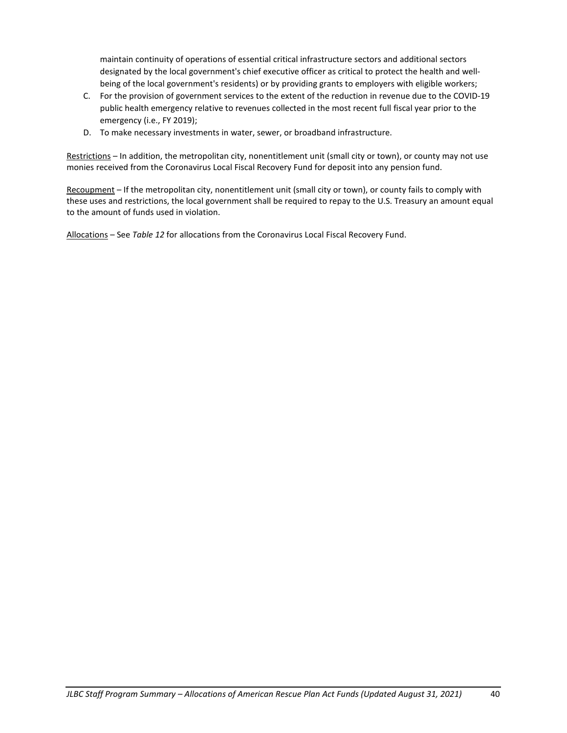maintain continuity of operations of essential critical infrastructure sectors and additional sectors designated by the local government's chief executive officer as critical to protect the health and well-being of the local government's residents) or by providing grants to employers with eligible workers;

C. For the provision of government services to the extent of the reduction in revenue due to the COVID-19 public health emergency relative to revenues collected in the most recent full fiscal year prior to the emergency (i.e., FY 2019);
D. To make necessary investments in water, sewer, or broadband infrastructure.

<u>Restrictions</u> – In addition, the metropolitan city, nonentitlement unit (small city or town), or county may not use monies received from the Coronavirus Local Fiscal Recovery Fund for deposit into any pension fund.

<u>Recoupment</u> – If the metropolitan city, nonentitlement unit (small city or town), or county fails to comply with these uses and restrictions, the local government shall be required to repay to the U.S. Treasury an amount equal to the amount of funds used in violation.

<u>Allocations</u> – See *Table 12* for allocations from the Coronavirus Local Fiscal Recovery Fund.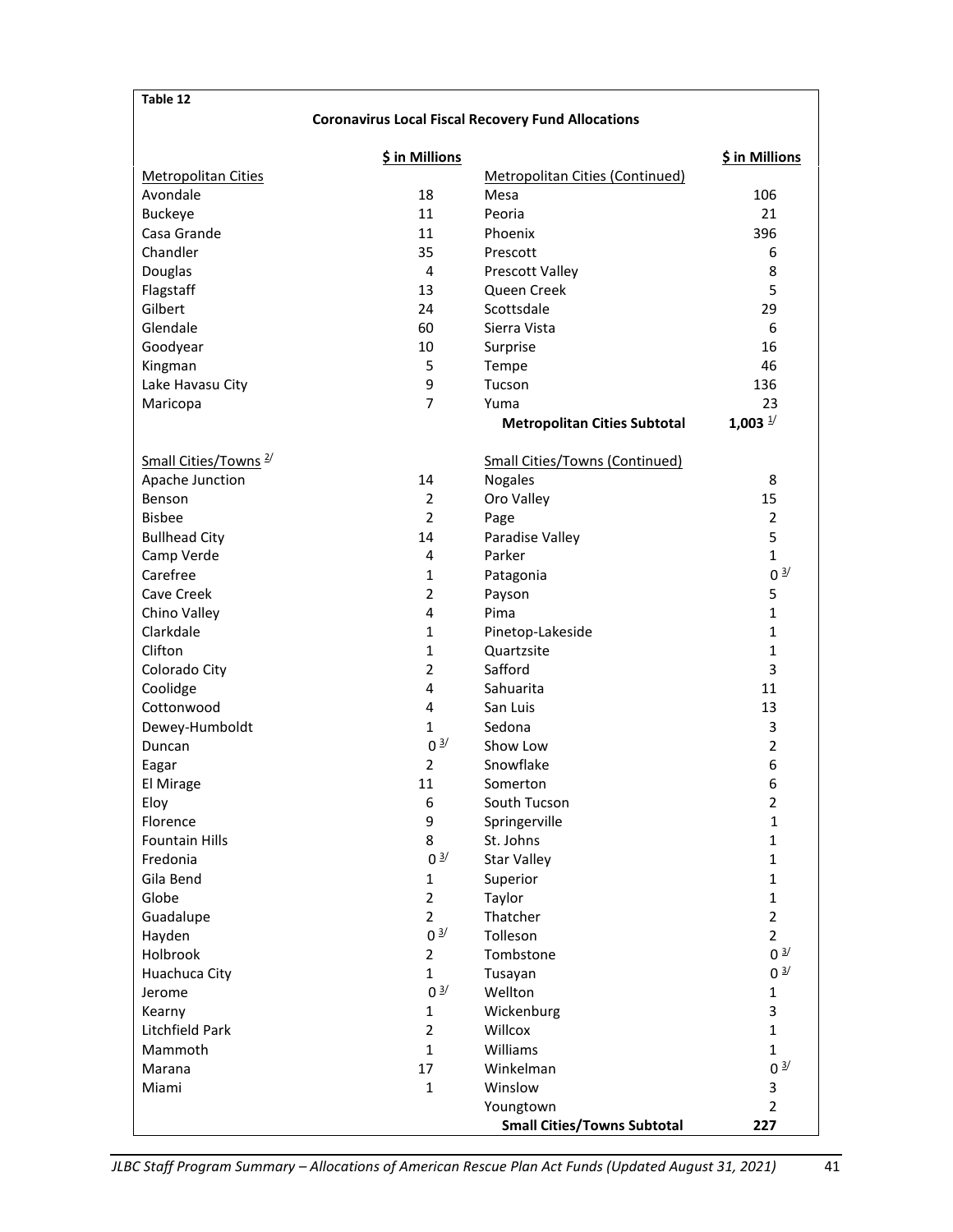**Table 12**

**Coronavirus Local Fiscal Recovery Fund Allocations**

| | $ in Millions | | $ in Millions |
|---|---|---|---|
| Metropolitan Cities | | Metropolitan Cities (Continued) | |
| Avondale | 18 | Mesa | 106 |
| Buckeye | 11 | Peoria | 21 |
| Casa Grande | 11 | Phoenix | 396 |
| Chandler | 35 | Prescott | 6 |
| Douglas | 4 | Prescott Valley | 8 |
| Flagstaff | 13 | Queen Creek | 5 |
| Gilbert | 24 | Scottsdale | 29 |
| Glendale | 60 | Sierra Vista | 6 |
| Goodyear | 10 | Surprise | 16 |
| Kingman | 5 | Tempe | 46 |
| Lake Havasu City | 9 | Tucson | 136 |
| Maricopa | 7 | Yuma | 23 |
| | | **Metropolitan Cities Subtotal** | **1,003** 1/ |
| | | | |
| Small Cities/Towns 2/ | | Small Cities/Towns (Continued) | |
| Apache Junction | 14 | Nogales | 8 |
| Benson | 2 | Oro Valley | 15 |
| Bisbee | 2 | Page | 2 |
| Bullhead City | 14 | Paradise Valley | 5 |
| Camp Verde | 4 | Parker | 1 |
| Carefree | 1 | Patagonia | 0 3/ |
| Cave Creek | 2 | Payson | 5 |
| Chino Valley | 4 | Pima | 1 |
| Clarkdale | 1 | Pinetop-Lakeside | 1 |
| Clifton | 1 | Quartzsite | 1 |
| Colorado City | 2 | Safford | 3 |
| Coolidge | 4 | Sahuarita | 11 |
| Cottonwood | 4 | San Luis | 13 |
| Dewey-Humboldt | 1 | Sedona | 3 |
| Duncan | 0 3/ | Show Low | 2 |
| Eagar | 2 | Snowflake | 6 |
| El Mirage | 11 | Somerton | 6 |
| Eloy | 6 | South Tucson | 2 |
| Florence | 9 | Springerville | 1 |
| Fountain Hills | 8 | St. Johns | 1 |
| Fredonia | 0 3/ | Star Valley | 1 |
| Gila Bend | 1 | Superior | 1 |
| Globe | 2 | Taylor | 1 |
| Guadalupe | 2 | Thatcher | 2 |
| Hayden | 0 3/ | Tolleson | 2 |
| Holbrook | 2 | Tombstone | 0 3/ |
| Huachuca City | 1 | Tusayan | 0 3/ |
| Jerome | 0 3/ | Wellton | 1 |
| Kearny | 1 | Wickenburg | 3 |
| Litchfield Park | 2 | Willcox | 1 |
| Mammoth | 1 | Williams | 1 |
| Marana | 17 | Winkelman | 0 3/ |
| Miami | 1 | Winslow | 3 |
| | | Youngtown | 2 |
| | | **Small Cities/Towns Subtotal** | **227** |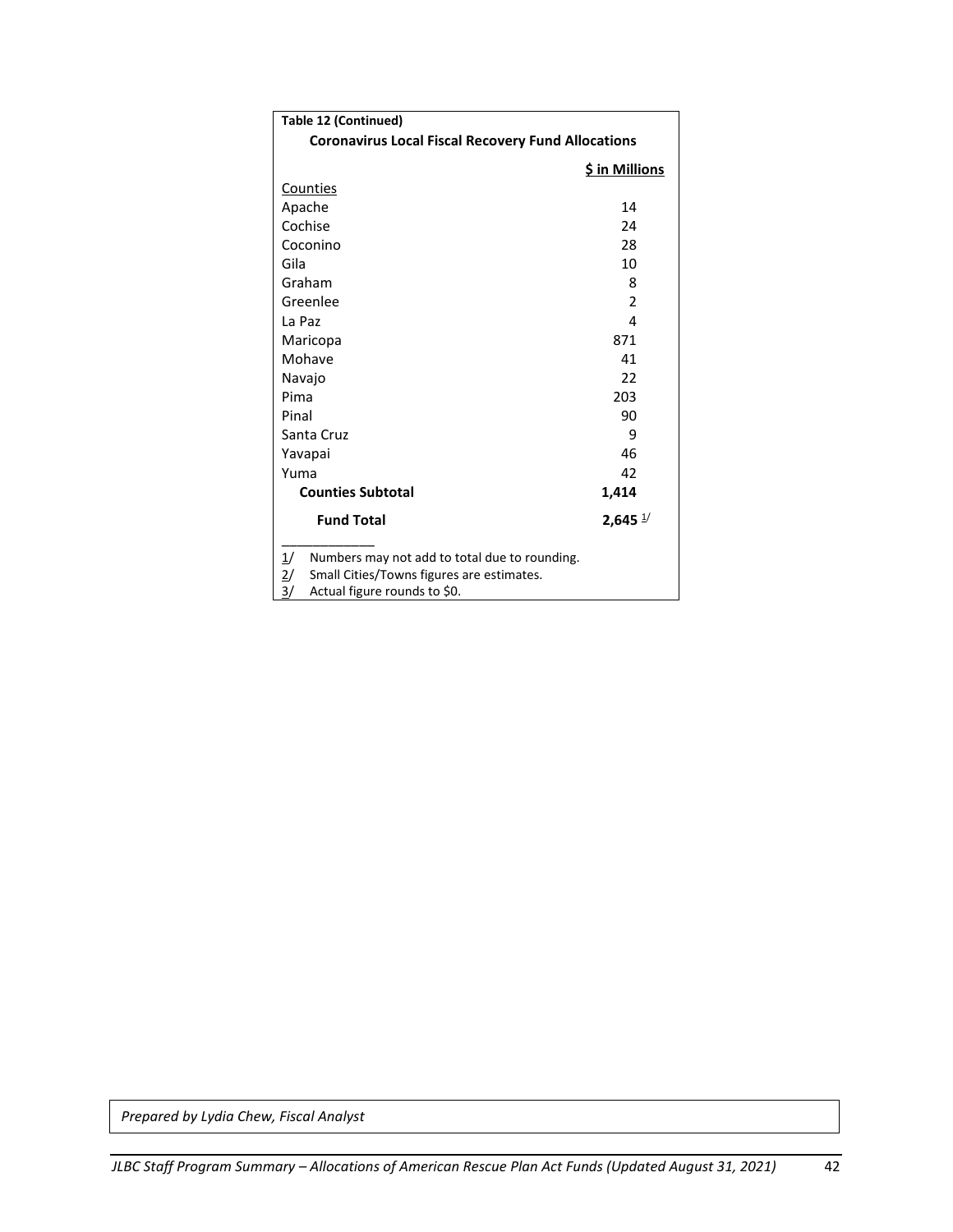**Table 12 (Continued)**

**Coronavirus Local Fiscal Recovery Fund Allocations**

| | $ in Millions |
|---|---|
| Counties | |
| Apache | 14 |
| Cochise | 24 |
| Coconino | 28 |
| Gila | 10 |
| Graham | 8 |
| Greenlee | 2 |
| La Paz | 4 |
| Maricopa | 871 |
| Mohave | 41 |
| Navajo | 22 |
| Pima | 203 |
| Pinal | 90 |
| Santa Cruz | 9 |
| Yavapai | 46 |
| Yuma | 42 |
| **Counties Subtotal** | **1,414** |
| **Fund Total** | **2,645** 1/ |

____________

1/ Numbers may not add to total due to rounding.
2/ Small Cities/Towns figures are estimates.
3/ Actual figure rounds to $0.

*Prepared by Lydia Chew, Fiscal Analyst*